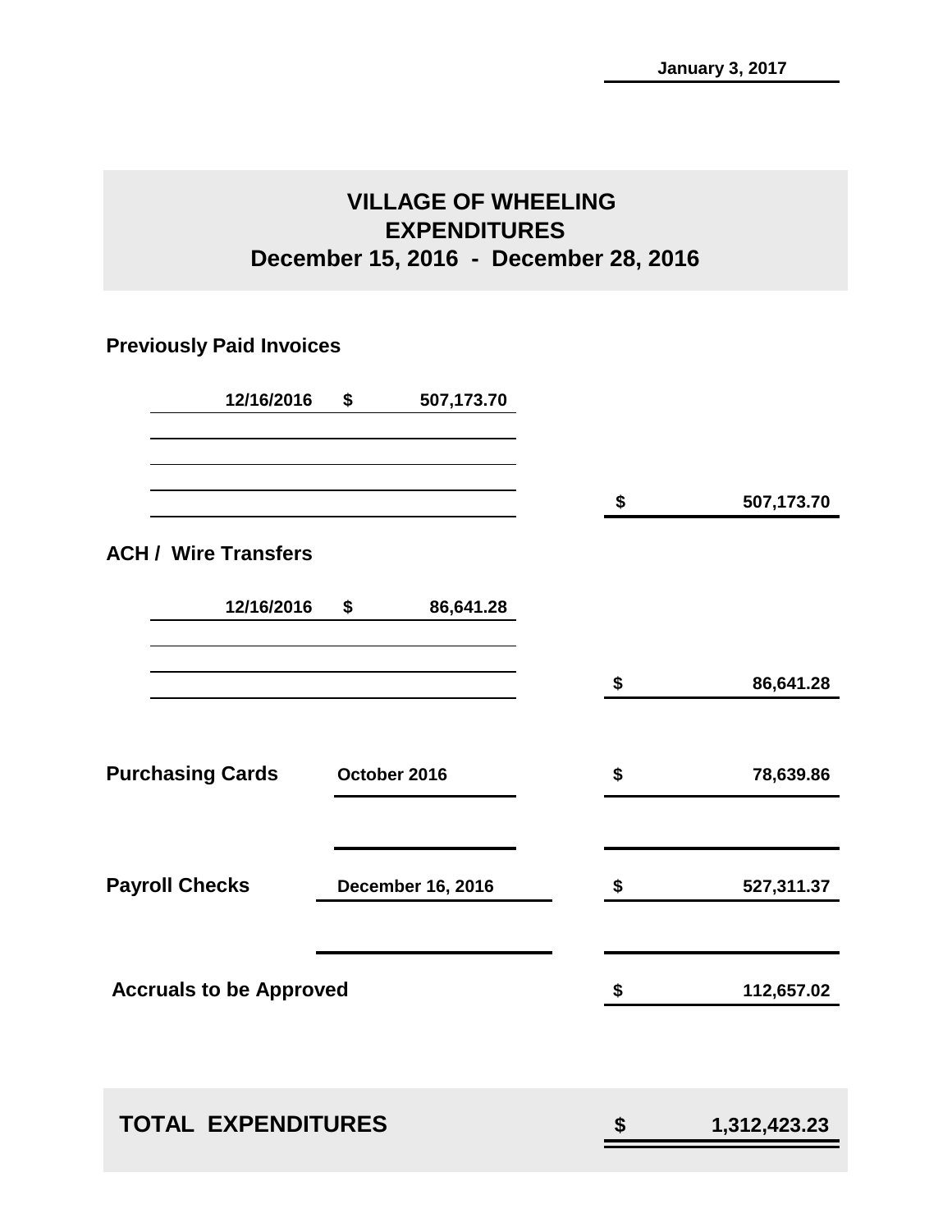January 3, 2017

# VILLAGE OF WHEELING
## EXPENDITURES
## December 15, 2016 - December 28, 2016

### Previously Paid Invoices

| Date | Amount | Total |
|---|---|---|
| 12/16/2016 | $ 507,173.70 | |
| | | $ 507,173.70 |

### ACH / Wire Transfers

| Date | Amount | Total |
|---|---|---|
| 12/16/2016 | $ 86,641.28 | |
| | | $ 86,641.28 |

| Category | Period | Amount |
|---|---|---|
| **Purchasing Cards** | October 2016 | $ 78,639.86 |
| **Payroll Checks** | December 16, 2016 | $ 527,311.37 |
| **Accruals to be Approved** | | $ 112,657.02 |

| **TOTAL EXPENDITURES** | **$ 1,312,423.23** |
|---|---|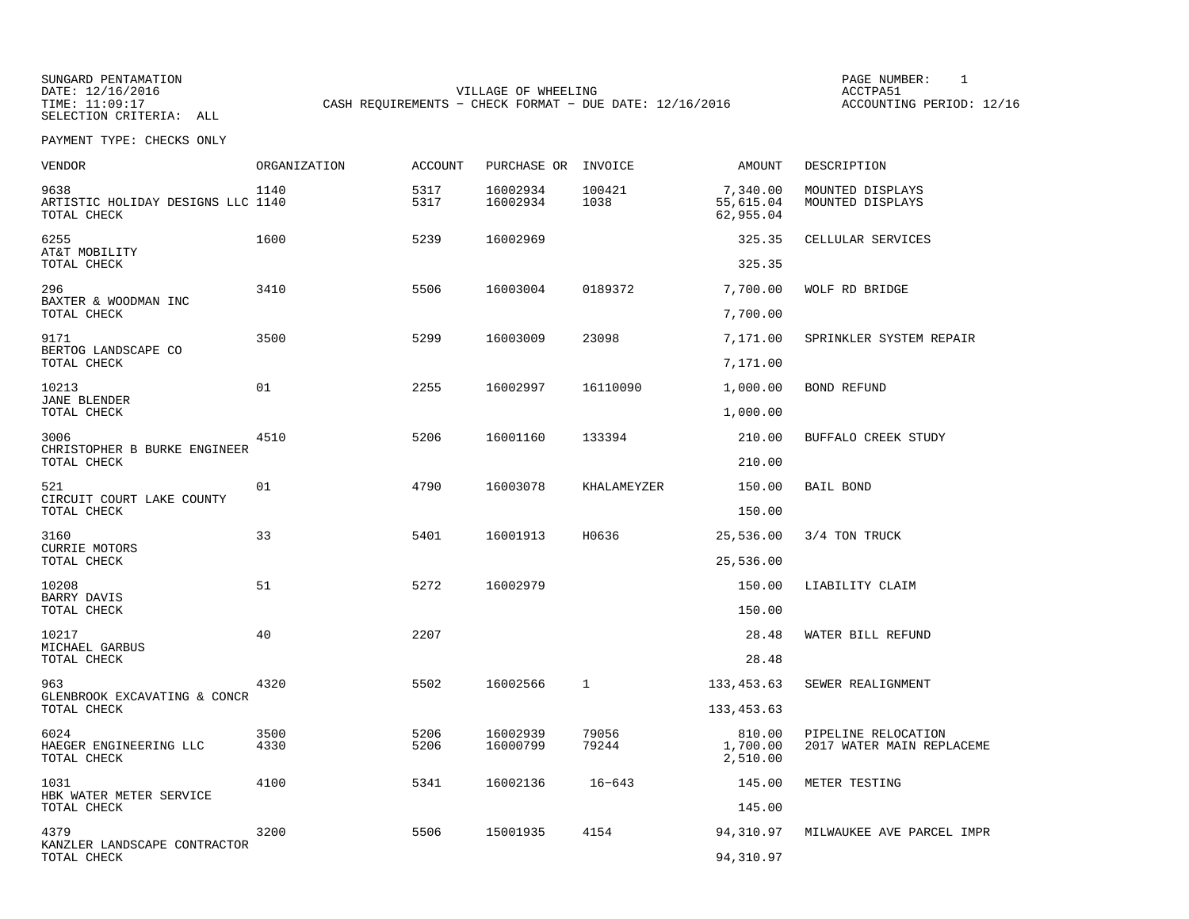SUNGARD PENTAMATION
DATE: 12/16/2016
TIME: 11:09:17
SELECTION CRITERIA: ALL

VILLAGE OF WHEELING
CASH REQUIREMENTS - CHECK FORMAT - DUE DATE: 12/16/2016

PAGE NUMBER: 1
ACCTPA51
ACCOUNTING PERIOD: 12/16

PAYMENT TYPE: CHECKS ONLY

| VENDOR | ORGANIZATION | ACCOUNT | PURCHASE OR | INVOICE | AMOUNT | DESCRIPTION |
|---|---|---|---|---|---|---|
| 9638 | 1140 | 5317 | 16002934 | 100421 | 7,340.00 | MOUNTED DISPLAYS |
| ARTISTIC HOLIDAY DESIGNS LLC | 1140 | 5317 | 16002934 | 1038 | 55,615.04 | MOUNTED DISPLAYS |
| TOTAL CHECK | | | | | 62,955.04 | |
| 6255 | 1600 | 5239 | 16002969 | | 325.35 | CELLULAR SERVICES |
| AT&T MOBILITY | | | | | | |
| TOTAL CHECK | | | | | 325.35 | |
| 296 | 3410 | 5506 | 16003004 | 0189372 | 7,700.00 | WOLF RD BRIDGE |
| BAXTER & WOODMAN INC | | | | | | |
| TOTAL CHECK | | | | | 7,700.00 | |
| 9171 | 3500 | 5299 | 16003009 | 23098 | 7,171.00 | SPRINKLER SYSTEM REPAIR |
| BERTOG LANDSCAPE CO | | | | | | |
| TOTAL CHECK | | | | | 7,171.00 | |
| 10213 | 01 | 2255 | 16002997 | 16110090 | 1,000.00 | BOND REFUND |
| JANE BLENDER | | | | | | |
| TOTAL CHECK | | | | | 1,000.00 | |
| 3006 | 4510 | 5206 | 16001160 | 133394 | 210.00 | BUFFALO CREEK STUDY |
| CHRISTOPHER B BURKE ENGINEER | | | | | | |
| TOTAL CHECK | | | | | 210.00 | |
| 521 | 01 | 4790 | 16003078 | KHALAMEYZER | 150.00 | BAIL BOND |
| CIRCUIT COURT LAKE COUNTY | | | | | | |
| TOTAL CHECK | | | | | 150.00 | |
| 3160 | 33 | 5401 | 16001913 | H0636 | 25,536.00 | 3/4 TON TRUCK |
| CURRIE MOTORS | | | | | | |
| TOTAL CHECK | | | | | 25,536.00 | |
| 10208 | 51 | 5272 | 16002979 | | 150.00 | LIABILITY CLAIM |
| BARRY DAVIS | | | | | | |
| TOTAL CHECK | | | | | 150.00 | |
| 10217 | 40 | 2207 | | | 28.48 | WATER BILL REFUND |
| MICHAEL GARBUS | | | | | | |
| TOTAL CHECK | | | | | 28.48 | |
| 963 | 4320 | 5502 | 16002566 | 1 | 133,453.63 | SEWER REALIGNMENT |
| GLENBROOK EXCAVATING & CONCR | | | | | | |
| TOTAL CHECK | | | | | 133,453.63 | |
| 6024 | 3500 | 5206 | 16002939 | 79056 | 810.00 | PIPELINE RELOCATION |
| HAEGER ENGINEERING LLC | 4330 | 5206 | 16000799 | 79244 | 1,700.00 | 2017 WATER MAIN REPLACEME |
| TOTAL CHECK | | | | | 2,510.00 | |
| 1031 | 4100 | 5341 | 16002136 | 16-643 | 145.00 | METER TESTING |
| HBK WATER METER SERVICE | | | | | | |
| TOTAL CHECK | | | | | 145.00 | |
| 4379 | 3200 | 5506 | 15001935 | 4154 | 94,310.97 | MILWAUKEE AVE PARCEL IMPR |
| KANZLER LANDSCAPE CONTRACTOR | | | | | | |
| TOTAL CHECK | | | | | 94,310.97 | |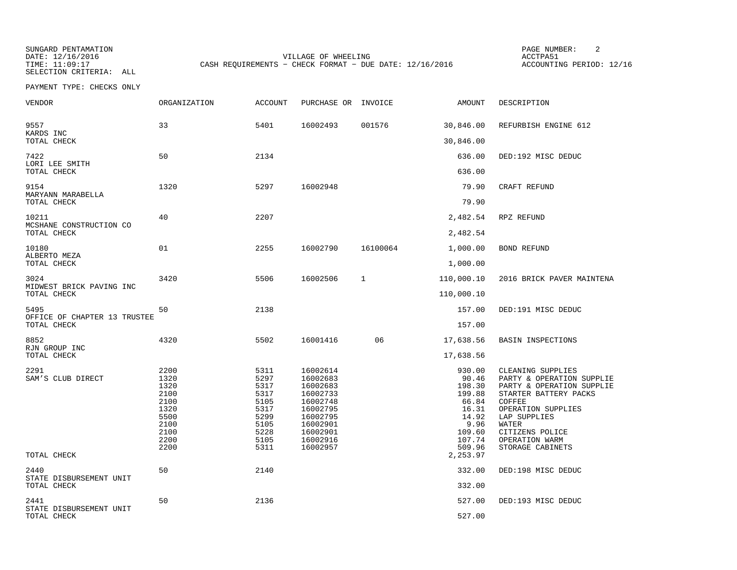SUNGARD PENTAMATION
DATE: 12/16/2016
TIME: 11:09:17
SELECTION CRITERIA: ALL

VILLAGE OF WHEELING
CASH REQUIREMENTS - CHECK FORMAT - DUE DATE: 12/16/2016

PAGE NUMBER: 2
ACCTPA51
ACCOUNTING PERIOD: 12/16

PAYMENT TYPE: CHECKS ONLY

| VENDOR | ORGANIZATION | ACCOUNT | PURCHASE OR | INVOICE | AMOUNT | DESCRIPTION |
|---|---|---|---|---|---|---|
| 9557 | 33 | 5401 | 16002493 | 001576 | 30,846.00 | REFURBISH ENGINE 612 |
| KARDS INC | | | | | | |
| TOTAL CHECK | | | | | 30,846.00 | |
| 7422 | 50 | 2134 | | | 636.00 | DED:192 MISC DEDUC |
| LORI LEE SMITH | | | | | | |
| TOTAL CHECK | | | | | 636.00 | |
| 9154 | 1320 | 5297 | 16002948 | | 79.90 | CRAFT REFUND |
| MARYANN MARABELLA | | | | | | |
| TOTAL CHECK | | | | | 79.90 | |
| 10211 | 40 | 2207 | | | 2,482.54 | RPZ REFUND |
| MCSHANE CONSTRUCTION CO | | | | | | |
| TOTAL CHECK | | | | | 2,482.54 | |
| 10180 | 01 | 2255 | 16002790 | 16100064 | 1,000.00 | BOND REFUND |
| ALBERTO MEZA | | | | | | |
| TOTAL CHECK | | | | | 1,000.00 | |
| 3024 | 3420 | 5506 | 16002506 | 1 | 110,000.10 | 2016 BRICK PAVER MAINTENA |
| MIDWEST BRICK PAVING INC | | | | | | |
| TOTAL CHECK | | | | | 110,000.10 | |
| 5495 | 50 | 2138 | | | 157.00 | DED:191 MISC DEDUC |
| OFFICE OF CHAPTER 13 TRUSTEE | | | | | | |
| TOTAL CHECK | | | | | 157.00 | |
| 8852 | 4320 | 5502 | 16001416 | 06 | 17,638.56 | BASIN INSPECTIONS |
| RJN GROUP INC | | | | | | |
| TOTAL CHECK | | | | | 17,638.56 | |
| 2291 | 2200 | 5311 | 16002614 | | 930.00 | CLEANING SUPPLIES |
| SAM'S CLUB DIRECT | 1320 | 5297 | 16002683 | | 90.46 | PARTY & OPERATION SUPPLIE |
| | 1320 | 5317 | 16002683 | | 198.30 | PARTY & OPERATION SUPPLIE |
| | 2100 | 5317 | 16002733 | | 199.88 | STARTER BATTERY PACKS |
| | 2100 | 5105 | 16002748 | | 66.84 | COFFEE |
| | 1320 | 5317 | 16002795 | | 16.31 | OPERATION SUPPLIES |
| | 5500 | 5299 | 16002795 | | 14.92 | LAP SUPPLIES |
| | 2100 | 5105 | 16002901 | | 9.96 | WATER |
| | 2100 | 5228 | 16002901 | | 109.60 | CITIZENS POLICE |
| | 2200 | 5105 | 16002916 | | 107.74 | OPERATION WARM |
| | 2200 | 5311 | 16002957 | | 509.96 | STORAGE CABINETS |
| TOTAL CHECK | | | | | 2,253.97 | |
| 2440 | 50 | 2140 | | | 332.00 | DED:198 MISC DEDUC |
| STATE DISBURSEMENT UNIT | | | | | | |
| TOTAL CHECK | | | | | 332.00 | |
| 2441 | 50 | 2136 | | | 527.00 | DED:193 MISC DEDUC |
| STATE DISBURSEMENT UNIT | | | | | | |
| TOTAL CHECK | | | | | 527.00 | |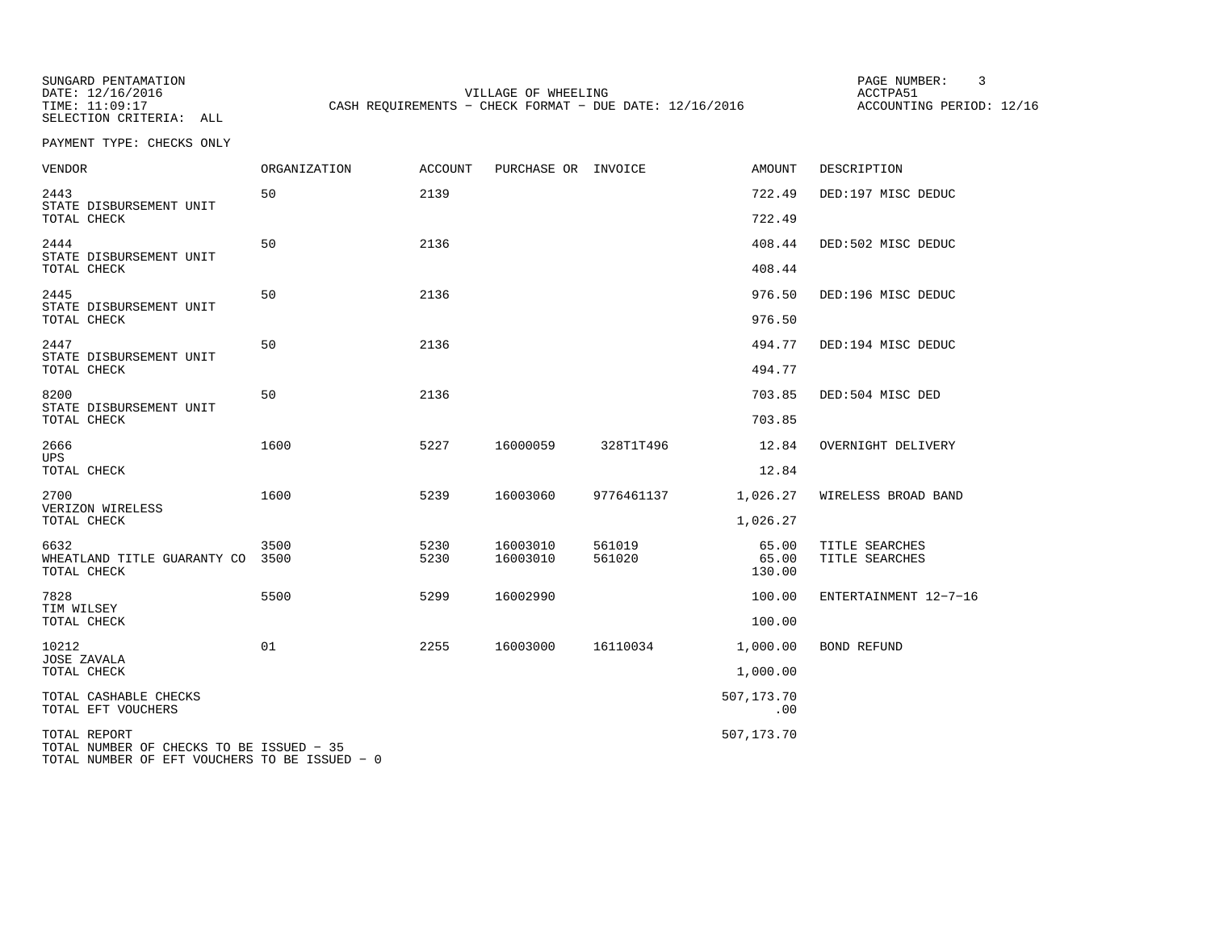SUNGARD PENTAMATION
DATE: 12/16/2016
TIME: 11:09:17
SELECTION CRITERIA: ALL

VILLAGE OF WHEELING
CASH REQUIREMENTS - CHECK FORMAT - DUE DATE: 12/16/2016

ACCTPA51
ACCOUNTING PERIOD: 12/16

PAYMENT TYPE: CHECKS ONLY

| VENDOR | ORGANIZATION | ACCOUNT | PURCHASE OR | INVOICE | AMOUNT | DESCRIPTION |
|---|---|---|---|---|---|---|
| 2443 | 50 | 2139 | | | 722.49 | DED:197 MISC DEDUC |
| STATE DISBURSEMENT UNIT | | | | | | |
| TOTAL CHECK | | | | | 722.49 | |
| 2444 | 50 | 2136 | | | 408.44 | DED:502 MISC DEDUC |
| STATE DISBURSEMENT UNIT | | | | | | |
| TOTAL CHECK | | | | | 408.44 | |
| 2445 | 50 | 2136 | | | 976.50 | DED:196 MISC DEDUC |
| STATE DISBURSEMENT UNIT | | | | | | |
| TOTAL CHECK | | | | | 976.50 | |
| 2447 | 50 | 2136 | | | 494.77 | DED:194 MISC DEDUC |
| STATE DISBURSEMENT UNIT | | | | | | |
| TOTAL CHECK | | | | | 494.77 | |
| 8200 | 50 | 2136 | | | 703.85 | DED:504 MISC DED |
| STATE DISBURSEMENT UNIT | | | | | | |
| TOTAL CHECK | | | | | 703.85 | |
| 2666 | 1600 | 5227 | 16000059 | 328T1T496 | 12.84 | OVERNIGHT DELIVERY |
| UPS | | | | | | |
| TOTAL CHECK | | | | | 12.84 | |
| 2700 | 1600 | 5239 | 16003060 | 9776461137 | 1,026.27 | WIRELESS BROAD BAND |
| VERIZON WIRELESS | | | | | | |
| TOTAL CHECK | | | | | 1,026.27 | |
| 6632 | 3500 | 5230 | 16003010 | 561019 | 65.00 | TITLE SEARCHES |
| WHEATLAND TITLE GUARANTY CO | 3500 | 5230 | 16003010 | 561020 | 65.00 | TITLE SEARCHES |
| TOTAL CHECK | | | | | 130.00 | |
| 7828 | 5500 | 5299 | 16002990 | | 100.00 | ENTERTAINMENT 12-7-16 |
| TIM WILSEY | | | | | | |
| TOTAL CHECK | | | | | 100.00 | |
| 10212 | 01 | 2255 | 16003000 | 16110034 | 1,000.00 | BOND REFUND |
| JOSE ZAVALA | | | | | | |
| TOTAL CHECK | | | | | 1,000.00 | |
| TOTAL CASHABLE CHECKS | | | | | 507,173.70 | |
| TOTAL EFT VOUCHERS | | | | | .00 | |
| TOTAL REPORT | | | | | 507,173.70 | |

TOTAL NUMBER OF CHECKS TO BE ISSUED - 35
TOTAL NUMBER OF EFT VOUCHERS TO BE ISSUED - 0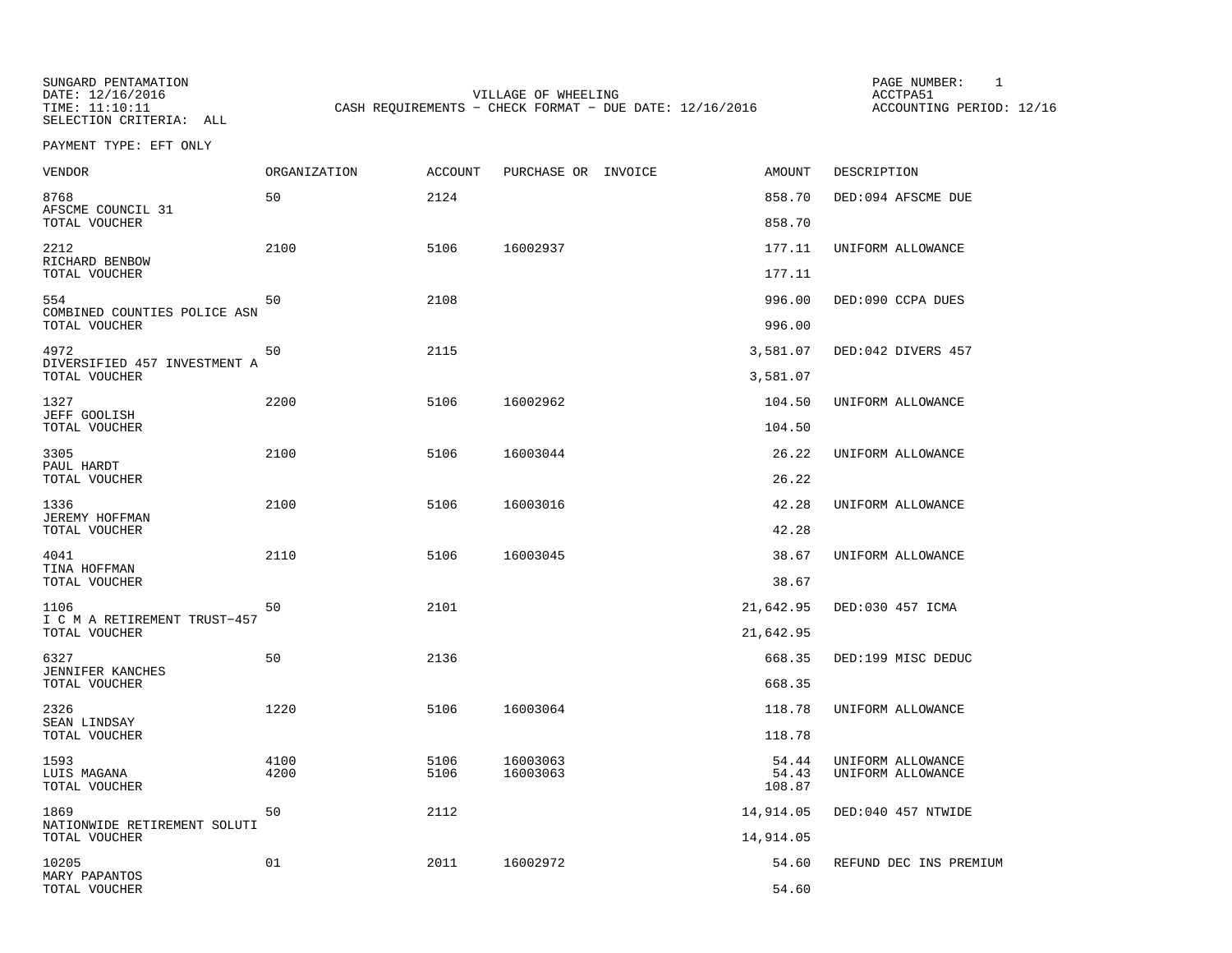SUNGARD PENTAMATION
DATE: 12/16/2016
TIME: 11:10:11
SELECTION CRITERIA: ALL

VILLAGE OF WHEELING
CASH REQUIREMENTS - CHECK FORMAT - DUE DATE: 12/16/2016

PAGE NUMBER: 1
ACCTPA51
ACCOUNTING PERIOD: 12/16

PAYMENT TYPE: EFT ONLY

| VENDOR | ORGANIZATION | ACCOUNT | PURCHASE OR | INVOICE | AMOUNT | DESCRIPTION |
|---|---|---|---|---|---|---|
| 8768 AFSCME COUNCIL 31 | 50 | 2124 | | | 858.70 | DED:094 AFSCME DUE |
| TOTAL VOUCHER | | | | | 858.70 | |
| 2212 RICHARD BENBOW | 2100 | 5106 | 16002937 | | 177.11 | UNIFORM ALLOWANCE |
| TOTAL VOUCHER | | | | | 177.11 | |
| 554 COMBINED COUNTIES POLICE ASN | 50 | 2108 | | | 996.00 | DED:090 CCPA DUES |
| TOTAL VOUCHER | | | | | 996.00 | |
| 4972 DIVERSIFIED 457 INVESTMENT A | 50 | 2115 | | | 3,581.07 | DED:042 DIVERS 457 |
| TOTAL VOUCHER | | | | | 3,581.07 | |
| 1327 JEFF GOOLISH | 2200 | 5106 | 16002962 | | 104.50 | UNIFORM ALLOWANCE |
| TOTAL VOUCHER | | | | | 104.50 | |
| 3305 PAUL HARDT | 2100 | 5106 | 16003044 | | 26.22 | UNIFORM ALLOWANCE |
| TOTAL VOUCHER | | | | | 26.22 | |
| 1336 JEREMY HOFFMAN | 2100 | 5106 | 16003016 | | 42.28 | UNIFORM ALLOWANCE |
| TOTAL VOUCHER | | | | | 42.28 | |
| 4041 TINA HOFFMAN | 2110 | 5106 | 16003045 | | 38.67 | UNIFORM ALLOWANCE |
| TOTAL VOUCHER | | | | | 38.67 | |
| 1106 I C M A RETIREMENT TRUST-457 | 50 | 2101 | | | 21,642.95 | DED:030 457 ICMA |
| TOTAL VOUCHER | | | | | 21,642.95 | |
| 6327 JENNIFER KANCHES | 50 | 2136 | | | 668.35 | DED:199 MISC DEDUC |
| TOTAL VOUCHER | | | | | 668.35 | |
| 2326 SEAN LINDSAY | 1220 | 5106 | 16003064 | | 118.78 | UNIFORM ALLOWANCE |
| TOTAL VOUCHER | | | | | 118.78 | |
| 1593 LUIS MAGANA | 4100 | 5106 | 16003063 | | 54.44 | UNIFORM ALLOWANCE |
| | 4200 | 5106 | 16003063 | | 54.43 | UNIFORM ALLOWANCE |
| TOTAL VOUCHER | | | | | 108.87 | |
| 1869 NATIONWIDE RETIREMENT SOLUTI | 50 | 2112 | | | 14,914.05 | DED:040 457 NTWIDE |
| TOTAL VOUCHER | | | | | 14,914.05 | |
| 10205 MARY PAPANTOS | 01 | 2011 | 16002972 | | 54.60 | REFUND DEC INS PREMIUM |
| TOTAL VOUCHER | | | | | 54.60 | |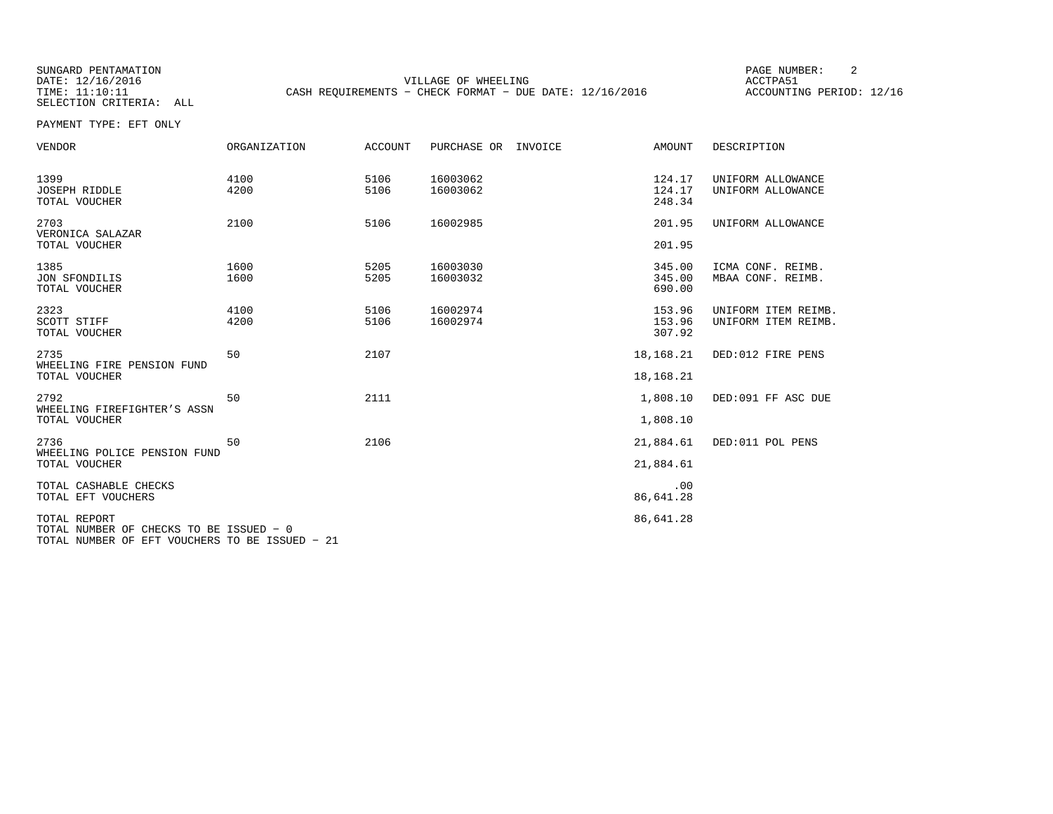SUNGARD PENTAMATION
DATE: 12/16/2016
TIME: 11:10:11
SELECTION CRITERIA: ALL

VILLAGE OF WHEELING
CASH REQUIREMENTS - CHECK FORMAT - DUE DATE: 12/16/2016

ACCTPA51
ACCOUNTING PERIOD: 12/16

PAYMENT TYPE: EFT ONLY

| VENDOR | ORGANIZATION | ACCOUNT | PURCHASE OR | INVOICE | AMOUNT | DESCRIPTION |
|---|---|---|---|---|---|---|
| 1399 | 4100 | 5106 | 16003062 | | 124.17 | UNIFORM ALLOWANCE |
| JOSEPH RIDDLE | 4200 | 5106 | 16003062 | | 124.17 | UNIFORM ALLOWANCE |
| TOTAL VOUCHER | | | | | 248.34 | |
| 2703 | 2100 | 5106 | 16002985 | | 201.95 | UNIFORM ALLOWANCE |
| VERONICA SALAZAR | | | | | | |
| TOTAL VOUCHER | | | | | 201.95 | |
| 1385 | 1600 | 5205 | 16003030 | | 345.00 | ICMA CONF. REIMB. |
| JON SFONDILIS | 1600 | 5205 | 16003032 | | 345.00 | MBAA CONF. REIMB. |
| TOTAL VOUCHER | | | | | 690.00 | |
| 2323 | 4100 | 5106 | 16002974 | | 153.96 | UNIFORM ITEM REIMB. |
| SCOTT STIFF | 4200 | 5106 | 16002974 | | 153.96 | UNIFORM ITEM REIMB. |
| TOTAL VOUCHER | | | | | 307.92 | |
| 2735 | 50 | 2107 | | | 18,168.21 | DED:012 FIRE PENS |
| WHEELING FIRE PENSION FUND | | | | | | |
| TOTAL VOUCHER | | | | | 18,168.21 | |
| 2792 | 50 | 2111 | | | 1,808.10 | DED:091 FF ASC DUE |
| WHEELING FIREFIGHTER'S ASSN | | | | | | |
| TOTAL VOUCHER | | | | | 1,808.10 | |
| 2736 | 50 | 2106 | | | 21,884.61 | DED:011 POL PENS |
| WHEELING POLICE PENSION FUND | | | | | | |
| TOTAL VOUCHER | | | | | 21,884.61 | |
| TOTAL CASHABLE CHECKS | | | | | .00 | |
| TOTAL EFT VOUCHERS | | | | | 86,641.28 | |
| TOTAL REPORT | | | | | 86,641.28 | |

TOTAL NUMBER OF CHECKS TO BE ISSUED - 0
TOTAL NUMBER OF EFT VOUCHERS TO BE ISSUED - 21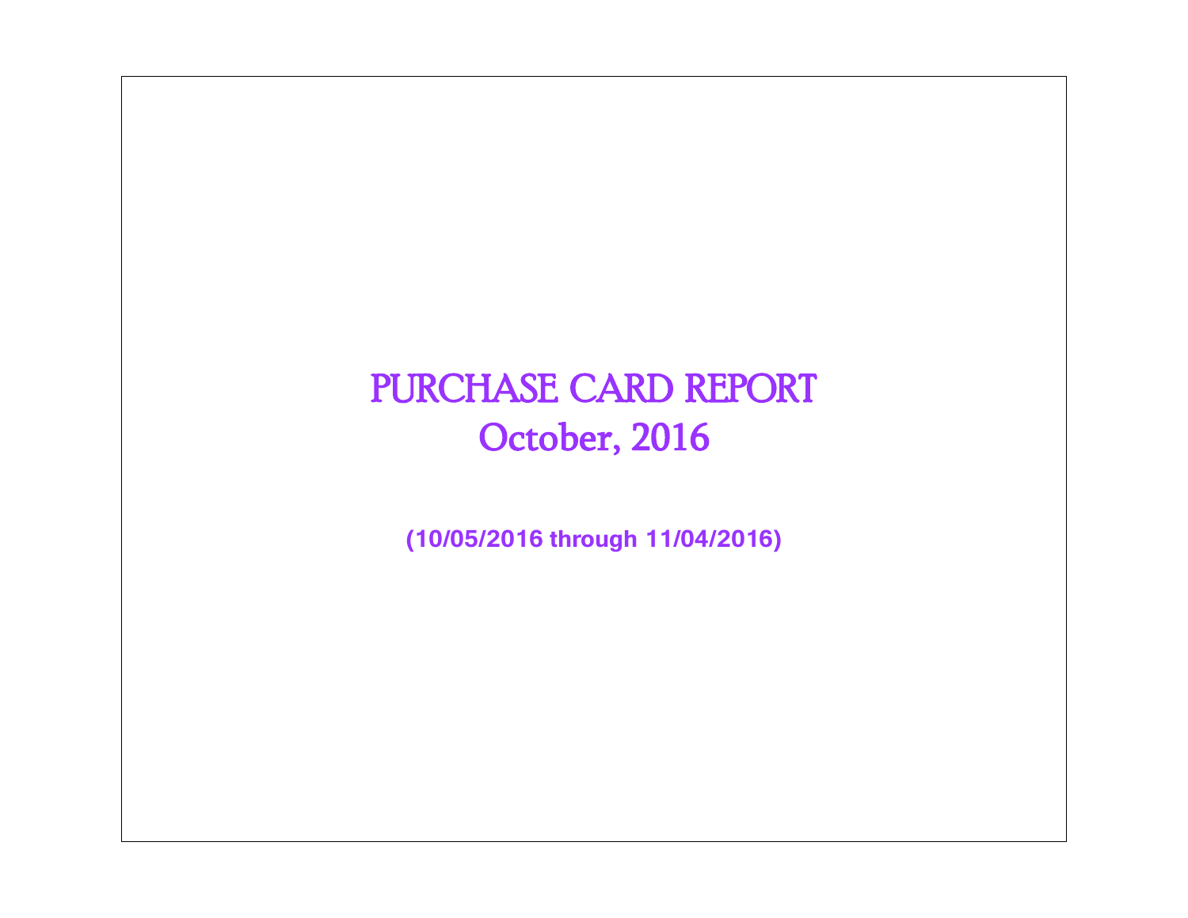# PURCHASE CARD REPORT
## October, 2016

**(10/05/2016 through 11/04/2016)**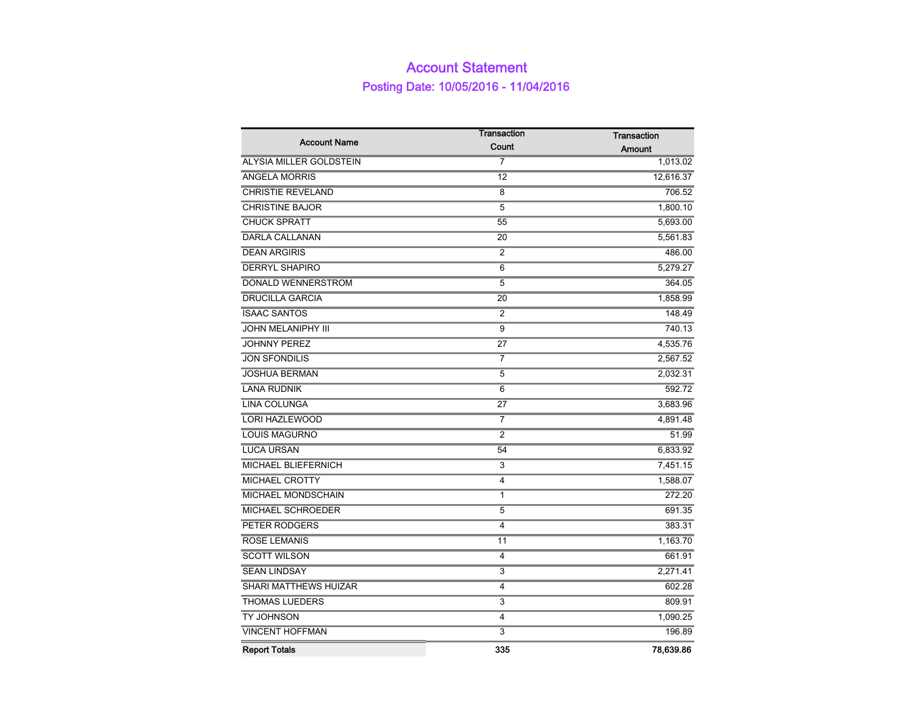# Account Statement

## Posting Date: 10/05/2016 - 11/04/2016

| Account Name | Transaction Count | Transaction Amount |
|---|---|---|
| ALYSIA MILLER GOLDSTEIN | 7 | 1,013.02 |
| ANGELA MORRIS | 12 | 12,616.37 |
| CHRISTIE REVELAND | 8 | 706.52 |
| CHRISTINE BAJOR | 5 | 1,800.10 |
| CHUCK SPRATT | 55 | 5,693.00 |
| DARLA CALLANAN | 20 | 5,561.83 |
| DEAN ARGIRIS | 2 | 486.00 |
| DERRYL SHAPIRO | 6 | 5,279.27 |
| DONALD WENNERSTROM | 5 | 364.05 |
| DRUCILLA GARCIA | 20 | 1,858.99 |
| ISAAC SANTOS | 2 | 148.49 |
| JOHN MELANIPHY III | 9 | 740.13 |
| JOHNNY PEREZ | 27 | 4,535.76 |
| JON SFONDILIS | 7 | 2,567.52 |
| JOSHUA BERMAN | 5 | 2,032.31 |
| LANA RUDNIK | 6 | 592.72 |
| LINA COLUNGA | 27 | 3,683.96 |
| LORI HAZLEWOOD | 7 | 4,891.48 |
| LOUIS MAGURNO | 2 | 51.99 |
| LUCA URSAN | 54 | 6,833.92 |
| MICHAEL BLIEFERNICH | 3 | 7,451.15 |
| MICHAEL CROTTY | 4 | 1,588.07 |
| MICHAEL MONDSCHAIN | 1 | 272.20 |
| MICHAEL SCHROEDER | 5 | 691.35 |
| PETER RODGERS | 4 | 383.31 |
| ROSE LEMANIS | 11 | 1,163.70 |
| SCOTT WILSON | 4 | 661.91 |
| SEAN LINDSAY | 3 | 2,271.41 |
| SHARI MATTHEWS HUIZAR | 4 | 602.28 |
| THOMAS LUEDERS | 3 | 809.91 |
| TY JOHNSON | 4 | 1,090.25 |
| VINCENT HOFFMAN | 3 | 196.89 |
| **Report Totals** | **335** | **78,639.86** |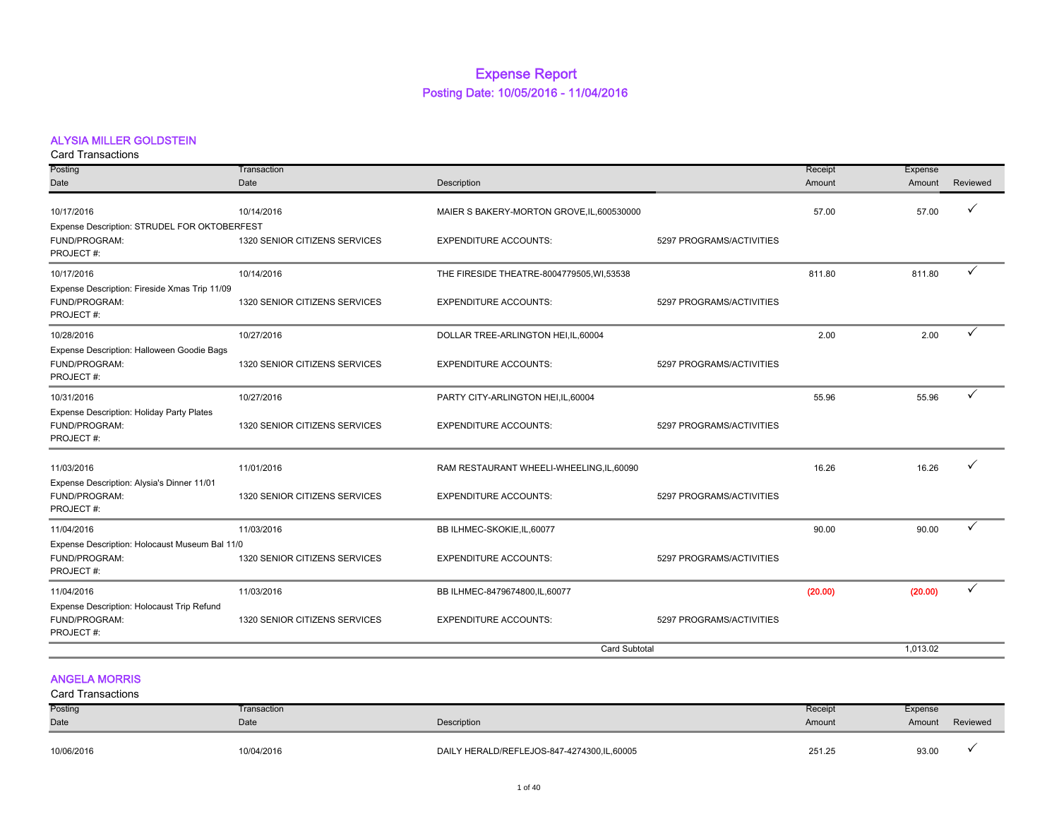# Expense Report

## Posting Date: 10/05/2016 - 11/04/2016

### ALYSIA MILLER GOLDSTEIN

Card Transactions

| Posting Date | Transaction Date | Description | | Receipt Amount | Expense Amount | Reviewed |
|---|---|---|---|---|---|---|
| 10/17/2016 | 10/14/2016 | MAIER S BAKERY-MORTON GROVE,IL,600530000 | | 57.00 | 57.00 | ✓ |
| Expense Description: STRUDEL FOR OKTOBERFEST | | | | | | |
| FUND/PROGRAM: | 1320 SENIOR CITIZENS SERVICES | EXPENDITURE ACCOUNTS: | 5297 PROGRAMS/ACTIVITIES | | | |
| PROJECT #: | | | | | | |
| 10/17/2016 | 10/14/2016 | THE FIRESIDE THEATRE-8004779505,WI,53538 | | 811.80 | 811.80 | ✓ |
| Expense Description: Fireside Xmas Trip 11/09 | | | | | | |
| FUND/PROGRAM: | 1320 SENIOR CITIZENS SERVICES | EXPENDITURE ACCOUNTS: | 5297 PROGRAMS/ACTIVITIES | | | |
| PROJECT #: | | | | | | |
| 10/28/2016 | 10/27/2016 | DOLLAR TREE-ARLINGTON HEI,IL,60004 | | 2.00 | 2.00 | ✓ |
| Expense Description: Halloween Goodie Bags | | | | | | |
| FUND/PROGRAM: | 1320 SENIOR CITIZENS SERVICES | EXPENDITURE ACCOUNTS: | 5297 PROGRAMS/ACTIVITIES | | | |
| PROJECT #: | | | | | | |
| 10/31/2016 | 10/27/2016 | PARTY CITY-ARLINGTON HEI,IL,60004 | | 55.96 | 55.96 | ✓ |
| Expense Description: Holiday Party Plates | | | | | | |
| FUND/PROGRAM: | 1320 SENIOR CITIZENS SERVICES | EXPENDITURE ACCOUNTS: | 5297 PROGRAMS/ACTIVITIES | | | |
| PROJECT #: | | | | | | |
| 11/03/2016 | 11/01/2016 | RAM RESTAURANT WHEELI-WHEELING,IL,60090 | | 16.26 | 16.26 | ✓ |
| Expense Description: Alysia's Dinner 11/01 | | | | | | |
| FUND/PROGRAM: | 1320 SENIOR CITIZENS SERVICES | EXPENDITURE ACCOUNTS: | 5297 PROGRAMS/ACTIVITIES | | | |
| PROJECT #: | | | | | | |
| 11/04/2016 | 11/03/2016 | BB ILHMEC-SKOKIE,IL,60077 | | 90.00 | 90.00 | ✓ |
| Expense Description: Holocaust Museum Bal 11/0 | | | | | | |
| FUND/PROGRAM: | 1320 SENIOR CITIZENS SERVICES | EXPENDITURE ACCOUNTS: | 5297 PROGRAMS/ACTIVITIES | | | |
| PROJECT #: | | | | | | |
| 11/04/2016 | 11/03/2016 | BB ILHMEC-8479674800,IL,60077 | | (20.00) | (20.00) | ✓ |
| Expense Description: Holocaust Trip Refund | | | | | | |
| FUND/PROGRAM: | 1320 SENIOR CITIZENS SERVICES | EXPENDITURE ACCOUNTS: | 5297 PROGRAMS/ACTIVITIES | | | |
| PROJECT #: | | | | | | |
| | | | Card Subtotal | | 1,013.02 | |

### ANGELA MORRIS

Card Transactions

| Posting Date | Transaction Date | Description | | Receipt Amount | Expense Amount | Reviewed |
|---|---|---|---|---|---|---|
| 10/06/2016 | 10/04/2016 | DAILY HERALD/REFLEJOS-847-4274300,IL,60005 | | 251.25 | 93.00 | ✓ |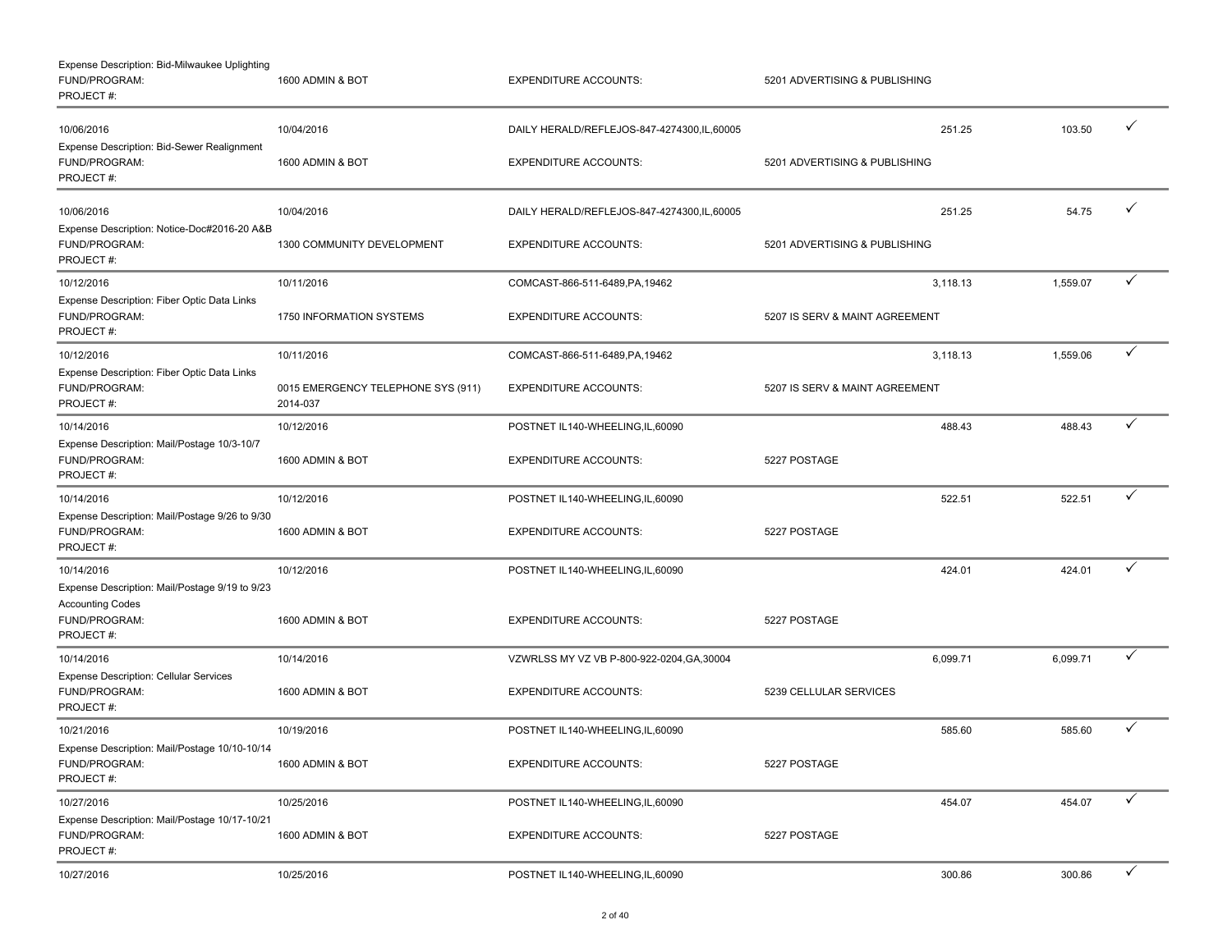Expense Description: Bid-Milwaukee Uplighting
FUND/PROGRAM: 1600 ADMIN & BOT | EXPENDITURE ACCOUNTS: 5201 ADVERTISING & PUBLISHING
PROJECT #:

| | | | | | |
|---|---|---|---|---|---|
| 10/06/2016 | 10/04/2016 | DAILY HERALD/REFLEJOS-847-4274300,IL,60005 | 251.25 | 103.50 | ✓ |

Expense Description: Bid-Sewer Realignment
FUND/PROGRAM: 1600 ADMIN & BOT | EXPENDITURE ACCOUNTS: 5201 ADVERTISING & PUBLISHING
PROJECT #:

| | | | | | |
|---|---|---|---|---|---|
| 10/06/2016 | 10/04/2016 | DAILY HERALD/REFLEJOS-847-4274300,IL,60005 | 251.25 | 54.75 | ✓ |

Expense Description: Notice-Doc#2016-20 A&B
FUND/PROGRAM: 1300 COMMUNITY DEVELOPMENT | EXPENDITURE ACCOUNTS: 5201 ADVERTISING & PUBLISHING
PROJECT #:

| | | | | | |
|---|---|---|---|---|---|
| 10/12/2016 | 10/11/2016 | COMCAST-866-511-6489,PA,19462 | 3,118.13 | 1,559.07 | ✓ |

Expense Description: Fiber Optic Data Links
FUND/PROGRAM: 1750 INFORMATION SYSTEMS | EXPENDITURE ACCOUNTS: 5207 IS SERV & MAINT AGREEMENT
PROJECT #:

| | | | | | |
|---|---|---|---|---|---|
| 10/12/2016 | 10/11/2016 | COMCAST-866-511-6489,PA,19462 | 3,118.13 | 1,559.06 | ✓ |

Expense Description: Fiber Optic Data Links
FUND/PROGRAM: 0015 EMERGENCY TELEPHONE SYS (911) | EXPENDITURE ACCOUNTS: 5207 IS SERV & MAINT AGREEMENT
PROJECT #: 2014-037

| | | | | | |
|---|---|---|---|---|---|
| 10/14/2016 | 10/12/2016 | POSTNET IL140-WHEELING,IL,60090 | 488.43 | 488.43 | ✓ |

Expense Description: Mail/Postage 10/3-10/7
FUND/PROGRAM: 1600 ADMIN & BOT | EXPENDITURE ACCOUNTS: 5227 POSTAGE
PROJECT #:

| | | | | | |
|---|---|---|---|---|---|
| 10/14/2016 | 10/12/2016 | POSTNET IL140-WHEELING,IL,60090 | 522.51 | 522.51 | ✓ |

Expense Description: Mail/Postage 9/26 to 9/30
FUND/PROGRAM: 1600 ADMIN & BOT | EXPENDITURE ACCOUNTS: 5227 POSTAGE
PROJECT #:

| | | | | | |
|---|---|---|---|---|---|
| 10/14/2016 | 10/12/2016 | POSTNET IL140-WHEELING,IL,60090 | 424.01 | 424.01 | ✓ |

Expense Description: Mail/Postage 9/19 to 9/23
Accounting Codes
FUND/PROGRAM: 1600 ADMIN & BOT | EXPENDITURE ACCOUNTS: 5227 POSTAGE
PROJECT #:

| | | | | | |
|---|---|---|---|---|---|
| 10/14/2016 | 10/14/2016 | VZWRLSS MY VZ VB P-800-922-0204,GA,30004 | 6,099.71 | 6,099.71 | ✓ |

Expense Description: Cellular Services
FUND/PROGRAM: 1600 ADMIN & BOT | EXPENDITURE ACCOUNTS: 5239 CELLULAR SERVICES
PROJECT #:

| | | | | | |
|---|---|---|---|---|---|
| 10/21/2016 | 10/19/2016 | POSTNET IL140-WHEELING,IL,60090 | 585.60 | 585.60 | ✓ |

Expense Description: Mail/Postage 10/10-10/14
FUND/PROGRAM: 1600 ADMIN & BOT | EXPENDITURE ACCOUNTS: 5227 POSTAGE
PROJECT #:

| | | | | | |
|---|---|---|---|---|---|
| 10/27/2016 | 10/25/2016 | POSTNET IL140-WHEELING,IL,60090 | 454.07 | 454.07 | ✓ |

Expense Description: Mail/Postage 10/17-10/21
FUND/PROGRAM: 1600 ADMIN & BOT | EXPENDITURE ACCOUNTS: 5227 POSTAGE
PROJECT #:

| | | | | | |
|---|---|---|---|---|---|
| 10/27/2016 | 10/25/2016 | POSTNET IL140-WHEELING,IL,60090 | 300.86 | 300.86 | ✓ |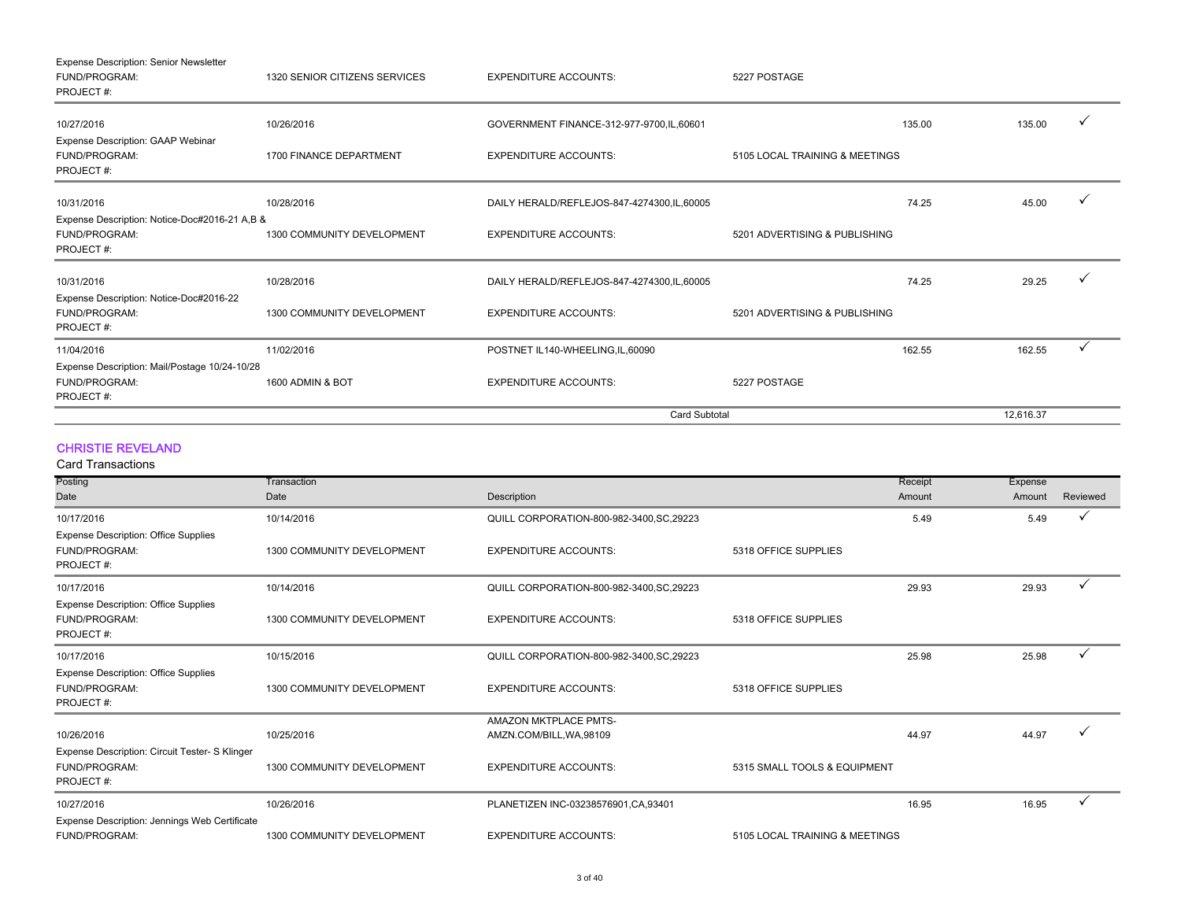| Posting Date | Transaction Date | Description | | Receipt Amount | Expense Amount | Reviewed |
|---|---|---|---|---|---|---|
| Expense Description: Senior Newsletter | | | | | | |
| FUND/PROGRAM: | 1320 SENIOR CITIZENS SERVICES | EXPENDITURE ACCOUNTS: | 5227 POSTAGE | | | |
| PROJECT #: | | | | | | |
| 10/27/2016 | 10/26/2016 | GOVERNMENT FINANCE-312-977-9700,IL,60601 | | 135.00 | 135.00 | ✓ |
| Expense Description: GAAP Webinar | | | | | | |
| FUND/PROGRAM: | 1700 FINANCE DEPARTMENT | EXPENDITURE ACCOUNTS: | 5105 LOCAL TRAINING & MEETINGS | | | |
| PROJECT #: | | | | | | |
| 10/31/2016 | 10/28/2016 | DAILY HERALD/REFLEJOS-847-4274300,IL,60005 | | 74.25 | 45.00 | ✓ |
| Expense Description: Notice-Doc#2016-21 A,B & | | | | | | |
| FUND/PROGRAM: | 1300 COMMUNITY DEVELOPMENT | EXPENDITURE ACCOUNTS: | 5201 ADVERTISING & PUBLISHING | | | |
| PROJECT #: | | | | | | |
| 10/31/2016 | 10/28/2016 | DAILY HERALD/REFLEJOS-847-4274300,IL,60005 | | 74.25 | 29.25 | ✓ |
| Expense Description: Notice-Doc#2016-22 | | | | | | |
| FUND/PROGRAM: | 1300 COMMUNITY DEVELOPMENT | EXPENDITURE ACCOUNTS: | 5201 ADVERTISING & PUBLISHING | | | |
| PROJECT #: | | | | | | |
| 11/04/2016 | 11/02/2016 | POSTNET IL140-WHEELING,IL,60090 | | 162.55 | 162.55 | ✓ |
| Expense Description: Mail/Postage 10/24-10/28 | | | | | | |
| FUND/PROGRAM: | 1600 ADMIN & BOT | EXPENDITURE ACCOUNTS: | 5227 POSTAGE | | | |
| PROJECT #: | | | | | | |
| | | Card Subtotal | | | 12,616.37 | |

## CHRISTIE REVELAND

Card Transactions

| Posting Date | Transaction Date | Description | | Receipt Amount | Expense Amount | Reviewed |
|---|---|---|---|---|---|---|
| 10/17/2016 | 10/14/2016 | QUILL CORPORATION-800-982-3400,SC,29223 | | 5.49 | 5.49 | ✓ |
| Expense Description: Office Supplies | | | | | | |
| FUND/PROGRAM: | 1300 COMMUNITY DEVELOPMENT | EXPENDITURE ACCOUNTS: | 5318 OFFICE SUPPLIES | | | |
| PROJECT #: | | | | | | |
| 10/17/2016 | 10/14/2016 | QUILL CORPORATION-800-982-3400,SC,29223 | | 29.93 | 29.93 | ✓ |
| Expense Description: Office Supplies | | | | | | |
| FUND/PROGRAM: | 1300 COMMUNITY DEVELOPMENT | EXPENDITURE ACCOUNTS: | 5318 OFFICE SUPPLIES | | | |
| PROJECT #: | | | | | | |
| 10/17/2016 | 10/15/2016 | QUILL CORPORATION-800-982-3400,SC,29223 | | 25.98 | 25.98 | ✓ |
| Expense Description: Office Supplies | | | | | | |
| FUND/PROGRAM: | 1300 COMMUNITY DEVELOPMENT | EXPENDITURE ACCOUNTS: | 5318 OFFICE SUPPLIES | | | |
| PROJECT #: | | | | | | |
| 10/26/2016 | 10/25/2016 | AMAZON MKTPLACE PMTS-AMZN.COM/BILL,WA,98109 | | 44.97 | 44.97 | ✓ |
| Expense Description: Circuit Tester- S Klinger | | | | | | |
| FUND/PROGRAM: | 1300 COMMUNITY DEVELOPMENT | EXPENDITURE ACCOUNTS: | 5315 SMALL TOOLS & EQUIPMENT | | | |
| PROJECT #: | | | | | | |
| 10/27/2016 | 10/26/2016 | PLANETIZEN INC-03238576901,CA,93401 | | 16.95 | 16.95 | ✓ |
| Expense Description: Jennings Web Certificate | | | | | | |
| FUND/PROGRAM: | 1300 COMMUNITY DEVELOPMENT | EXPENDITURE ACCOUNTS: | 5105 LOCAL TRAINING & MEETINGS | | | |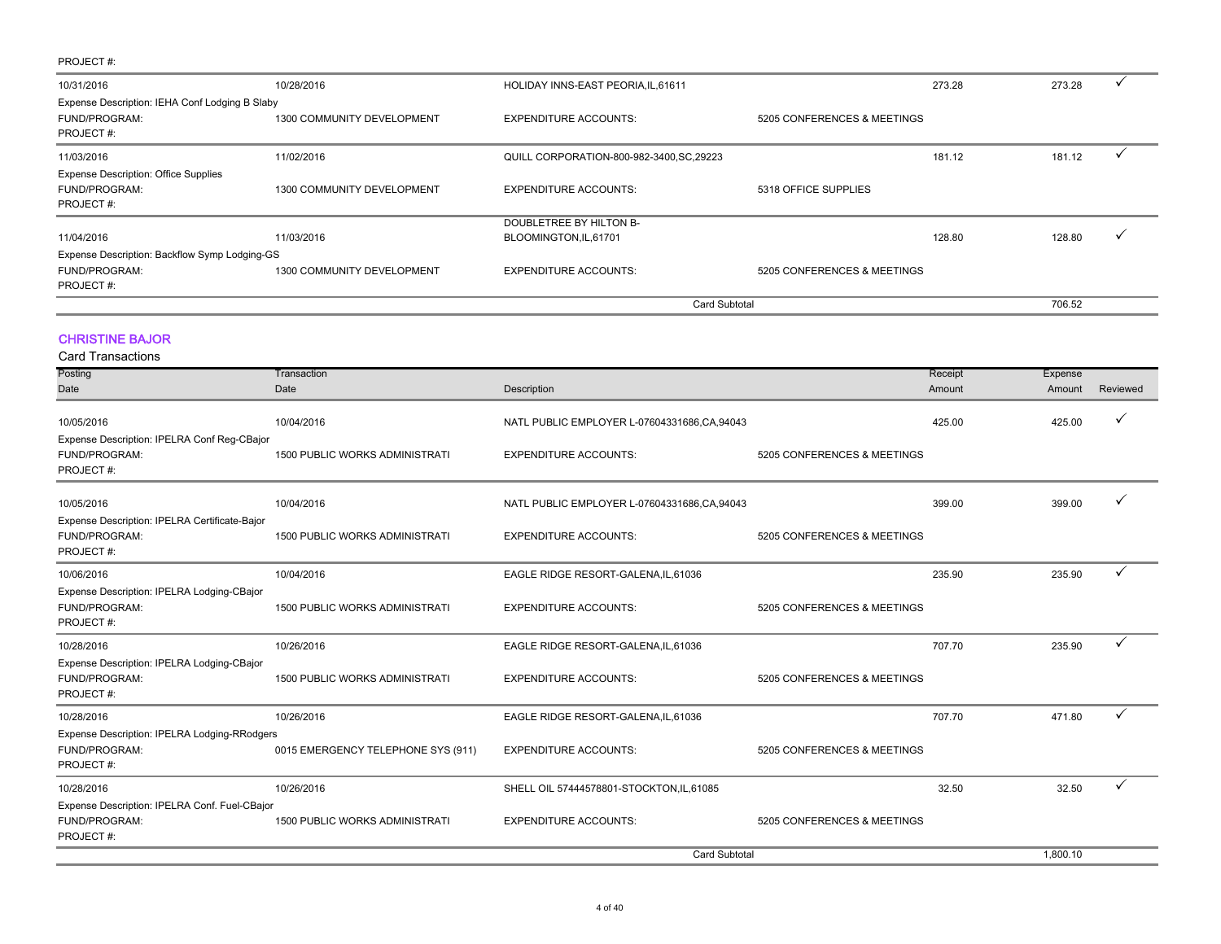PROJECT #:

| Posting Date | Transaction Date | Description | | Receipt Amount | Expense Amount | Reviewed |
|---|---|---|---|---|---|---|
| 10/31/2016 | 10/28/2016 | HOLIDAY INNS-EAST PEORIA,IL,61611 | | 273.28 | 273.28 | ✓ |
| Expense Description: IEHA Conf Lodging B Slaby | | | | | | |
| FUND/PROGRAM: | 1300 COMMUNITY DEVELOPMENT | EXPENDITURE ACCOUNTS: | 5205 CONFERENCES & MEETINGS | | | |
| PROJECT #: | | | | | | |
| 11/03/2016 | 11/02/2016 | QUILL CORPORATION-800-982-3400,SC,29223 | | 181.12 | 181.12 | ✓ |
| Expense Description: Office Supplies | | | | | | |
| FUND/PROGRAM: | 1300 COMMUNITY DEVELOPMENT | EXPENDITURE ACCOUNTS: | 5318 OFFICE SUPPLIES | | | |
| PROJECT #: | | | | | | |
| 11/04/2016 | 11/03/2016 | DOUBLETREE BY HILTON B-BLOOMINGTON,IL,61701 | | 128.80 | 128.80 | ✓ |
| Expense Description: Backflow Symp Lodging-GS | | | | | | |
| FUND/PROGRAM: | 1300 COMMUNITY DEVELOPMENT | EXPENDITURE ACCOUNTS: | 5205 CONFERENCES & MEETINGS | | | |
| PROJECT #: | | | | | | |
| | | Card Subtotal | | | 706.52 | |

## CHRISTINE BAJOR

Card Transactions

| Posting Date | Transaction Date | Description | | Receipt Amount | Expense Amount | Reviewed |
|---|---|---|---|---|---|---|
| 10/05/2016 | 10/04/2016 | NATL PUBLIC EMPLOYER L-07604331686,CA,94043 | | 425.00 | 425.00 | ✓ |
| Expense Description: IPELRA Conf Reg-CBajor | | | | | | |
| FUND/PROGRAM: | 1500 PUBLIC WORKS ADMINISTRATI | EXPENDITURE ACCOUNTS: | 5205 CONFERENCES & MEETINGS | | | |
| PROJECT #: | | | | | | |
| 10/05/2016 | 10/04/2016 | NATL PUBLIC EMPLOYER L-07604331686,CA,94043 | | 399.00 | 399.00 | ✓ |
| Expense Description: IPELRA Certificate-Bajor | | | | | | |
| FUND/PROGRAM: | 1500 PUBLIC WORKS ADMINISTRATI | EXPENDITURE ACCOUNTS: | 5205 CONFERENCES & MEETINGS | | | |
| PROJECT #: | | | | | | |
| 10/06/2016 | 10/04/2016 | EAGLE RIDGE RESORT-GALENA,IL,61036 | | 235.90 | 235.90 | ✓ |
| Expense Description: IPELRA Lodging-CBajor | | | | | | |
| FUND/PROGRAM: | 1500 PUBLIC WORKS ADMINISTRATI | EXPENDITURE ACCOUNTS: | 5205 CONFERENCES & MEETINGS | | | |
| PROJECT #: | | | | | | |
| 10/28/2016 | 10/26/2016 | EAGLE RIDGE RESORT-GALENA,IL,61036 | | 707.70 | 235.90 | ✓ |
| Expense Description: IPELRA Lodging-CBajor | | | | | | |
| FUND/PROGRAM: | 1500 PUBLIC WORKS ADMINISTRATI | EXPENDITURE ACCOUNTS: | 5205 CONFERENCES & MEETINGS | | | |
| PROJECT #: | | | | | | |
| 10/28/2016 | 10/26/2016 | EAGLE RIDGE RESORT-GALENA,IL,61036 | | 707.70 | 471.80 | ✓ |
| Expense Description: IPELRA Lodging-RRodgers | | | | | | |
| FUND/PROGRAM: | 0015 EMERGENCY TELEPHONE SYS (911) | EXPENDITURE ACCOUNTS: | 5205 CONFERENCES & MEETINGS | | | |
| PROJECT #: | | | | | | |
| 10/28/2016 | 10/26/2016 | SHELL OIL 57444578801-STOCKTON,IL,61085 | | 32.50 | 32.50 | ✓ |
| Expense Description: IPELRA Conf. Fuel-CBajor | | | | | | |
| FUND/PROGRAM: | 1500 PUBLIC WORKS ADMINISTRATI | EXPENDITURE ACCOUNTS: | 5205 CONFERENCES & MEETINGS | | | |
| PROJECT #: | | | | | | |
| | | Card Subtotal | | | 1,800.10 | |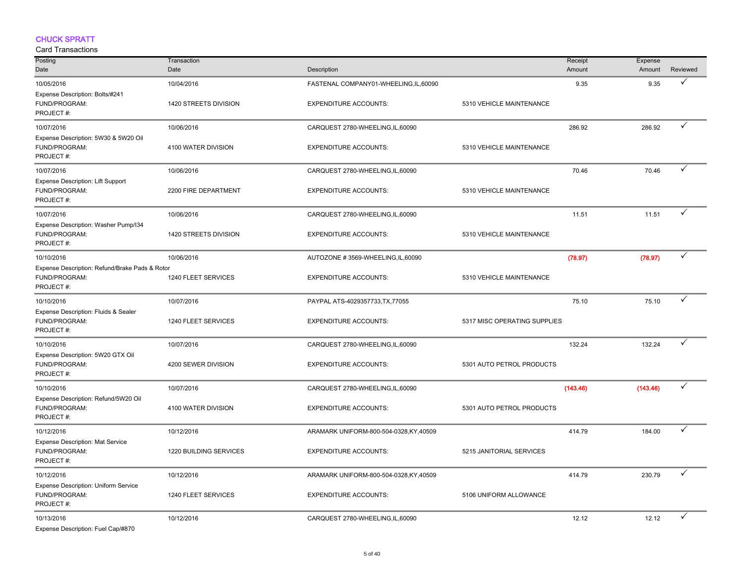CHUCK SPRATT

Card Transactions

| Posting Date | Transaction Date | Description | | Receipt Amount | Expense Amount | Reviewed |
|---|---|---|---|---|---|---|
| 10/05/2016 | 10/04/2016 | FASTENAL COMPANY01-WHEELING,IL,60090 | | 9.35 | 9.35 | ✓ |
| Expense Description: Bolts/#241 | | | | | | |
| FUND/PROGRAM: | 1420 STREETS DIVISION | EXPENDITURE ACCOUNTS: | 5310 VEHICLE MAINTENANCE | | | |
| PROJECT #: | | | | | | |
| 10/07/2016 | 10/06/2016 | CARQUEST 2780-WHEELING,IL,60090 | | 286.92 | 286.92 | ✓ |
| Expense Description: 5W30 & 5W20 Oil | | | | | | |
| FUND/PROGRAM: | 4100 WATER DIVISION | EXPENDITURE ACCOUNTS: | 5310 VEHICLE MAINTENANCE | | | |
| PROJECT #: | | | | | | |
| 10/07/2016 | 10/06/2016 | CARQUEST 2780-WHEELING,IL,60090 | | 70.46 | 70.46 | ✓ |
| Expense Description: Lift Support | | | | | | |
| FUND/PROGRAM: | 2200 FIRE DEPARTMENT | EXPENDITURE ACCOUNTS: | 5310 VEHICLE MAINTENANCE | | | |
| PROJECT #: | | | | | | |
| 10/07/2016 | 10/06/2016 | CARQUEST 2780-WHEELING,IL,60090 | | 11.51 | 11.51 | ✓ |
| Expense Description: Washer Pump/I34 | | | | | | |
| FUND/PROGRAM: | 1420 STREETS DIVISION | EXPENDITURE ACCOUNTS: | 5310 VEHICLE MAINTENANCE | | | |
| PROJECT #: | | | | | | |
| 10/10/2016 | 10/06/2016 | AUTOZONE # 3569-WHEELING,IL,60090 | | (78.97) | (78.97) | ✓ |
| Expense Description: Refund/Brake Pads & Rotor | | | | | | |
| FUND/PROGRAM: | 1240 FLEET SERVICES | EXPENDITURE ACCOUNTS: | 5310 VEHICLE MAINTENANCE | | | |
| PROJECT #: | | | | | | |
| 10/10/2016 | 10/07/2016 | PAYPAL ATS-4029357733,TX,77055 | | 75.10 | 75.10 | ✓ |
| Expense Description: Fluids & Sealer | | | | | | |
| FUND/PROGRAM: | 1240 FLEET SERVICES | EXPENDITURE ACCOUNTS: | 5317 MISC OPERATING SUPPLIES | | | |
| PROJECT #: | | | | | | |
| 10/10/2016 | 10/07/2016 | CARQUEST 2780-WHEELING,IL,60090 | | 132.24 | 132.24 | ✓ |
| Expense Description: 5W20 GTX Oil | | | | | | |
| FUND/PROGRAM: | 4200 SEWER DIVISION | EXPENDITURE ACCOUNTS: | 5301 AUTO PETROL PRODUCTS | | | |
| PROJECT #: | | | | | | |
| 10/10/2016 | 10/07/2016 | CARQUEST 2780-WHEELING,IL,60090 | | (143.46) | (143.46) | ✓ |
| Expense Description: Refund/5W20 Oil | | | | | | |
| FUND/PROGRAM: | 4100 WATER DIVISION | EXPENDITURE ACCOUNTS: | 5301 AUTO PETROL PRODUCTS | | | |
| PROJECT #: | | | | | | |
| 10/12/2016 | 10/12/2016 | ARAMARK UNIFORM-800-504-0328,KY,40509 | | 414.79 | 184.00 | ✓ |
| Expense Description: Mat Service | | | | | | |
| FUND/PROGRAM: | 1220 BUILDING SERVICES | EXPENDITURE ACCOUNTS: | 5215 JANITORIAL SERVICES | | | |
| PROJECT #: | | | | | | |
| 10/12/2016 | 10/12/2016 | ARAMARK UNIFORM-800-504-0328,KY,40509 | | 414.79 | 230.79 | ✓ |
| Expense Description: Uniform Service | | | | | | |
| FUND/PROGRAM: | 1240 FLEET SERVICES | EXPENDITURE ACCOUNTS: | 5106 UNIFORM ALLOWANCE | | | |
| PROJECT #: | | | | | | |
| 10/13/2016 | 10/12/2016 | CARQUEST 2780-WHEELING,IL,60090 | | 12.12 | 12.12 | ✓ |
| Expense Description: Fuel Cap/#870 | | | | | | |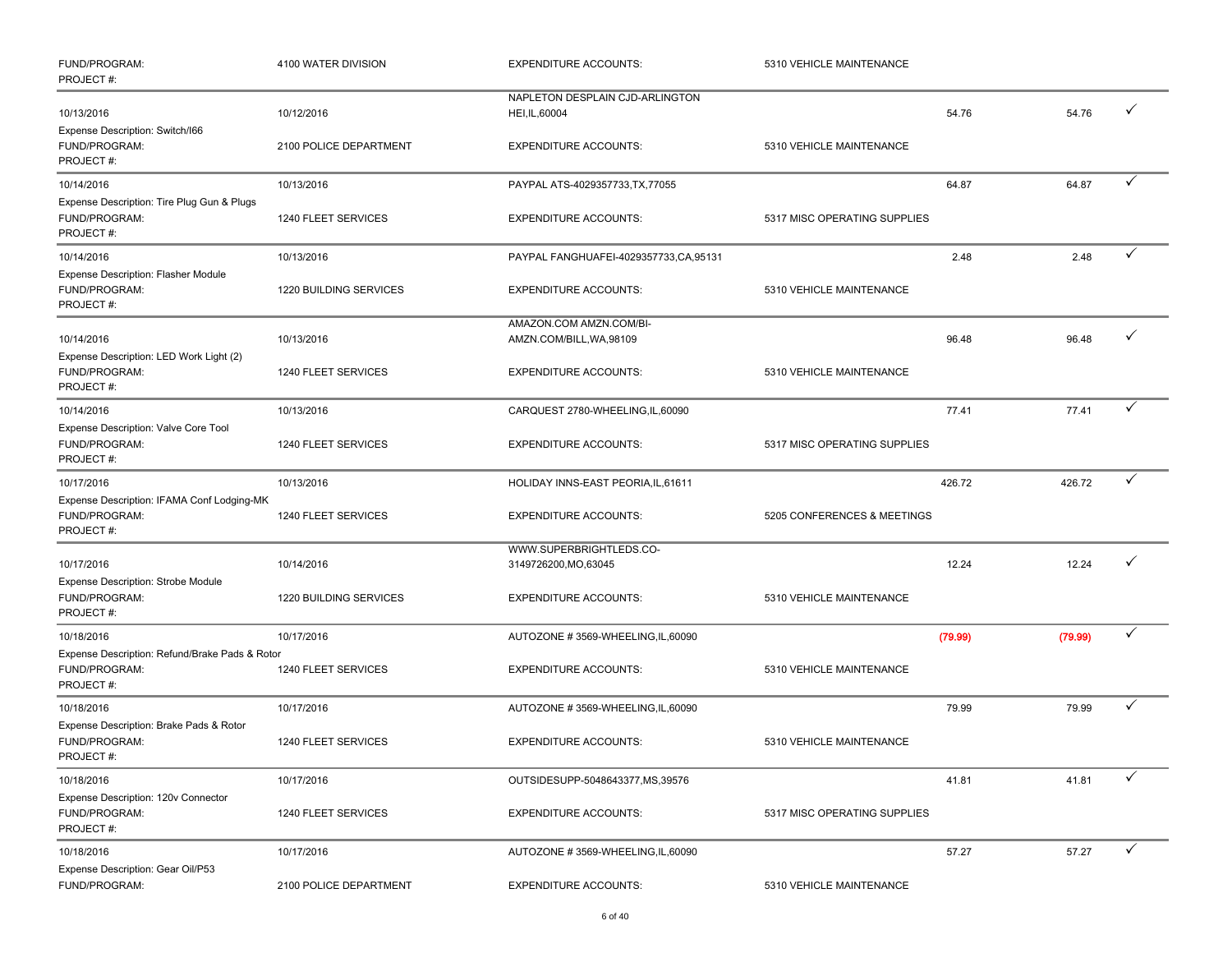| | | | | | | |
|---|---|---|---|---|---|---|
| FUND/PROGRAM:<br>PROJECT #: | 4100 WATER DIVISION | EXPENDITURE ACCOUNTS: | 5310 VEHICLE MAINTENANCE | | | |
| 10/13/2016 | 10/12/2016 | NAPLETON DESPLAIN CJD-ARLINGTON HEI,IL,60004 | | 54.76 | 54.76 | ✓ |
| Expense Description: Switch/I66<br>FUND/PROGRAM:<br>PROJECT #: | 2100 POLICE DEPARTMENT | EXPENDITURE ACCOUNTS: | 5310 VEHICLE MAINTENANCE | | | |
| 10/14/2016 | 10/13/2016 | PAYPAL ATS-4029357733,TX,77055 | | 64.87 | 64.87 | ✓ |
| Expense Description: Tire Plug Gun & Plugs<br>FUND/PROGRAM:<br>PROJECT #: | 1240 FLEET SERVICES | EXPENDITURE ACCOUNTS: | 5317 MISC OPERATING SUPPLIES | | | |
| 10/14/2016 | 10/13/2016 | PAYPAL FANGHUAFEI-4029357733,CA,95131 | | 2.48 | 2.48 | ✓ |
| Expense Description: Flasher Module<br>FUND/PROGRAM:<br>PROJECT #: | 1220 BUILDING SERVICES | EXPENDITURE ACCOUNTS: | 5310 VEHICLE MAINTENANCE | | | |
| 10/14/2016 | 10/13/2016 | AMAZON.COM AMZN.COM/BI-AMZN.COM/BILL,WA,98109 | | 96.48 | 96.48 | ✓ |
| Expense Description: LED Work Light (2)<br>FUND/PROGRAM:<br>PROJECT #: | 1240 FLEET SERVICES | EXPENDITURE ACCOUNTS: | 5310 VEHICLE MAINTENANCE | | | |
| 10/14/2016 | 10/13/2016 | CARQUEST 2780-WHEELING,IL,60090 | | 77.41 | 77.41 | ✓ |
| Expense Description: Valve Core Tool<br>FUND/PROGRAM:<br>PROJECT #: | 1240 FLEET SERVICES | EXPENDITURE ACCOUNTS: | 5317 MISC OPERATING SUPPLIES | | | |
| 10/17/2016 | 10/13/2016 | HOLIDAY INNS-EAST PEORIA,IL,61611 | | 426.72 | 426.72 | ✓ |
| Expense Description: IFAMA Conf Lodging-MK<br>FUND/PROGRAM:<br>PROJECT #: | 1240 FLEET SERVICES | EXPENDITURE ACCOUNTS: | 5205 CONFERENCES & MEETINGS | | | |
| 10/17/2016 | 10/14/2016 | WWW.SUPERBRIGHTLEDS.CO-3149726200,MO,63045 | | 12.24 | 12.24 | ✓ |
| Expense Description: Strobe Module<br>FUND/PROGRAM:<br>PROJECT #: | 1220 BUILDING SERVICES | EXPENDITURE ACCOUNTS: | 5310 VEHICLE MAINTENANCE | | | |
| 10/18/2016 | 10/17/2016 | AUTOZONE # 3569-WHEELING,IL,60090 | | (79.99) | (79.99) | ✓ |
| Expense Description: Refund/Brake Pads & Rotor<br>FUND/PROGRAM:<br>PROJECT #: | 1240 FLEET SERVICES | EXPENDITURE ACCOUNTS: | 5310 VEHICLE MAINTENANCE | | | |
| 10/18/2016 | 10/17/2016 | AUTOZONE # 3569-WHEELING,IL,60090 | | 79.99 | 79.99 | ✓ |
| Expense Description: Brake Pads & Rotor<br>FUND/PROGRAM:<br>PROJECT #: | 1240 FLEET SERVICES | EXPENDITURE ACCOUNTS: | 5310 VEHICLE MAINTENANCE | | | |
| 10/18/2016 | 10/17/2016 | OUTSIDESUPP-5048643377,MS,39576 | | 41.81 | 41.81 | ✓ |
| Expense Description: 120v Connector<br>FUND/PROGRAM:<br>PROJECT #: | 1240 FLEET SERVICES | EXPENDITURE ACCOUNTS: | 5317 MISC OPERATING SUPPLIES | | | |
| 10/18/2016 | 10/17/2016 | AUTOZONE # 3569-WHEELING,IL,60090 | | 57.27 | 57.27 | ✓ |
| Expense Description: Gear Oil/P53<br>FUND/PROGRAM: | 2100 POLICE DEPARTMENT | EXPENDITURE ACCOUNTS: | 5310 VEHICLE MAINTENANCE | | | |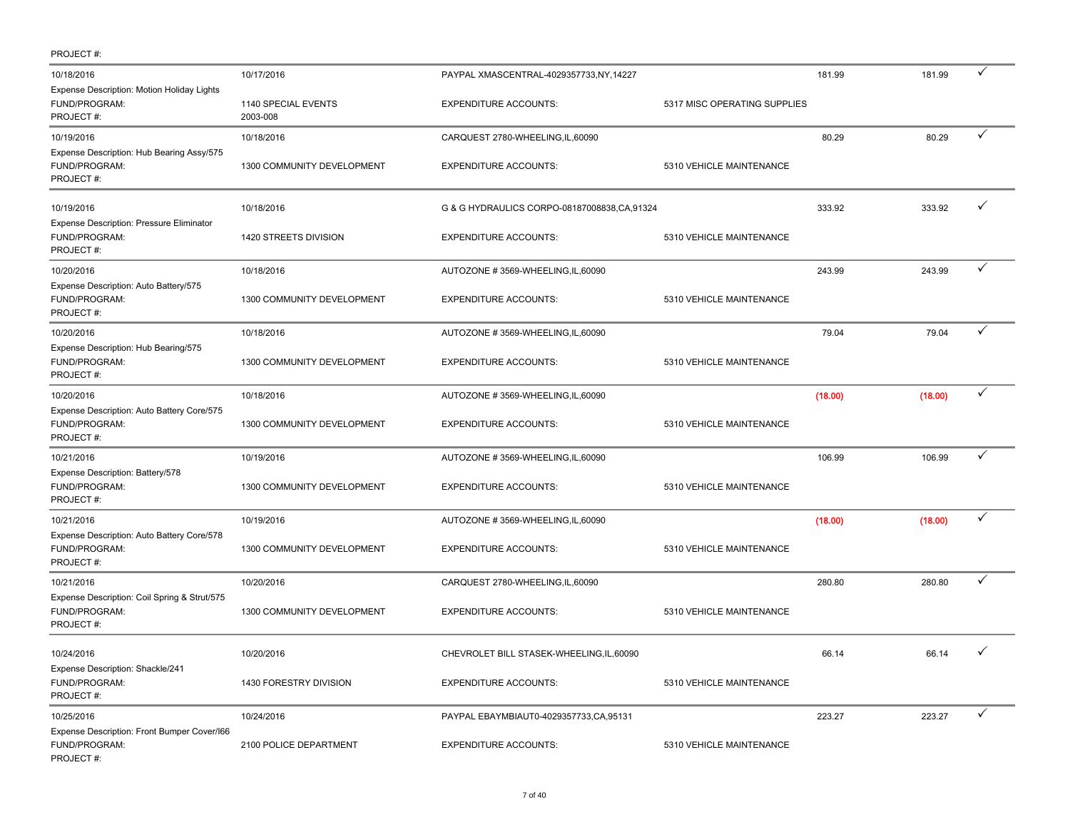PROJECT #:

| Posting Date | Transaction Date | Vendor / Description | Account | Amount | Amount | |
|---|---|---|---|---|---|---|
| 10/18/2016 | 10/17/2016 | PAYPAL XMASCENTRAL-4029357733,NY,14227 | | 181.99 | 181.99 | ✓ |
| Expense Description: Motion Holiday Lights | | | | | | |
| FUND/PROGRAM: | 1140 SPECIAL EVENTS | EXPENDITURE ACCOUNTS: | 5317 MISC OPERATING SUPPLIES | | | |
| PROJECT #: | 2003-008 | | | | | |
| 10/19/2016 | 10/18/2016 | CARQUEST 2780-WHEELING,IL,60090 | | 80.29 | 80.29 | ✓ |
| Expense Description: Hub Bearing Assy/575 | | | | | | |
| FUND/PROGRAM: | 1300 COMMUNITY DEVELOPMENT | EXPENDITURE ACCOUNTS: | 5310 VEHICLE MAINTENANCE | | | |
| PROJECT #: | | | | | | |
| 10/19/2016 | 10/18/2016 | G & G HYDRAULICS CORPO-08187008838,CA,91324 | | 333.92 | 333.92 | ✓ |
| Expense Description: Pressure Eliminator | | | | | | |
| FUND/PROGRAM: | 1420 STREETS DIVISION | EXPENDITURE ACCOUNTS: | 5310 VEHICLE MAINTENANCE | | | |
| PROJECT #: | | | | | | |
| 10/20/2016 | 10/18/2016 | AUTOZONE # 3569-WHEELING,IL,60090 | | 243.99 | 243.99 | ✓ |
| Expense Description: Auto Battery/575 | | | | | | |
| FUND/PROGRAM: | 1300 COMMUNITY DEVELOPMENT | EXPENDITURE ACCOUNTS: | 5310 VEHICLE MAINTENANCE | | | |
| PROJECT #: | | | | | | |
| 10/20/2016 | 10/18/2016 | AUTOZONE # 3569-WHEELING,IL,60090 | | 79.04 | 79.04 | ✓ |
| Expense Description: Hub Bearing/575 | | | | | | |
| FUND/PROGRAM: | 1300 COMMUNITY DEVELOPMENT | EXPENDITURE ACCOUNTS: | 5310 VEHICLE MAINTENANCE | | | |
| PROJECT #: | | | | | | |
| 10/20/2016 | 10/18/2016 | AUTOZONE # 3569-WHEELING,IL,60090 | | (18.00) | (18.00) | ✓ |
| Expense Description: Auto Battery Core/575 | | | | | | |
| FUND/PROGRAM: | 1300 COMMUNITY DEVELOPMENT | EXPENDITURE ACCOUNTS: | 5310 VEHICLE MAINTENANCE | | | |
| PROJECT #: | | | | | | |
| 10/21/2016 | 10/19/2016 | AUTOZONE # 3569-WHEELING,IL,60090 | | 106.99 | 106.99 | ✓ |
| Expense Description: Battery/578 | | | | | | |
| FUND/PROGRAM: | 1300 COMMUNITY DEVELOPMENT | EXPENDITURE ACCOUNTS: | 5310 VEHICLE MAINTENANCE | | | |
| PROJECT #: | | | | | | |
| 10/21/2016 | 10/19/2016 | AUTOZONE # 3569-WHEELING,IL,60090 | | (18.00) | (18.00) | ✓ |
| Expense Description: Auto Battery Core/578 | | | | | | |
| FUND/PROGRAM: | 1300 COMMUNITY DEVELOPMENT | EXPENDITURE ACCOUNTS: | 5310 VEHICLE MAINTENANCE | | | |
| PROJECT #: | | | | | | |
| 10/21/2016 | 10/20/2016 | CARQUEST 2780-WHEELING,IL,60090 | | 280.80 | 280.80 | ✓ |
| Expense Description: Coil Spring & Strut/575 | | | | | | |
| FUND/PROGRAM: | 1300 COMMUNITY DEVELOPMENT | EXPENDITURE ACCOUNTS: | 5310 VEHICLE MAINTENANCE | | | |
| PROJECT #: | | | | | | |
| 10/24/2016 | 10/20/2016 | CHEVROLET BILL STASEK-WHEELING,IL,60090 | | 66.14 | 66.14 | ✓ |
| Expense Description: Shackle/241 | | | | | | |
| FUND/PROGRAM: | 1430 FORESTRY DIVISION | EXPENDITURE ACCOUNTS: | 5310 VEHICLE MAINTENANCE | | | |
| PROJECT #: | | | | | | |
| 10/25/2016 | 10/24/2016 | PAYPAL EBAYMBIAUT0-4029357733,CA,95131 | | 223.27 | 223.27 | ✓ |
| Expense Description: Front Bumper Cover/I66 | | | | | | |
| FUND/PROGRAM: | 2100 POLICE DEPARTMENT | EXPENDITURE ACCOUNTS: | 5310 VEHICLE MAINTENANCE | | | |
| PROJECT #: | | | | | | |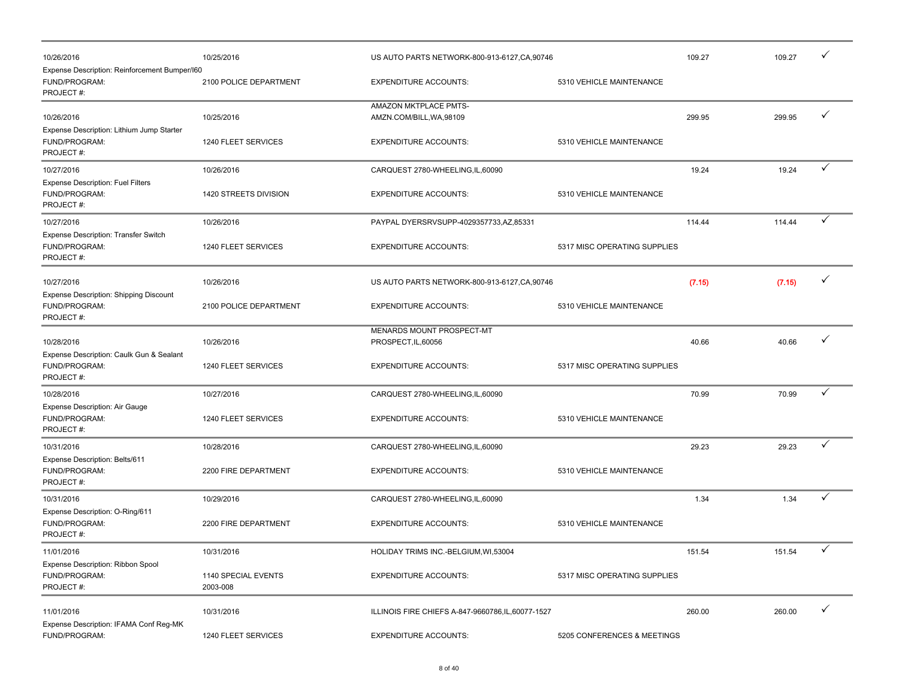| Posted Date | Transaction Date | Merchant | Account | Amount | Amount | Check |
|---|---|---|---|---|---|---|
| 10/26/2016 | 10/25/2016 | US AUTO PARTS NETWORK-800-913-6127,CA,90746 | | 109.27 | 109.27 | ✓ |
| Expense Description: Reinforcement Bumper/I60 | | | | | | |
| FUND/PROGRAM: | 2100 POLICE DEPARTMENT | EXPENDITURE ACCOUNTS: | 5310 VEHICLE MAINTENANCE | | | |
| PROJECT #: | | | | | | |
| 10/26/2016 | 10/25/2016 | AMAZON MKTPLACE PMTS-AMZN.COM/BILL,WA,98109 | | 299.95 | 299.95 | ✓ |
| Expense Description: Lithium Jump Starter | | | | | | |
| FUND/PROGRAM: | 1240 FLEET SERVICES | EXPENDITURE ACCOUNTS: | 5310 VEHICLE MAINTENANCE | | | |
| PROJECT #: | | | | | | |
| 10/27/2016 | 10/26/2016 | CARQUEST 2780-WHEELING,IL,60090 | | 19.24 | 19.24 | ✓ |
| Expense Description: Fuel Filters | | | | | | |
| FUND/PROGRAM: | 1420 STREETS DIVISION | EXPENDITURE ACCOUNTS: | 5310 VEHICLE MAINTENANCE | | | |
| PROJECT #: | | | | | | |
| 10/27/2016 | 10/26/2016 | PAYPAL DYERSRVSUPP-4029357733,AZ,85331 | | 114.44 | 114.44 | ✓ |
| Expense Description: Transfer Switch | | | | | | |
| FUND/PROGRAM: | 1240 FLEET SERVICES | EXPENDITURE ACCOUNTS: | 5317 MISC OPERATING SUPPLIES | | | |
| PROJECT #: | | | | | | |
| 10/27/2016 | 10/26/2016 | US AUTO PARTS NETWORK-800-913-6127,CA,90746 | | (7.15) | (7.15) | ✓ |
| Expense Description: Shipping Discount | | | | | | |
| FUND/PROGRAM: | 2100 POLICE DEPARTMENT | EXPENDITURE ACCOUNTS: | 5310 VEHICLE MAINTENANCE | | | |
| PROJECT #: | | | | | | |
| 10/28/2016 | 10/26/2016 | MENARDS MOUNT PROSPECT-MT PROSPECT,IL,60056 | | 40.66 | 40.66 | ✓ |
| Expense Description: Caulk Gun & Sealant | | | | | | |
| FUND/PROGRAM: | 1240 FLEET SERVICES | EXPENDITURE ACCOUNTS: | 5317 MISC OPERATING SUPPLIES | | | |
| PROJECT #: | | | | | | |
| 10/28/2016 | 10/27/2016 | CARQUEST 2780-WHEELING,IL,60090 | | 70.99 | 70.99 | ✓ |
| Expense Description: Air Gauge | | | | | | |
| FUND/PROGRAM: | 1240 FLEET SERVICES | EXPENDITURE ACCOUNTS: | 5310 VEHICLE MAINTENANCE | | | |
| PROJECT #: | | | | | | |
| 10/31/2016 | 10/28/2016 | CARQUEST 2780-WHEELING,IL,60090 | | 29.23 | 29.23 | ✓ |
| Expense Description: Belts/611 | | | | | | |
| FUND/PROGRAM: | 2200 FIRE DEPARTMENT | EXPENDITURE ACCOUNTS: | 5310 VEHICLE MAINTENANCE | | | |
| PROJECT #: | | | | | | |
| 10/31/2016 | 10/29/2016 | CARQUEST 2780-WHEELING,IL,60090 | | 1.34 | 1.34 | ✓ |
| Expense Description: O-Ring/611 | | | | | | |
| FUND/PROGRAM: | 2200 FIRE DEPARTMENT | EXPENDITURE ACCOUNTS: | 5310 VEHICLE MAINTENANCE | | | |
| PROJECT #: | | | | | | |
| 11/01/2016 | 10/31/2016 | HOLIDAY TRIMS INC.-BELGIUM,WI,53004 | | 151.54 | 151.54 | ✓ |
| Expense Description: Ribbon Spool | | | | | | |
| FUND/PROGRAM: | 1140 SPECIAL EVENTS | EXPENDITURE ACCOUNTS: | 5317 MISC OPERATING SUPPLIES | | | |
| PROJECT #: | 2003-008 | | | | | |
| 11/01/2016 | 10/31/2016 | ILLINOIS FIRE CHIEFS A-847-9660786,IL,60077-1527 | | 260.00 | 260.00 | ✓ |
| Expense Description: IFAMA Conf Reg-MK | | | | | | |
| FUND/PROGRAM: | 1240 FLEET SERVICES | EXPENDITURE ACCOUNTS: | 5205 CONFERENCES & MEETINGS | | | |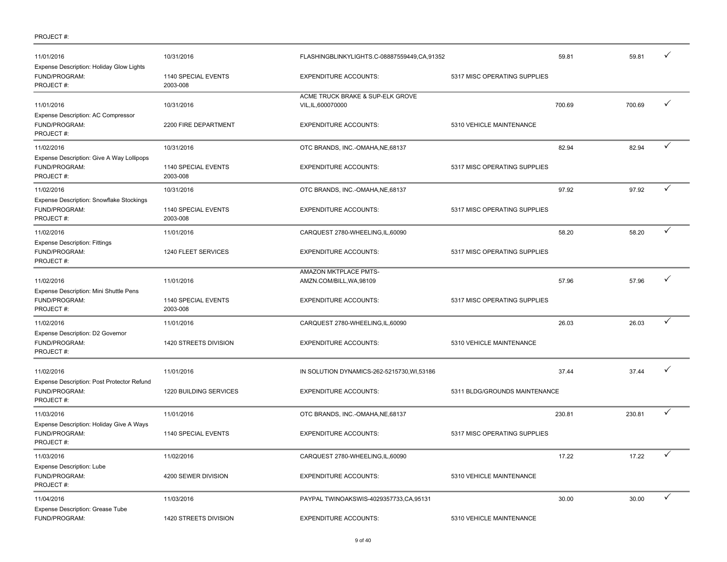PROJECT #:

| Date | Date | Vendor | Account | Amount | Amount | |
|---|---|---|---|---|---|---|
| 11/01/2016 | 10/31/2016 | FLASHINGBLINKYLIGHTS.C-08887559449,CA,91352 | | 59.81 | 59.81 | ✓ |
| Expense Description: Holiday Glow Lights | | | | | | |
| FUND/PROGRAM: | 1140 SPECIAL EVENTS | EXPENDITURE ACCOUNTS: | 5317 MISC OPERATING SUPPLIES | | | |
| PROJECT #: | 2003-008 | | | | | |
| 11/01/2016 | 10/31/2016 | ACME TRUCK BRAKE & SUP-ELK GROVE VIL,IL,600070000 | | 700.69 | 700.69 | ✓ |
| Expense Description: AC Compressor | | | | | | |
| FUND/PROGRAM: | 2200 FIRE DEPARTMENT | EXPENDITURE ACCOUNTS: | 5310 VEHICLE MAINTENANCE | | | |
| PROJECT #: | | | | | | |
| 11/02/2016 | 10/31/2016 | OTC BRANDS, INC.-OMAHA,NE,68137 | | 82.94 | 82.94 | ✓ |
| Expense Description: Give A Way Lollipops | | | | | | |
| FUND/PROGRAM: | 1140 SPECIAL EVENTS | EXPENDITURE ACCOUNTS: | 5317 MISC OPERATING SUPPLIES | | | |
| PROJECT #: | 2003-008 | | | | | |
| 11/02/2016 | 10/31/2016 | OTC BRANDS, INC.-OMAHA,NE,68137 | | 97.92 | 97.92 | ✓ |
| Expense Description: Snowflake Stockings | | | | | | |
| FUND/PROGRAM: | 1140 SPECIAL EVENTS | EXPENDITURE ACCOUNTS: | 5317 MISC OPERATING SUPPLIES | | | |
| PROJECT #: | 2003-008 | | | | | |
| 11/02/2016 | 11/01/2016 | CARQUEST 2780-WHEELING,IL,60090 | | 58.20 | 58.20 | ✓ |
| Expense Description: Fittings | | | | | | |
| FUND/PROGRAM: | 1240 FLEET SERVICES | EXPENDITURE ACCOUNTS: | 5317 MISC OPERATING SUPPLIES | | | |
| PROJECT #: | | | | | | |
| 11/02/2016 | 11/01/2016 | AMAZON MKTPLACE PMTS-AMZN.COM/BILL,WA,98109 | | 57.96 | 57.96 | ✓ |
| Expense Description: Mini Shuttle Pens | | | | | | |
| FUND/PROGRAM: | 1140 SPECIAL EVENTS | EXPENDITURE ACCOUNTS: | 5317 MISC OPERATING SUPPLIES | | | |
| PROJECT #: | 2003-008 | | | | | |
| 11/02/2016 | 11/01/2016 | CARQUEST 2780-WHEELING,IL,60090 | | 26.03 | 26.03 | ✓ |
| Expense Description: D2 Governor | | | | | | |
| FUND/PROGRAM: | 1420 STREETS DIVISION | EXPENDITURE ACCOUNTS: | 5310 VEHICLE MAINTENANCE | | | |
| PROJECT #: | | | | | | |
| 11/02/2016 | 11/01/2016 | IN SOLUTION DYNAMICS-262-5215730,WI,53186 | | 37.44 | 37.44 | ✓ |
| Expense Description: Post Protector Refund | | | | | | |
| FUND/PROGRAM: | 1220 BUILDING SERVICES | EXPENDITURE ACCOUNTS: | 5311 BLDG/GROUNDS MAINTENANCE | | | |
| PROJECT #: | | | | | | |
| 11/03/2016 | 11/01/2016 | OTC BRANDS, INC.-OMAHA,NE,68137 | | 230.81 | 230.81 | ✓ |
| Expense Description: Holiday Give A Ways | | | | | | |
| FUND/PROGRAM: | 1140 SPECIAL EVENTS | EXPENDITURE ACCOUNTS: | 5317 MISC OPERATING SUPPLIES | | | |
| PROJECT #: | | | | | | |
| 11/03/2016 | 11/02/2016 | CARQUEST 2780-WHEELING,IL,60090 | | 17.22 | 17.22 | ✓ |
| Expense Description: Lube | | | | | | |
| FUND/PROGRAM: | 4200 SEWER DIVISION | EXPENDITURE ACCOUNTS: | 5310 VEHICLE MAINTENANCE | | | |
| PROJECT #: | | | | | | |
| 11/04/2016 | 11/03/2016 | PAYPAL TWINOAKSWIS-4029357733,CA,95131 | | 30.00 | 30.00 | ✓ |
| Expense Description: Grease Tube | | | | | | |
| FUND/PROGRAM: | 1420 STREETS DIVISION | EXPENDITURE ACCOUNTS: | 5310 VEHICLE MAINTENANCE | | | |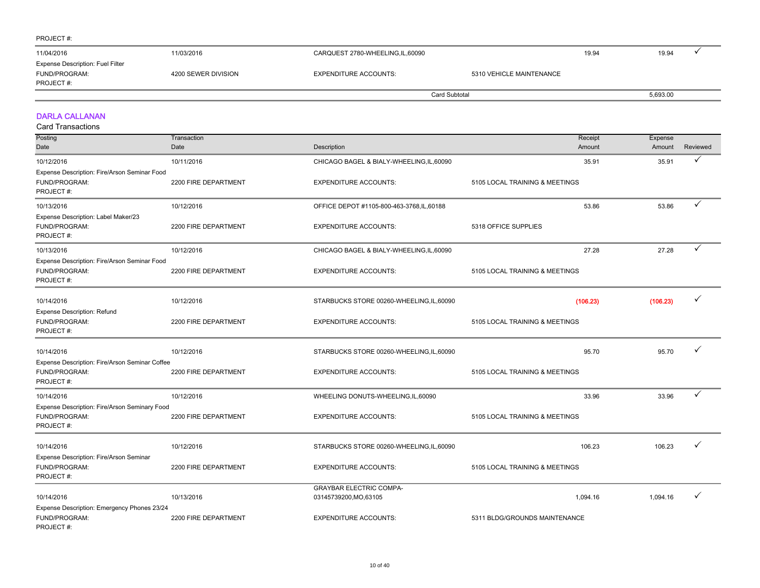PROJECT #:

| Posting Date | Transaction Date | Description | | Receipt Amount | Expense Amount | Reviewed |
|---|---|---|---|---|---|---|
| 11/04/2016 | 11/03/2016 | CARQUEST 2780-WHEELING,IL,60090 | | 19.94 | 19.94 | ✓ |
| Expense Description: Fuel Filter | | | | | | |
| FUND/PROGRAM: | 4200 SEWER DIVISION | EXPENDITURE ACCOUNTS: | 5310 VEHICLE MAINTENANCE | | | |
| PROJECT #: | | | | | | |
| | | | Card Subtotal | | 5,693.00 | |

## DARLA CALLANAN

Card Transactions

| Posting Date | Transaction Date | Description | | Receipt Amount | Expense Amount | Reviewed |
|---|---|---|---|---|---|---|
| 10/12/2016 | 10/11/2016 | CHICAGO BAGEL & BIALY-WHEELING,IL,60090 | | 35.91 | 35.91 | ✓ |
| Expense Description: Fire/Arson Seminar Food | | | | | | |
| FUND/PROGRAM: | 2200 FIRE DEPARTMENT | EXPENDITURE ACCOUNTS: | 5105 LOCAL TRAINING & MEETINGS | | | |
| PROJECT #: | | | | | | |
| 10/13/2016 | 10/12/2016 | OFFICE DEPOT #1105-800-463-3768,IL,60188 | | 53.86 | 53.86 | ✓ |
| Expense Description: Label Maker/23 | | | | | | |
| FUND/PROGRAM: | 2200 FIRE DEPARTMENT | EXPENDITURE ACCOUNTS: | 5318 OFFICE SUPPLIES | | | |
| PROJECT #: | | | | | | |
| 10/13/2016 | 10/12/2016 | CHICAGO BAGEL & BIALY-WHEELING,IL,60090 | | 27.28 | 27.28 | ✓ |
| Expense Description: Fire/Arson Seminar Food | | | | | | |
| FUND/PROGRAM: | 2200 FIRE DEPARTMENT | EXPENDITURE ACCOUNTS: | 5105 LOCAL TRAINING & MEETINGS | | | |
| PROJECT #: | | | | | | |
| 10/14/2016 | 10/12/2016 | STARBUCKS STORE 00260-WHEELING,IL,60090 | | (106.23) | (106.23) | ✓ |
| Expense Description: Refund | | | | | | |
| FUND/PROGRAM: | 2200 FIRE DEPARTMENT | EXPENDITURE ACCOUNTS: | 5105 LOCAL TRAINING & MEETINGS | | | |
| PROJECT #: | | | | | | |
| 10/14/2016 | 10/12/2016 | STARBUCKS STORE 00260-WHEELING,IL,60090 | | 95.70 | 95.70 | ✓ |
| Expense Description: Fire/Arson Seminar Coffee | | | | | | |
| FUND/PROGRAM: | 2200 FIRE DEPARTMENT | EXPENDITURE ACCOUNTS: | 5105 LOCAL TRAINING & MEETINGS | | | |
| PROJECT #: | | | | | | |
| 10/14/2016 | 10/12/2016 | WHEELING DONUTS-WHEELING,IL,60090 | | 33.96 | 33.96 | ✓ |
| Expense Description: Fire/Arson Seminary Food | | | | | | |
| FUND/PROGRAM: | 2200 FIRE DEPARTMENT | EXPENDITURE ACCOUNTS: | 5105 LOCAL TRAINING & MEETINGS | | | |
| PROJECT #: | | | | | | |
| 10/14/2016 | 10/12/2016 | STARBUCKS STORE 00260-WHEELING,IL,60090 | | 106.23 | 106.23 | ✓ |
| Expense Description: Fire/Arson Seminar | | | | | | |
| FUND/PROGRAM: | 2200 FIRE DEPARTMENT | EXPENDITURE ACCOUNTS: | 5105 LOCAL TRAINING & MEETINGS | | | |
| PROJECT #: | | | | | | |
| 10/14/2016 | 10/13/2016 | GRAYBAR ELECTRIC COMPA-03145739200,MO,63105 | | 1,094.16 | 1,094.16 | ✓ |
| Expense Description: Emergency Phones 23/24 | | | | | | |
| FUND/PROGRAM: | 2200 FIRE DEPARTMENT | EXPENDITURE ACCOUNTS: | 5311 BLDG/GROUNDS MAINTENANCE | | | |
| PROJECT #: | | | | | | |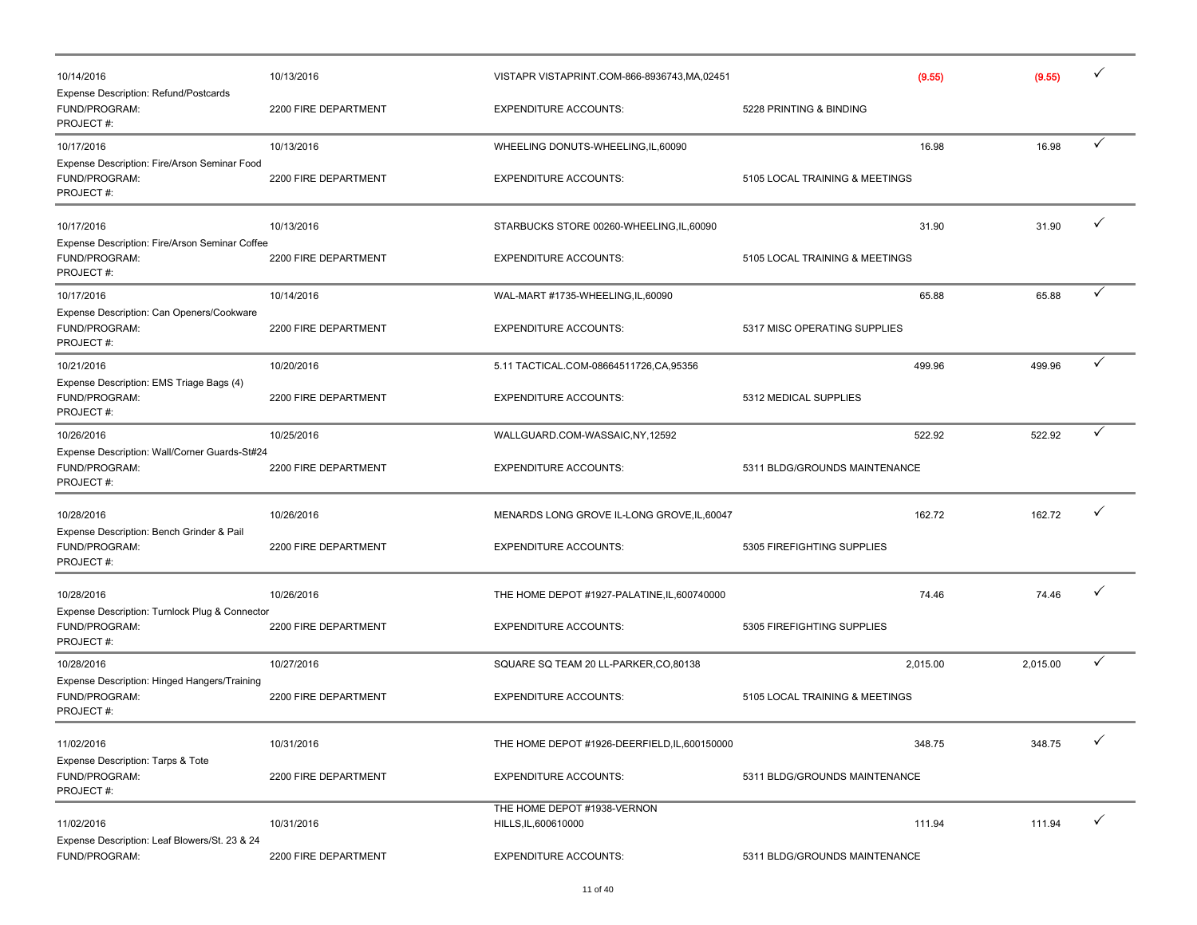| Posting Date | Transaction Date | Vendor | Account | Amount | Amount | |
|---|---|---|---|---|---|---|
| 10/14/2016 | 10/13/2016 | VISTAPR VISTAPRINT.COM-866-8936743,MA,02451 | | (9.55) | (9.55) | ✓ |
| Expense Description: Refund/Postcards<br>FUND/PROGRAM:<br>PROJECT #: | 2200 FIRE DEPARTMENT | EXPENDITURE ACCOUNTS: | 5228 PRINTING & BINDING | | | |
| 10/17/2016 | 10/13/2016 | WHEELING DONUTS-WHEELING,IL,60090 | | 16.98 | 16.98 | ✓ |
| Expense Description: Fire/Arson Seminar Food<br>FUND/PROGRAM:<br>PROJECT #: | 2200 FIRE DEPARTMENT | EXPENDITURE ACCOUNTS: | 5105 LOCAL TRAINING & MEETINGS | | | |
| 10/17/2016 | 10/13/2016 | STARBUCKS STORE 00260-WHEELING,IL,60090 | | 31.90 | 31.90 | ✓ |
| Expense Description: Fire/Arson Seminar Coffee<br>FUND/PROGRAM:<br>PROJECT #: | 2200 FIRE DEPARTMENT | EXPENDITURE ACCOUNTS: | 5105 LOCAL TRAINING & MEETINGS | | | |
| 10/17/2016 | 10/14/2016 | WAL-MART #1735-WHEELING,IL,60090 | | 65.88 | 65.88 | ✓ |
| Expense Description: Can Openers/Cookware<br>FUND/PROGRAM:<br>PROJECT #: | 2200 FIRE DEPARTMENT | EXPENDITURE ACCOUNTS: | 5317 MISC OPERATING SUPPLIES | | | |
| 10/21/2016 | 10/20/2016 | 5.11 TACTICAL.COM-08664511726,CA,95356 | | 499.96 | 499.96 | ✓ |
| Expense Description: EMS Triage Bags (4)<br>FUND/PROGRAM:<br>PROJECT #: | 2200 FIRE DEPARTMENT | EXPENDITURE ACCOUNTS: | 5312 MEDICAL SUPPLIES | | | |
| 10/26/2016 | 10/25/2016 | WALLGUARD.COM-WASSAIC,NY,12592 | | 522.92 | 522.92 | ✓ |
| Expense Description: Wall/Corner Guards-St#24<br>FUND/PROGRAM:<br>PROJECT #: | 2200 FIRE DEPARTMENT | EXPENDITURE ACCOUNTS: | 5311 BLDG/GROUNDS MAINTENANCE | | | |
| 10/28/2016 | 10/26/2016 | MENARDS LONG GROVE IL-LONG GROVE,IL,60047 | | 162.72 | 162.72 | ✓ |
| Expense Description: Bench Grinder & Pail<br>FUND/PROGRAM:<br>PROJECT #: | 2200 FIRE DEPARTMENT | EXPENDITURE ACCOUNTS: | 5305 FIREFIGHTING SUPPLIES | | | |
| 10/28/2016 | 10/26/2016 | THE HOME DEPOT #1927-PALATINE,IL,600740000 | | 74.46 | 74.46 | ✓ |
| Expense Description: Turnlock Plug & Connector<br>FUND/PROGRAM:<br>PROJECT #: | 2200 FIRE DEPARTMENT | EXPENDITURE ACCOUNTS: | 5305 FIREFIGHTING SUPPLIES | | | |
| 10/28/2016 | 10/27/2016 | SQUARE SQ TEAM 20 LL-PARKER,CO,80138 | | 2,015.00 | 2,015.00 | ✓ |
| Expense Description: Hinged Hangers/Training<br>FUND/PROGRAM:<br>PROJECT #: | 2200 FIRE DEPARTMENT | EXPENDITURE ACCOUNTS: | 5105 LOCAL TRAINING & MEETINGS | | | |
| 11/02/2016 | 10/31/2016 | THE HOME DEPOT #1926-DEERFIELD,IL,600150000 | | 348.75 | 348.75 | ✓ |
| Expense Description: Tarps & Tote<br>FUND/PROGRAM:<br>PROJECT #: | 2200 FIRE DEPARTMENT | EXPENDITURE ACCOUNTS: | 5311 BLDG/GROUNDS MAINTENANCE | | | |
| 11/02/2016 | 10/31/2016 | THE HOME DEPOT #1938-VERNON HILLS,IL,600610000 | | 111.94 | 111.94 | ✓ |
| Expense Description: Leaf Blowers/St. 23 & 24<br>FUND/PROGRAM: | 2200 FIRE DEPARTMENT | EXPENDITURE ACCOUNTS: | 5311 BLDG/GROUNDS MAINTENANCE | | | |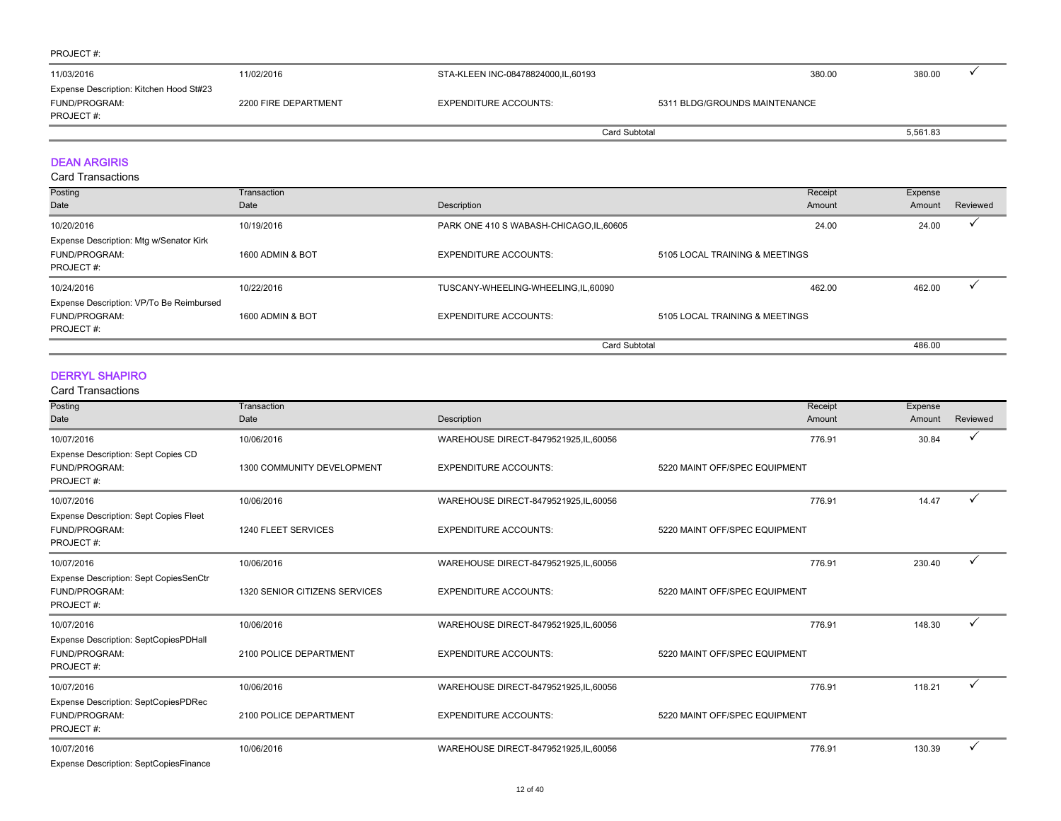PROJECT #:

| | | | | | |
|---|---|---|---|---|---|
| 11/03/2016 | 11/02/2016 | STA-KLEEN INC-08478824000,IL,60193 | 380.00 | 380.00 | ✓ |
| Expense Description: Kitchen Hood St#23 | | | | | |
| FUND/PROGRAM: | 2200 FIRE DEPARTMENT | EXPENDITURE ACCOUNTS: | 5311 BLDG/GROUNDS MAINTENANCE | | |
| PROJECT #: | | | | | |
| | | Card Subtotal | | 5,561.83 | |

## DEAN ARGIRIS

Card Transactions

| Posting Date | Transaction Date | Description | Receipt Amount | Expense Amount | Reviewed |
|---|---|---|---|---|---|
| 10/20/2016 | 10/19/2016 | PARK ONE 410 S WABASH-CHICAGO,IL,60605 | 24.00 | 24.00 | ✓ |
| Expense Description: Mtg w/Senator Kirk | | | | | |
| FUND/PROGRAM: | 1600 ADMIN & BOT | EXPENDITURE ACCOUNTS: | 5105 LOCAL TRAINING & MEETINGS | | |
| PROJECT #: | | | | | |
| 10/24/2016 | 10/22/2016 | TUSCANY-WHEELING-WHEELING,IL,60090 | 462.00 | 462.00 | ✓ |
| Expense Description: VP/To Be Reimbursed | | | | | |
| FUND/PROGRAM: | 1600 ADMIN & BOT | EXPENDITURE ACCOUNTS: | 5105 LOCAL TRAINING & MEETINGS | | |
| PROJECT #: | | | | | |
| | | Card Subtotal | | 486.00 | |

## DERRYL SHAPIRO

Card Transactions

| Posting Date | Transaction Date | Description | Receipt Amount | Expense Amount | Reviewed |
|---|---|---|---|---|---|
| 10/07/2016 | 10/06/2016 | WAREHOUSE DIRECT-8479521925,IL,60056 | 776.91 | 30.84 | ✓ |
| Expense Description: Sept Copies CD | | | | | |
| FUND/PROGRAM: | 1300 COMMUNITY DEVELOPMENT | EXPENDITURE ACCOUNTS: | 5220 MAINT OFF/SPEC EQUIPMENT | | |
| PROJECT #: | | | | | |
| 10/07/2016 | 10/06/2016 | WAREHOUSE DIRECT-8479521925,IL,60056 | 776.91 | 14.47 | ✓ |
| Expense Description: Sept Copies Fleet | | | | | |
| FUND/PROGRAM: | 1240 FLEET SERVICES | EXPENDITURE ACCOUNTS: | 5220 MAINT OFF/SPEC EQUIPMENT | | |
| PROJECT #: | | | | | |
| 10/07/2016 | 10/06/2016 | WAREHOUSE DIRECT-8479521925,IL,60056 | 776.91 | 230.40 | ✓ |
| Expense Description: Sept CopiesSenCtr | | | | | |
| FUND/PROGRAM: | 1320 SENIOR CITIZENS SERVICES | EXPENDITURE ACCOUNTS: | 5220 MAINT OFF/SPEC EQUIPMENT | | |
| PROJECT #: | | | | | |
| 10/07/2016 | 10/06/2016 | WAREHOUSE DIRECT-8479521925,IL,60056 | 776.91 | 148.30 | ✓ |
| Expense Description: SeptCopiesPDHall | | | | | |
| FUND/PROGRAM: | 2100 POLICE DEPARTMENT | EXPENDITURE ACCOUNTS: | 5220 MAINT OFF/SPEC EQUIPMENT | | |
| PROJECT #: | | | | | |
| 10/07/2016 | 10/06/2016 | WAREHOUSE DIRECT-8479521925,IL,60056 | 776.91 | 118.21 | ✓ |
| Expense Description: SeptCopiesPDRec | | | | | |
| FUND/PROGRAM: | 2100 POLICE DEPARTMENT | EXPENDITURE ACCOUNTS: | 5220 MAINT OFF/SPEC EQUIPMENT | | |
| PROJECT #: | | | | | |
| 10/07/2016 | 10/06/2016 | WAREHOUSE DIRECT-8479521925,IL,60056 | 776.91 | 130.39 | ✓ |
| Expense Description: SeptCopiesFinance | | | | | |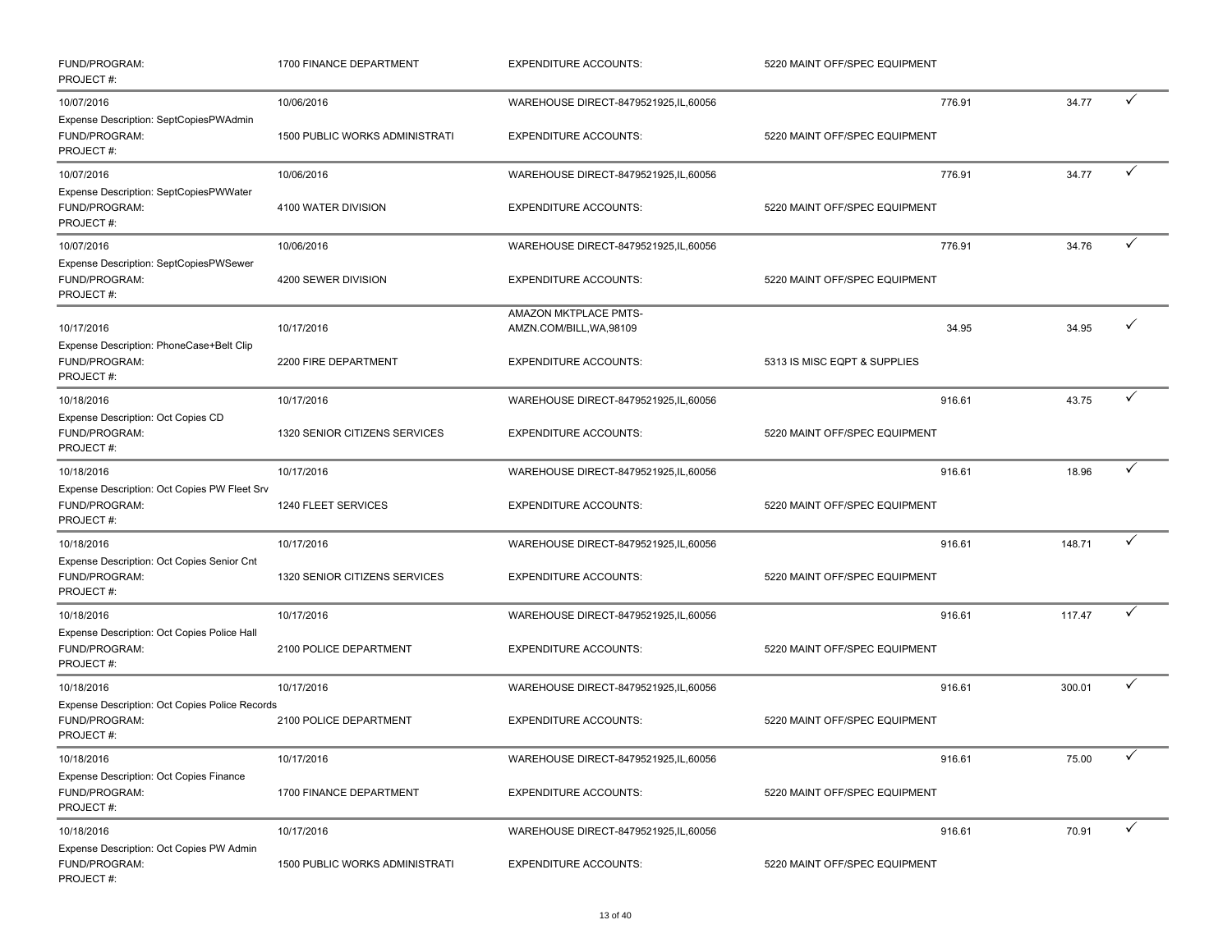| | | | | | | |
|---|---|---|---|---|---|---|
| FUND/PROGRAM: PROJECT #: | 1700 FINANCE DEPARTMENT | EXPENDITURE ACCOUNTS: | 5220 MAINT OFF/SPEC EQUIPMENT | | | |
| 10/07/2016 | 10/06/2016 | WAREHOUSE DIRECT-8479521925,IL,60056 | | 776.91 | 34.77 | ✓ |
| Expense Description: SeptCopiesPWAdmin FUND/PROGRAM: PROJECT #: | 1500 PUBLIC WORKS ADMINISTRATI | EXPENDITURE ACCOUNTS: | 5220 MAINT OFF/SPEC EQUIPMENT | | | |
| 10/07/2016 | 10/06/2016 | WAREHOUSE DIRECT-8479521925,IL,60056 | | 776.91 | 34.77 | ✓ |
| Expense Description: SeptCopiesPWWater FUND/PROGRAM: PROJECT #: | 4100 WATER DIVISION | EXPENDITURE ACCOUNTS: | 5220 MAINT OFF/SPEC EQUIPMENT | | | |
| 10/07/2016 | 10/06/2016 | WAREHOUSE DIRECT-8479521925,IL,60056 | | 776.91 | 34.76 | ✓ |
| Expense Description: SeptCopiesPWSewer FUND/PROGRAM: PROJECT #: | 4200 SEWER DIVISION | EXPENDITURE ACCOUNTS: | 5220 MAINT OFF/SPEC EQUIPMENT | | | |
| 10/17/2016 | 10/17/2016 | AMAZON MKTPLACE PMTS-AMZN.COM/BILL,WA,98109 | | 34.95 | 34.95 | ✓ |
| Expense Description: PhoneCase+Belt Clip FUND/PROGRAM: PROJECT #: | 2200 FIRE DEPARTMENT | EXPENDITURE ACCOUNTS: | 5313 IS MISC EQPT & SUPPLIES | | | |
| 10/18/2016 | 10/17/2016 | WAREHOUSE DIRECT-8479521925,IL,60056 | | 916.61 | 43.75 | ✓ |
| Expense Description: Oct Copies CD FUND/PROGRAM: PROJECT #: | 1320 SENIOR CITIZENS SERVICES | EXPENDITURE ACCOUNTS: | 5220 MAINT OFF/SPEC EQUIPMENT | | | |
| 10/18/2016 | 10/17/2016 | WAREHOUSE DIRECT-8479521925,IL,60056 | | 916.61 | 18.96 | ✓ |
| Expense Description: Oct Copies PW Fleet Srv FUND/PROGRAM: PROJECT #: | 1240 FLEET SERVICES | EXPENDITURE ACCOUNTS: | 5220 MAINT OFF/SPEC EQUIPMENT | | | |
| 10/18/2016 | 10/17/2016 | WAREHOUSE DIRECT-8479521925,IL,60056 | | 916.61 | 148.71 | ✓ |
| Expense Description: Oct Copies Senior Cnt FUND/PROGRAM: PROJECT #: | 1320 SENIOR CITIZENS SERVICES | EXPENDITURE ACCOUNTS: | 5220 MAINT OFF/SPEC EQUIPMENT | | | |
| 10/18/2016 | 10/17/2016 | WAREHOUSE DIRECT-8479521925,IL,60056 | | 916.61 | 117.47 | ✓ |
| Expense Description: Oct Copies Police Hall FUND/PROGRAM: PROJECT #: | 2100 POLICE DEPARTMENT | EXPENDITURE ACCOUNTS: | 5220 MAINT OFF/SPEC EQUIPMENT | | | |
| 10/18/2016 | 10/17/2016 | WAREHOUSE DIRECT-8479521925,IL,60056 | | 916.61 | 300.01 | ✓ |
| Expense Description: Oct Copies Police Records FUND/PROGRAM: PROJECT #: | 2100 POLICE DEPARTMENT | EXPENDITURE ACCOUNTS: | 5220 MAINT OFF/SPEC EQUIPMENT | | | |
| 10/18/2016 | 10/17/2016 | WAREHOUSE DIRECT-8479521925,IL,60056 | | 916.61 | 75.00 | ✓ |
| Expense Description: Oct Copies Finance FUND/PROGRAM: PROJECT #: | 1700 FINANCE DEPARTMENT | EXPENDITURE ACCOUNTS: | 5220 MAINT OFF/SPEC EQUIPMENT | | | |
| 10/18/2016 | 10/17/2016 | WAREHOUSE DIRECT-8479521925,IL,60056 | | 916.61 | 70.91 | ✓ |
| Expense Description: Oct Copies PW Admin FUND/PROGRAM: PROJECT #: | 1500 PUBLIC WORKS ADMINISTRATI | EXPENDITURE ACCOUNTS: | 5220 MAINT OFF/SPEC EQUIPMENT | | | |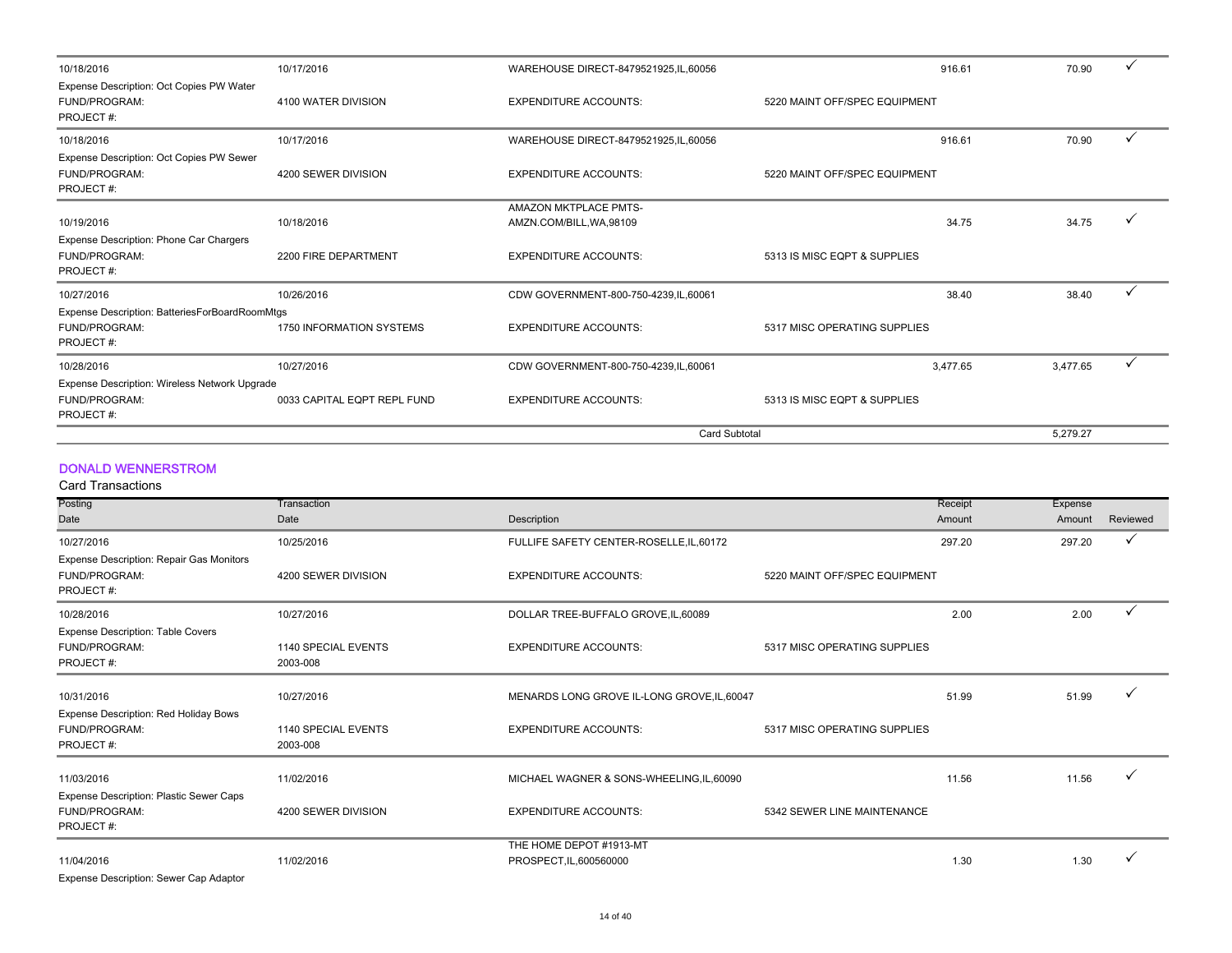| Posting Date | Transaction Date | Description | | Receipt Amount | Expense Amount | Reviewed |
|---|---|---|---|---|---|---|
| 10/18/2016 | 10/17/2016 | WAREHOUSE DIRECT-8479521925,IL,60056 | | 916.61 | 70.90 | ✓ |
| Expense Description: Oct Copies PW Water | | | | | | |
| FUND/PROGRAM: | 4100 WATER DIVISION | EXPENDITURE ACCOUNTS: | 5220 MAINT OFF/SPEC EQUIPMENT | | | |
| PROJECT #: | | | | | | |
| 10/18/2016 | 10/17/2016 | WAREHOUSE DIRECT-8479521925,IL,60056 | | 916.61 | 70.90 | ✓ |
| Expense Description: Oct Copies PW Sewer | | | | | | |
| FUND/PROGRAM: | 4200 SEWER DIVISION | EXPENDITURE ACCOUNTS: | 5220 MAINT OFF/SPEC EQUIPMENT | | | |
| PROJECT #: | | | | | | |
| 10/19/2016 | 10/18/2016 | AMAZON MKTPLACE PMTS-AMZN.COM/BILL,WA,98109 | | 34.75 | 34.75 | ✓ |
| Expense Description: Phone Car Chargers | | | | | | |
| FUND/PROGRAM: | 2200 FIRE DEPARTMENT | EXPENDITURE ACCOUNTS: | 5313 IS MISC EQPT & SUPPLIES | | | |
| PROJECT #: | | | | | | |
| 10/27/2016 | 10/26/2016 | CDW GOVERNMENT-800-750-4239,IL,60061 | | 38.40 | 38.40 | ✓ |
| Expense Description: BatteriesForBoardRoomMtgs | | | | | | |
| FUND/PROGRAM: | 1750 INFORMATION SYSTEMS | EXPENDITURE ACCOUNTS: | 5317 MISC OPERATING SUPPLIES | | | |
| PROJECT #: | | | | | | |
| 10/28/2016 | 10/27/2016 | CDW GOVERNMENT-800-750-4239,IL,60061 | | 3,477.65 | 3,477.65 | ✓ |
| Expense Description: Wireless Network Upgrade | | | | | | |
| FUND/PROGRAM: | 0033 CAPITAL EQPT REPL FUND | EXPENDITURE ACCOUNTS: | 5313 IS MISC EQPT & SUPPLIES | | | |
| PROJECT #: | | | | | | |
| | | Card Subtotal | | | 5,279.27 | |

## DONALD WENNERSTROM

Card Transactions

| Posting Date | Transaction Date | Description | | Receipt Amount | Expense Amount | Reviewed |
|---|---|---|---|---|---|---|
| 10/27/2016 | 10/25/2016 | FULLIFE SAFETY CENTER-ROSELLE,IL,60172 | | 297.20 | 297.20 | ✓ |
| Expense Description: Repair Gas Monitors | | | | | | |
| FUND/PROGRAM: | 4200 SEWER DIVISION | EXPENDITURE ACCOUNTS: | 5220 MAINT OFF/SPEC EQUIPMENT | | | |
| PROJECT #: | | | | | | |
| 10/28/2016 | 10/27/2016 | DOLLAR TREE-BUFFALO GROVE,IL,60089 | | 2.00 | 2.00 | ✓ |
| Expense Description: Table Covers | | | | | | |
| FUND/PROGRAM: | 1140 SPECIAL EVENTS | EXPENDITURE ACCOUNTS: | 5317 MISC OPERATING SUPPLIES | | | |
| PROJECT #: | 2003-008 | | | | | |
| 10/31/2016 | 10/27/2016 | MENARDS LONG GROVE IL-LONG GROVE,IL,60047 | | 51.99 | 51.99 | ✓ |
| Expense Description: Red Holiday Bows | | | | | | |
| FUND/PROGRAM: | 1140 SPECIAL EVENTS | EXPENDITURE ACCOUNTS: | 5317 MISC OPERATING SUPPLIES | | | |
| PROJECT #: | 2003-008 | | | | | |
| 11/03/2016 | 11/02/2016 | MICHAEL WAGNER & SONS-WHEELING,IL,60090 | | 11.56 | 11.56 | ✓ |
| Expense Description: Plastic Sewer Caps | | | | | | |
| FUND/PROGRAM: | 4200 SEWER DIVISION | EXPENDITURE ACCOUNTS: | 5342 SEWER LINE MAINTENANCE | | | |
| PROJECT #: | | | | | | |
| 11/04/2016 | 11/02/2016 | THE HOME DEPOT #1913-MT PROSPECT,IL,600560000 | | 1.30 | 1.30 | ✓ |
| Expense Description: Sewer Cap Adaptor | | | | | | |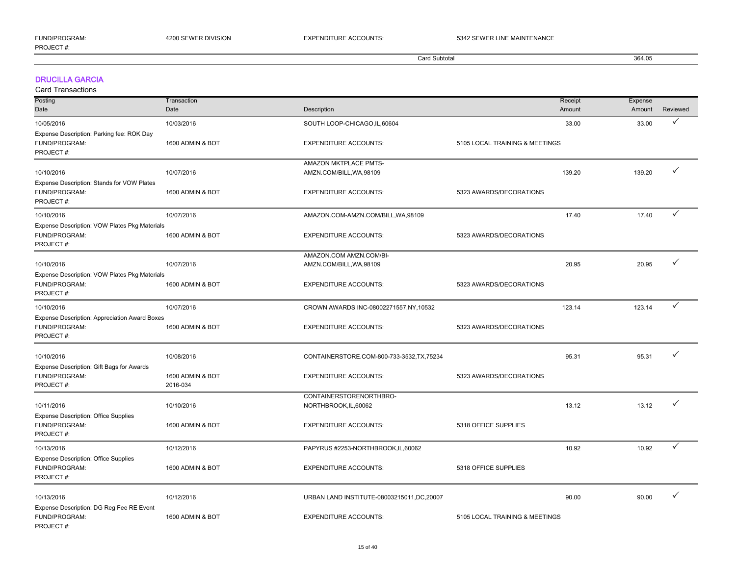| FUND/PROGRAM: | 4200 SEWER DIVISION | EXPENDITURE ACCOUNTS: | 5342 SEWER LINE MAINTENANCE | | | |
|---|---|---|---|---|---|---|
| PROJECT #: | | | | | | |
| | | Card Subtotal | | | 364.05 | |

## DRUCILLA GARCIA

Card Transactions

| Posting Date | Transaction Date | Description | | Receipt Amount | Expense Amount | Reviewed |
|---|---|---|---|---|---|---|
| 10/05/2016 | 10/03/2016 | SOUTH LOOP-CHICAGO,IL,60604 | | 33.00 | 33.00 | ✓ |
| Expense Description: Parking fee: ROK Day | | | | | | |
| FUND/PROGRAM: | 1600 ADMIN & BOT | EXPENDITURE ACCOUNTS: | 5105 LOCAL TRAINING & MEETINGS | | | |
| PROJECT #: | | | | | | |
| 10/10/2016 | 10/07/2016 | AMAZON MKTPLACE PMTS-AMZN.COM/BILL,WA,98109 | | 139.20 | 139.20 | ✓ |
| Expense Description: Stands for VOW Plates | | | | | | |
| FUND/PROGRAM: | 1600 ADMIN & BOT | EXPENDITURE ACCOUNTS: | 5323 AWARDS/DECORATIONS | | | |
| PROJECT #: | | | | | | |
| 10/10/2016 | 10/07/2016 | AMAZON.COM-AMZN.COM/BILL,WA,98109 | | 17.40 | 17.40 | ✓ |
| Expense Description: VOW Plates Pkg Materials | | | | | | |
| FUND/PROGRAM: | 1600 ADMIN & BOT | EXPENDITURE ACCOUNTS: | 5323 AWARDS/DECORATIONS | | | |
| PROJECT #: | | | | | | |
| 10/10/2016 | 10/07/2016 | AMAZON.COM AMZN.COM/BI-AMZN.COM/BILL,WA,98109 | | 20.95 | 20.95 | ✓ |
| Expense Description: VOW Plates Pkg Materials | | | | | | |
| FUND/PROGRAM: | 1600 ADMIN & BOT | EXPENDITURE ACCOUNTS: | 5323 AWARDS/DECORATIONS | | | |
| PROJECT #: | | | | | | |
| 10/10/2016 | 10/07/2016 | CROWN AWARDS INC-08002271557,NY,10532 | | 123.14 | 123.14 | ✓ |
| Expense Description: Appreciation Award Boxes | | | | | | |
| FUND/PROGRAM: | 1600 ADMIN & BOT | EXPENDITURE ACCOUNTS: | 5323 AWARDS/DECORATIONS | | | |
| PROJECT #: | | | | | | |
| 10/10/2016 | 10/08/2016 | CONTAINERSTORE.COM-800-733-3532,TX,75234 | | 95.31 | 95.31 | ✓ |
| Expense Description: Gift Bags for Awards | | | | | | |
| FUND/PROGRAM: | 1600 ADMIN & BOT | EXPENDITURE ACCOUNTS: | 5323 AWARDS/DECORATIONS | | | |
| PROJECT #: | 2016-034 | | | | | |
| 10/11/2016 | 10/10/2016 | CONTAINERSTORENORTHBRO-NORTHBROOK,IL,60062 | | 13.12 | 13.12 | ✓ |
| Expense Description: Office Supplies | | | | | | |
| FUND/PROGRAM: | 1600 ADMIN & BOT | EXPENDITURE ACCOUNTS: | 5318 OFFICE SUPPLIES | | | |
| PROJECT #: | | | | | | |
| 10/13/2016 | 10/12/2016 | PAPYRUS #2253-NORTHBROOK,IL,60062 | | 10.92 | 10.92 | ✓ |
| Expense Description: Office Supplies | | | | | | |
| FUND/PROGRAM: | 1600 ADMIN & BOT | EXPENDITURE ACCOUNTS: | 5318 OFFICE SUPPLIES | | | |
| PROJECT #: | | | | | | |
| 10/13/2016 | 10/12/2016 | URBAN LAND INSTITUTE-08003215011,DC,20007 | | 90.00 | 90.00 | ✓ |
| Expense Description: DG Reg Fee RE Event | | | | | | |
| FUND/PROGRAM: | 1600 ADMIN & BOT | EXPENDITURE ACCOUNTS: | 5105 LOCAL TRAINING & MEETINGS | | | |
| PROJECT #: | | | | | | |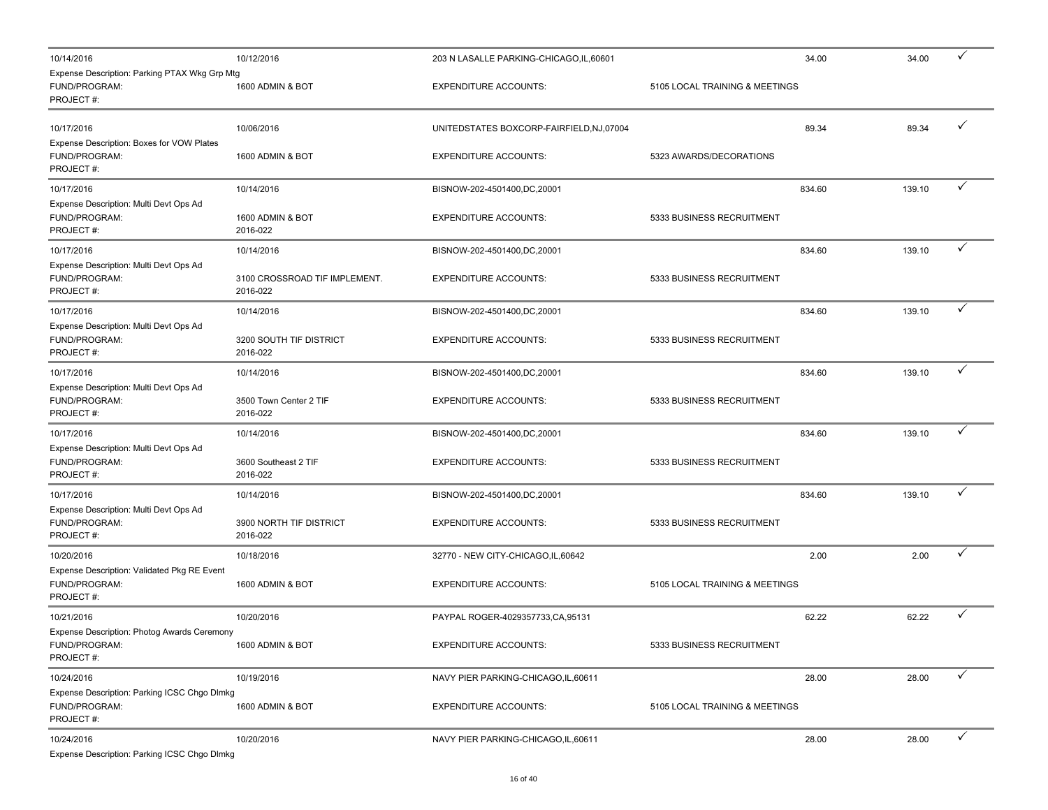| Posted Date | Transaction Date | Merchant | Expenditure Account | Amount | Allocated Amount | |
|---|---|---|---|---|---|---|
| 10/14/2016 | 10/12/2016 | 203 N LASALLE PARKING-CHICAGO,IL,60601 | | 34.00 | 34.00 | ✓ |
| Expense Description: Parking PTAX Wkg Grp Mtg | | | | | | |
| FUND/PROGRAM: | 1600 ADMIN & BOT | EXPENDITURE ACCOUNTS: | 5105 LOCAL TRAINING & MEETINGS | | | |
| PROJECT #: | | | | | | |
| 10/17/2016 | 10/06/2016 | UNITEDSTATES BOXCORP-FAIRFIELD,NJ,07004 | | 89.34 | 89.34 | ✓ |
| Expense Description: Boxes for VOW Plates | | | | | | |
| FUND/PROGRAM: | 1600 ADMIN & BOT | EXPENDITURE ACCOUNTS: | 5323 AWARDS/DECORATIONS | | | |
| PROJECT #: | | | | | | |
| 10/17/2016 | 10/14/2016 | BISNOW-202-4501400,DC,20001 | | 834.60 | 139.10 | ✓ |
| Expense Description: Multi Devt Ops Ad | | | | | | |
| FUND/PROGRAM: | 1600 ADMIN & BOT | EXPENDITURE ACCOUNTS: | 5333 BUSINESS RECRUITMENT | | | |
| PROJECT #: | 2016-022 | | | | | |
| 10/17/2016 | 10/14/2016 | BISNOW-202-4501400,DC,20001 | | 834.60 | 139.10 | ✓ |
| Expense Description: Multi Devt Ops Ad | | | | | | |
| FUND/PROGRAM: | 3100 CROSSROAD TIF IMPLEMENT. | EXPENDITURE ACCOUNTS: | 5333 BUSINESS RECRUITMENT | | | |
| PROJECT #: | 2016-022 | | | | | |
| 10/17/2016 | 10/14/2016 | BISNOW-202-4501400,DC,20001 | | 834.60 | 139.10 | ✓ |
| Expense Description: Multi Devt Ops Ad | | | | | | |
| FUND/PROGRAM: | 3200 SOUTH TIF DISTRICT | EXPENDITURE ACCOUNTS: | 5333 BUSINESS RECRUITMENT | | | |
| PROJECT #: | 2016-022 | | | | | |
| 10/17/2016 | 10/14/2016 | BISNOW-202-4501400,DC,20001 | | 834.60 | 139.10 | ✓ |
| Expense Description: Multi Devt Ops Ad | | | | | | |
| FUND/PROGRAM: | 3500 Town Center 2 TIF | EXPENDITURE ACCOUNTS: | 5333 BUSINESS RECRUITMENT | | | |
| PROJECT #: | 2016-022 | | | | | |
| 10/17/2016 | 10/14/2016 | BISNOW-202-4501400,DC,20001 | | 834.60 | 139.10 | ✓ |
| Expense Description: Multi Devt Ops Ad | | | | | | |
| FUND/PROGRAM: | 3600 Southeast 2 TIF | EXPENDITURE ACCOUNTS: | 5333 BUSINESS RECRUITMENT | | | |
| PROJECT #: | 2016-022 | | | | | |
| 10/17/2016 | 10/14/2016 | BISNOW-202-4501400,DC,20001 | | 834.60 | 139.10 | ✓ |
| Expense Description: Multi Devt Ops Ad | | | | | | |
| FUND/PROGRAM: | 3900 NORTH TIF DISTRICT | EXPENDITURE ACCOUNTS: | 5333 BUSINESS RECRUITMENT | | | |
| PROJECT #: | 2016-022 | | | | | |
| 10/20/2016 | 10/18/2016 | 32770 - NEW CITY-CHICAGO,IL,60642 | | 2.00 | 2.00 | ✓ |
| Expense Description: Validated Pkg RE Event | | | | | | |
| FUND/PROGRAM: | 1600 ADMIN & BOT | EXPENDITURE ACCOUNTS: | 5105 LOCAL TRAINING & MEETINGS | | | |
| PROJECT #: | | | | | | |
| 10/21/2016 | 10/20/2016 | PAYPAL ROGER-4029357733,CA,95131 | | 62.22 | 62.22 | ✓ |
| Expense Description: Photog Awards Ceremony | | | | | | |
| FUND/PROGRAM: | 1600 ADMIN & BOT | EXPENDITURE ACCOUNTS: | 5333 BUSINESS RECRUITMENT | | | |
| PROJECT #: | | | | | | |
| 10/24/2016 | 10/19/2016 | NAVY PIER PARKING-CHICAGO,IL,60611 | | 28.00 | 28.00 | ✓ |
| Expense Description: Parking ICSC Chgo Dlmkg | | | | | | |
| FUND/PROGRAM: | 1600 ADMIN & BOT | EXPENDITURE ACCOUNTS: | 5105 LOCAL TRAINING & MEETINGS | | | |
| PROJECT #: | | | | | | |
| 10/24/2016 | 10/20/2016 | NAVY PIER PARKING-CHICAGO,IL,60611 | | 28.00 | 28.00 | ✓ |
| Expense Description: Parking ICSC Chgo Dlmkg | | | | | | |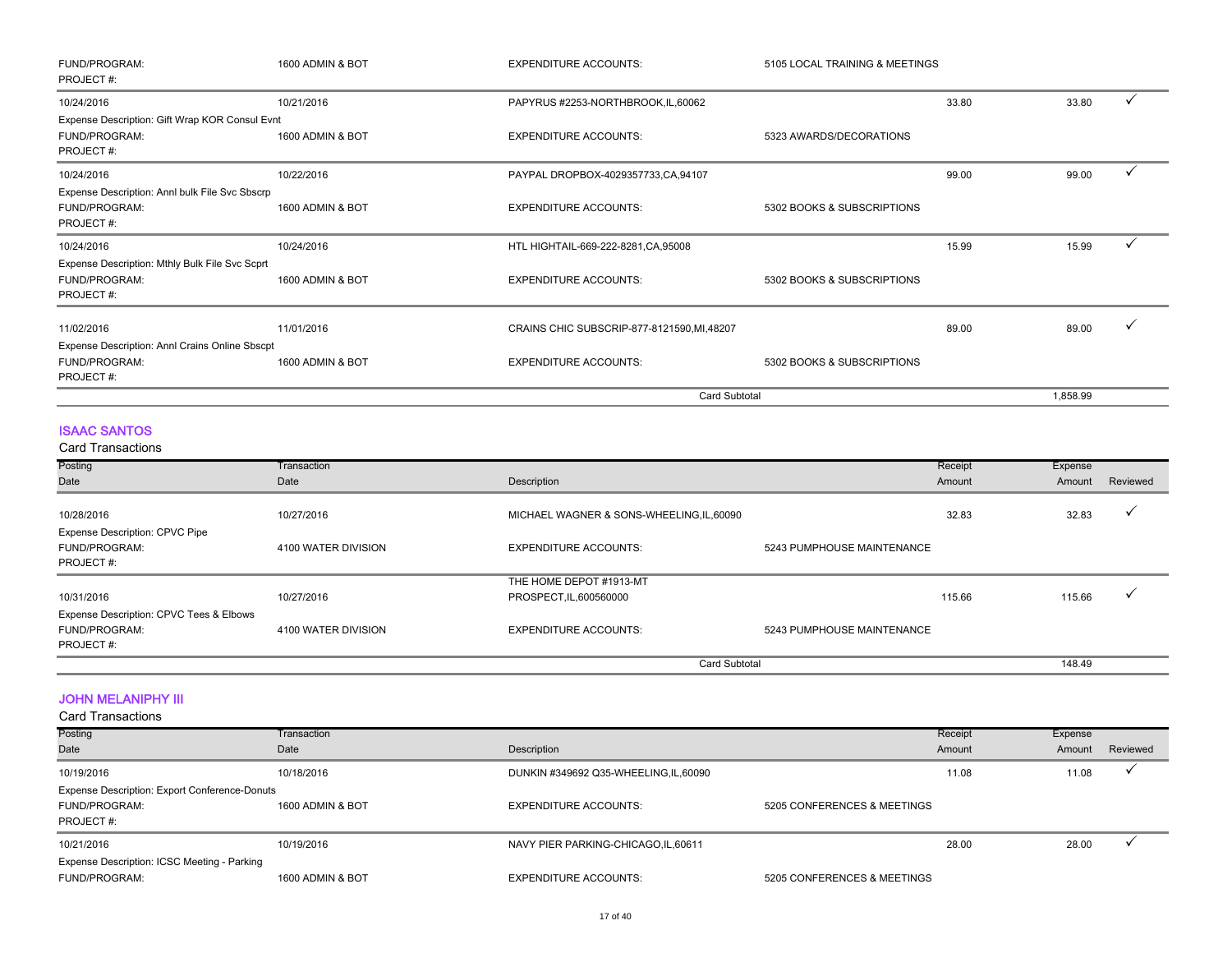| | | | | | | |
|---|---|---|---|---|---|---|
| FUND/PROGRAM: PROJECT #: | 1600 ADMIN & BOT | EXPENDITURE ACCOUNTS: | 5105 LOCAL TRAINING & MEETINGS | | | |
| 10/24/2016 | 10/21/2016 | PAPYRUS #2253-NORTHBROOK,IL,60062 | | 33.80 | 33.80 | ✓ |
| Expense Description: Gift Wrap KOR Consul Evnt | | | | | | |
| FUND/PROGRAM: PROJECT #: | 1600 ADMIN & BOT | EXPENDITURE ACCOUNTS: | 5323 AWARDS/DECORATIONS | | | |
| 10/24/2016 | 10/22/2016 | PAYPAL DROPBOX-4029357733,CA,94107 | | 99.00 | 99.00 | ✓ |
| Expense Description: Annl bulk File Svc Sbscrp | | | | | | |
| FUND/PROGRAM: PROJECT #: | 1600 ADMIN & BOT | EXPENDITURE ACCOUNTS: | 5302 BOOKS & SUBSCRIPTIONS | | | |
| 10/24/2016 | 10/24/2016 | HTL HIGHTAIL-669-222-8281,CA,95008 | | 15.99 | 15.99 | ✓ |
| Expense Description: Mthly Bulk File Svc Scprt | | | | | | |
| FUND/PROGRAM: PROJECT #: | 1600 ADMIN & BOT | EXPENDITURE ACCOUNTS: | 5302 BOOKS & SUBSCRIPTIONS | | | |
| 11/02/2016 | 11/01/2016 | CRAINS CHIC SUBSCRIP-877-8121590,MI,48207 | | 89.00 | 89.00 | ✓ |
| Expense Description: Annl Crains Online Sbscpt | | | | | | |
| FUND/PROGRAM: PROJECT #: | 1600 ADMIN & BOT | EXPENDITURE ACCOUNTS: | 5302 BOOKS & SUBSCRIPTIONS | | | |
| | | | Card Subtotal | | 1,858.99 | |

## ISAAC SANTOS

Card Transactions

| Posting Date | Transaction Date | Description | | Receipt Amount | Expense Amount | Reviewed |
|---|---|---|---|---|---|---|
| 10/28/2016 | 10/27/2016 | MICHAEL WAGNER & SONS-WHEELING,IL,60090 | | 32.83 | 32.83 | ✓ |
| Expense Description: CPVC Pipe | | | | | | |
| FUND/PROGRAM: PROJECT #: | 4100 WATER DIVISION | EXPENDITURE ACCOUNTS: | 5243 PUMPHOUSE MAINTENANCE | | | |
| 10/31/2016 | 10/27/2016 | THE HOME DEPOT #1913-MT PROSPECT,IL,600560000 | | 115.66 | 115.66 | ✓ |
| Expense Description: CPVC Tees & Elbows | | | | | | |
| FUND/PROGRAM: PROJECT #: | 4100 WATER DIVISION | EXPENDITURE ACCOUNTS: | 5243 PUMPHOUSE MAINTENANCE | | | |
| | | | Card Subtotal | | 148.49 | |

## JOHN MELANIPHY III

Card Transactions

| Posting Date | Transaction Date | Description | | Receipt Amount | Expense Amount | Reviewed |
|---|---|---|---|---|---|---|
| 10/19/2016 | 10/18/2016 | DUNKIN #349692 Q35-WHEELING,IL,60090 | | 11.08 | 11.08 | ✓ |
| Expense Description: Export Conference-Donuts | | | | | | |
| FUND/PROGRAM: PROJECT #: | 1600 ADMIN & BOT | EXPENDITURE ACCOUNTS: | 5205 CONFERENCES & MEETINGS | | | |
| 10/21/2016 | 10/19/2016 | NAVY PIER PARKING-CHICAGO,IL,60611 | | 28.00 | 28.00 | ✓ |
| Expense Description: ICSC Meeting - Parking | | | | | | |
| FUND/PROGRAM: | 1600 ADMIN & BOT | EXPENDITURE ACCOUNTS: | 5205 CONFERENCES & MEETINGS | | | |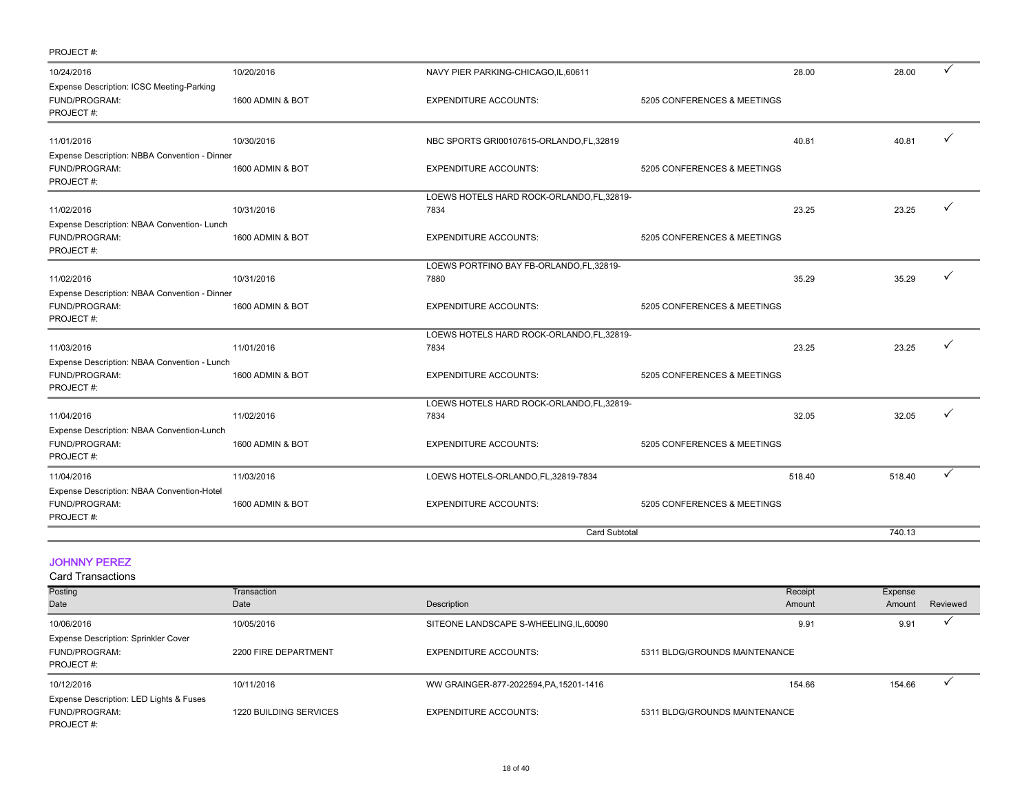PROJECT #:

| Posting Date | Transaction Date | Description | | Receipt Amount | Expense Amount | Reviewed |
|---|---|---|---|---|---|---|
| 10/24/2016 | 10/20/2016 | NAVY PIER PARKING-CHICAGO,IL,60611 | | 28.00 | 28.00 | ✓ |
| Expense Description: ICSC Meeting-Parking | | | | | | |
| FUND/PROGRAM: | 1600 ADMIN & BOT | EXPENDITURE ACCOUNTS: | 5205 CONFERENCES & MEETINGS | | | |
| PROJECT #: | | | | | | |
| 11/01/2016 | 10/30/2016 | NBC SPORTS GRI00107615-ORLANDO,FL,32819 | | 40.81 | 40.81 | ✓ |
| Expense Description: NBBA Convention - Dinner | | | | | | |
| FUND/PROGRAM: | 1600 ADMIN & BOT | EXPENDITURE ACCOUNTS: | 5205 CONFERENCES & MEETINGS | | | |
| PROJECT #: | | | | | | |
| 11/02/2016 | 10/31/2016 | LOEWS HOTELS HARD ROCK-ORLANDO,FL,32819-7834 | | 23.25 | 23.25 | ✓ |
| Expense Description: NBAA Convention- Lunch | | | | | | |
| FUND/PROGRAM: | 1600 ADMIN & BOT | EXPENDITURE ACCOUNTS: | 5205 CONFERENCES & MEETINGS | | | |
| PROJECT #: | | | | | | |
| 11/02/2016 | 10/31/2016 | LOEWS PORTFINO BAY FB-ORLANDO,FL,32819-7880 | | 35.29 | 35.29 | ✓ |
| Expense Description: NBAA Convention - Dinner | | | | | | |
| FUND/PROGRAM: | 1600 ADMIN & BOT | EXPENDITURE ACCOUNTS: | 5205 CONFERENCES & MEETINGS | | | |
| PROJECT #: | | | | | | |
| 11/03/2016 | 11/01/2016 | LOEWS HOTELS HARD ROCK-ORLANDO,FL,32819-7834 | | 23.25 | 23.25 | ✓ |
| Expense Description: NBAA Convention - Lunch | | | | | | |
| FUND/PROGRAM: | 1600 ADMIN & BOT | EXPENDITURE ACCOUNTS: | 5205 CONFERENCES & MEETINGS | | | |
| PROJECT #: | | | | | | |
| 11/04/2016 | 11/02/2016 | LOEWS HOTELS HARD ROCK-ORLANDO,FL,32819-7834 | | 32.05 | 32.05 | ✓ |
| Expense Description: NBAA Convention-Lunch | | | | | | |
| FUND/PROGRAM: | 1600 ADMIN & BOT | EXPENDITURE ACCOUNTS: | 5205 CONFERENCES & MEETINGS | | | |
| PROJECT #: | | | | | | |
| 11/04/2016 | 11/03/2016 | LOEWS HOTELS-ORLANDO,FL,32819-7834 | | 518.40 | 518.40 | ✓ |
| Expense Description: NBAA Convention-Hotel | | | | | | |
| FUND/PROGRAM: | 1600 ADMIN & BOT | EXPENDITURE ACCOUNTS: | 5205 CONFERENCES & MEETINGS | | | |
| PROJECT #: | | | | | | |
| | | | Card Subtotal | | 740.13 | |

## JOHNNY PEREZ

Card Transactions

| Posting Date | Transaction Date | Description | | Receipt Amount | Expense Amount | Reviewed |
|---|---|---|---|---|---|---|
| 10/06/2016 | 10/05/2016 | SITEONE LANDSCAPE S-WHEELING,IL,60090 | | 9.91 | 9.91 | ✓ |
| Expense Description: Sprinkler Cover | | | | | | |
| FUND/PROGRAM: | 2200 FIRE DEPARTMENT | EXPENDITURE ACCOUNTS: | 5311 BLDG/GROUNDS MAINTENANCE | | | |
| PROJECT #: | | | | | | |
| 10/12/2016 | 10/11/2016 | WW GRAINGER-877-2022594,PA,15201-1416 | | 154.66 | 154.66 | ✓ |
| Expense Description: LED Lights & Fuses | | | | | | |
| FUND/PROGRAM: | 1220 BUILDING SERVICES | EXPENDITURE ACCOUNTS: | 5311 BLDG/GROUNDS MAINTENANCE | | | |
| PROJECT #: | | | | | | |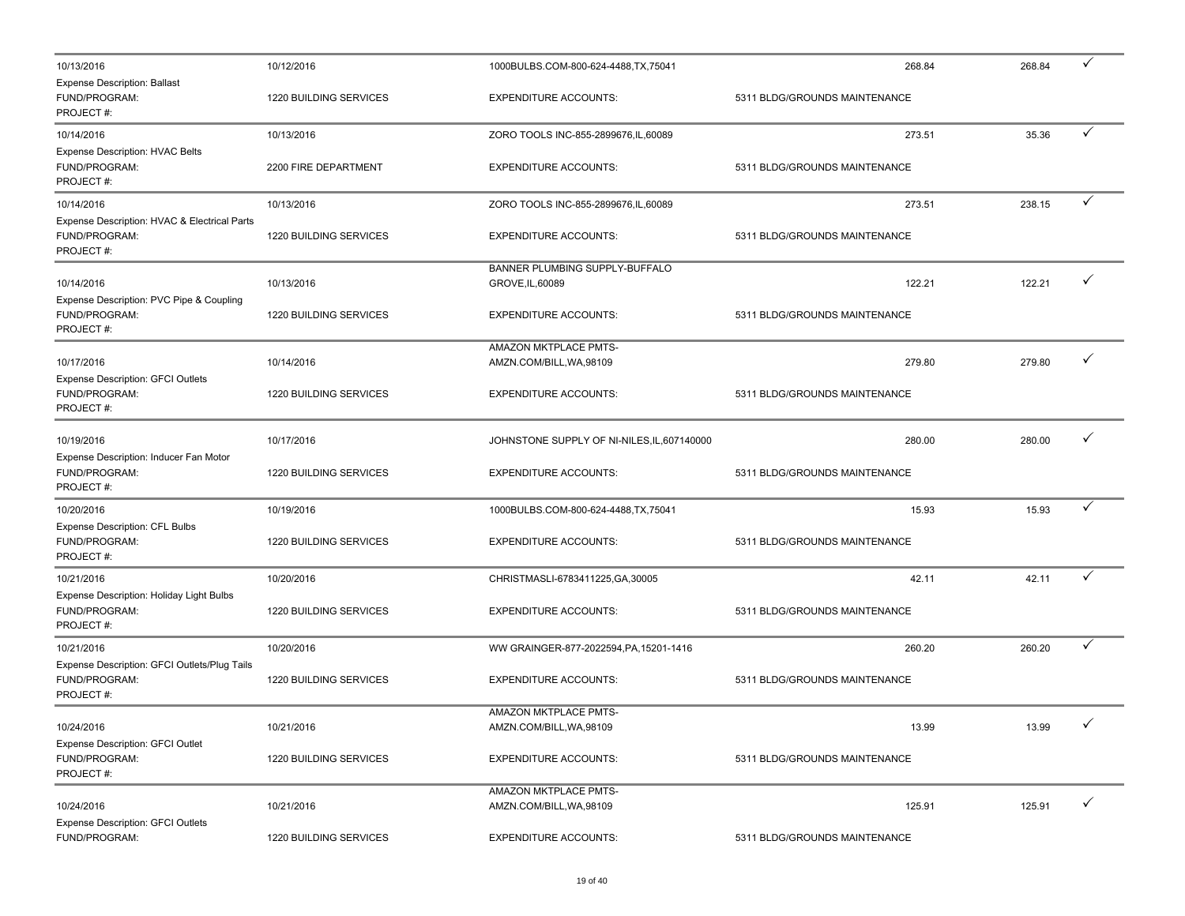| | | | | | | |
|---|---|---|---|---|---|---|
| 10/13/2016 | 10/12/2016 | 1000BULBS.COM-800-624-4488,TX,75041 | | 268.84 | 268.84 | ✓ |
| Expense Description: Ballast | | | | | | |
| FUND/PROGRAM: | 1220 BUILDING SERVICES | EXPENDITURE ACCOUNTS: | 5311 BLDG/GROUNDS MAINTENANCE | | | |
| PROJECT #: | | | | | | |
| 10/14/2016 | 10/13/2016 | ZORO TOOLS INC-855-2899676,IL,60089 | | 273.51 | 35.36 | ✓ |
| Expense Description: HVAC Belts | | | | | | |
| FUND/PROGRAM: | 2200 FIRE DEPARTMENT | EXPENDITURE ACCOUNTS: | 5311 BLDG/GROUNDS MAINTENANCE | | | |
| PROJECT #: | | | | | | |
| 10/14/2016 | 10/13/2016 | ZORO TOOLS INC-855-2899676,IL,60089 | | 273.51 | 238.15 | ✓ |
| Expense Description: HVAC & Electrical Parts | | | | | | |
| FUND/PROGRAM: | 1220 BUILDING SERVICES | EXPENDITURE ACCOUNTS: | 5311 BLDG/GROUNDS MAINTENANCE | | | |
| PROJECT #: | | | | | | |
| 10/14/2016 | 10/13/2016 | BANNER PLUMBING SUPPLY-BUFFALO GROVE,IL,60089 | | 122.21 | 122.21 | ✓ |
| Expense Description: PVC Pipe & Coupling | | | | | | |
| FUND/PROGRAM: | 1220 BUILDING SERVICES | EXPENDITURE ACCOUNTS: | 5311 BLDG/GROUNDS MAINTENANCE | | | |
| PROJECT #: | | | | | | |
| 10/17/2016 | 10/14/2016 | AMAZON MKTPLACE PMTS-AMZN.COM/BILL,WA,98109 | | 279.80 | 279.80 | ✓ |
| Expense Description: GFCI Outlets | | | | | | |
| FUND/PROGRAM: | 1220 BUILDING SERVICES | EXPENDITURE ACCOUNTS: | 5311 BLDG/GROUNDS MAINTENANCE | | | |
| PROJECT #: | | | | | | |
| 10/19/2016 | 10/17/2016 | JOHNSTONE SUPPLY OF NI-NILES,IL,607140000 | | 280.00 | 280.00 | ✓ |
| Expense Description: Inducer Fan Motor | | | | | | |
| FUND/PROGRAM: | 1220 BUILDING SERVICES | EXPENDITURE ACCOUNTS: | 5311 BLDG/GROUNDS MAINTENANCE | | | |
| PROJECT #: | | | | | | |
| 10/20/2016 | 10/19/2016 | 1000BULBS.COM-800-624-4488,TX,75041 | | 15.93 | 15.93 | ✓ |
| Expense Description: CFL Bulbs | | | | | | |
| FUND/PROGRAM: | 1220 BUILDING SERVICES | EXPENDITURE ACCOUNTS: | 5311 BLDG/GROUNDS MAINTENANCE | | | |
| PROJECT #: | | | | | | |
| 10/21/2016 | 10/20/2016 | CHRISTMASLI-6783411225,GA,30005 | | 42.11 | 42.11 | ✓ |
| Expense Description: Holiday Light Bulbs | | | | | | |
| FUND/PROGRAM: | 1220 BUILDING SERVICES | EXPENDITURE ACCOUNTS: | 5311 BLDG/GROUNDS MAINTENANCE | | | |
| PROJECT #: | | | | | | |
| 10/21/2016 | 10/20/2016 | WW GRAINGER-877-2022594,PA,15201-1416 | | 260.20 | 260.20 | ✓ |
| Expense Description: GFCI Outlets/Plug Tails | | | | | | |
| FUND/PROGRAM: | 1220 BUILDING SERVICES | EXPENDITURE ACCOUNTS: | 5311 BLDG/GROUNDS MAINTENANCE | | | |
| PROJECT #: | | | | | | |
| 10/24/2016 | 10/21/2016 | AMAZON MKTPLACE PMTS-AMZN.COM/BILL,WA,98109 | | 13.99 | 13.99 | ✓ |
| Expense Description: GFCI Outlet | | | | | | |
| FUND/PROGRAM: | 1220 BUILDING SERVICES | EXPENDITURE ACCOUNTS: | 5311 BLDG/GROUNDS MAINTENANCE | | | |
| PROJECT #: | | | | | | |
| 10/24/2016 | 10/21/2016 | AMAZON MKTPLACE PMTS-AMZN.COM/BILL,WA,98109 | | 125.91 | 125.91 | ✓ |
| Expense Description: GFCI Outlets | | | | | | |
| FUND/PROGRAM: | 1220 BUILDING SERVICES | EXPENDITURE ACCOUNTS: | 5311 BLDG/GROUNDS MAINTENANCE | | | |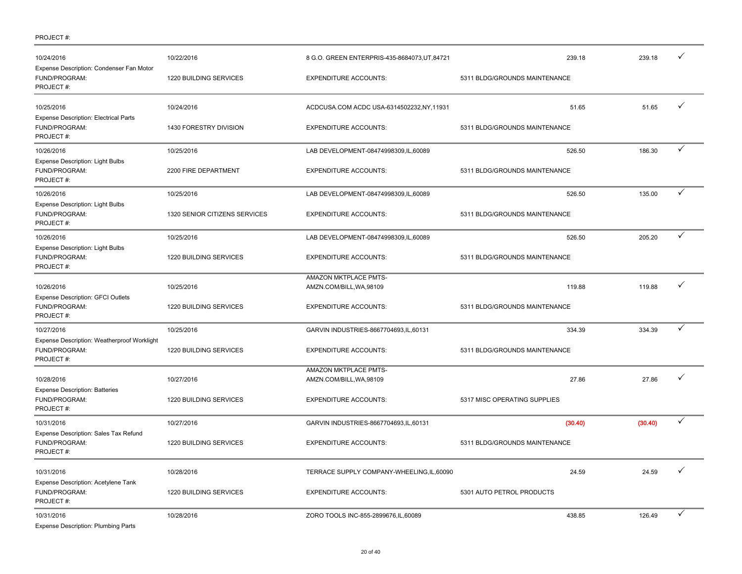PROJECT #:

| Posting Date | Transaction Date | Vendor | Transaction Amount | Allocated Amount | |
|---|---|---|---|---|---|
| 10/24/2016 | 10/22/2016 | 8 G.O. GREEN ENTERPRIS-435-8684073,UT,84721 | 239.18 | 239.18 | ✓ |
| Expense Description: Condenser Fan Motor | | | | | |
| FUND/PROGRAM: | 1220 BUILDING SERVICES | EXPENDITURE ACCOUNTS: | 5311 BLDG/GROUNDS MAINTENANCE | | |
| PROJECT #: | | | | | |
| 10/25/2016 | 10/24/2016 | ACDCUSA.COM ACDC USA-6314502232,NY,11931 | 51.65 | 51.65 | ✓ |
| Expense Description: Electrical Parts | | | | | |
| FUND/PROGRAM: | 1430 FORESTRY DIVISION | EXPENDITURE ACCOUNTS: | 5311 BLDG/GROUNDS MAINTENANCE | | |
| PROJECT #: | | | | | |
| 10/26/2016 | 10/25/2016 | LAB DEVELOPMENT-08474998309,IL,60089 | 526.50 | 186.30 | ✓ |
| Expense Description: Light Bulbs | | | | | |
| FUND/PROGRAM: | 2200 FIRE DEPARTMENT | EXPENDITURE ACCOUNTS: | 5311 BLDG/GROUNDS MAINTENANCE | | |
| PROJECT #: | | | | | |
| 10/26/2016 | 10/25/2016 | LAB DEVELOPMENT-08474998309,IL,60089 | 526.50 | 135.00 | ✓ |
| Expense Description: Light Bulbs | | | | | |
| FUND/PROGRAM: | 1320 SENIOR CITIZENS SERVICES | EXPENDITURE ACCOUNTS: | 5311 BLDG/GROUNDS MAINTENANCE | | |
| PROJECT #: | | | | | |
| 10/26/2016 | 10/25/2016 | LAB DEVELOPMENT-08474998309,IL,60089 | 526.50 | 205.20 | ✓ |
| Expense Description: Light Bulbs | | | | | |
| FUND/PROGRAM: | 1220 BUILDING SERVICES | EXPENDITURE ACCOUNTS: | 5311 BLDG/GROUNDS MAINTENANCE | | |
| PROJECT #: | | | | | |
| 10/26/2016 | 10/25/2016 | AMAZON MKTPLACE PMTS-AMZN.COM/BILL,WA,98109 | 119.88 | 119.88 | ✓ |
| Expense Description: GFCI Outlets | | | | | |
| FUND/PROGRAM: | 1220 BUILDING SERVICES | EXPENDITURE ACCOUNTS: | 5311 BLDG/GROUNDS MAINTENANCE | | |
| PROJECT #: | | | | | |
| 10/27/2016 | 10/25/2016 | GARVIN INDUSTRIES-8667704693,IL,60131 | 334.39 | 334.39 | ✓ |
| Expense Description: Weatherproof Worklight | | | | | |
| FUND/PROGRAM: | 1220 BUILDING SERVICES | EXPENDITURE ACCOUNTS: | 5311 BLDG/GROUNDS MAINTENANCE | | |
| PROJECT #: | | | | | |
| 10/28/2016 | 10/27/2016 | AMAZON MKTPLACE PMTS-AMZN.COM/BILL,WA,98109 | 27.86 | 27.86 | ✓ |
| Expense Description: Batteries | | | | | |
| FUND/PROGRAM: | 1220 BUILDING SERVICES | EXPENDITURE ACCOUNTS: | 5317 MISC OPERATING SUPPLIES | | |
| PROJECT #: | | | | | |
| 10/31/2016 | 10/27/2016 | GARVIN INDUSTRIES-8667704693,IL,60131 | (30.40) | (30.40) | ✓ |
| Expense Description: Sales Tax Refund | | | | | |
| FUND/PROGRAM: | 1220 BUILDING SERVICES | EXPENDITURE ACCOUNTS: | 5311 BLDG/GROUNDS MAINTENANCE | | |
| PROJECT #: | | | | | |
| 10/31/2016 | 10/28/2016 | TERRACE SUPPLY COMPANY-WHEELING,IL,60090 | 24.59 | 24.59 | ✓ |
| Expense Description: Acetylene Tank | | | | | |
| FUND/PROGRAM: | 1220 BUILDING SERVICES | EXPENDITURE ACCOUNTS: | 5301 AUTO PETROL PRODUCTS | | |
| PROJECT #: | | | | | |
| 10/31/2016 | 10/28/2016 | ZORO TOOLS INC-855-2899676,IL,60089 | 438.85 | 126.49 | ✓ |
| Expense Description: Plumbing Parts | | | | | |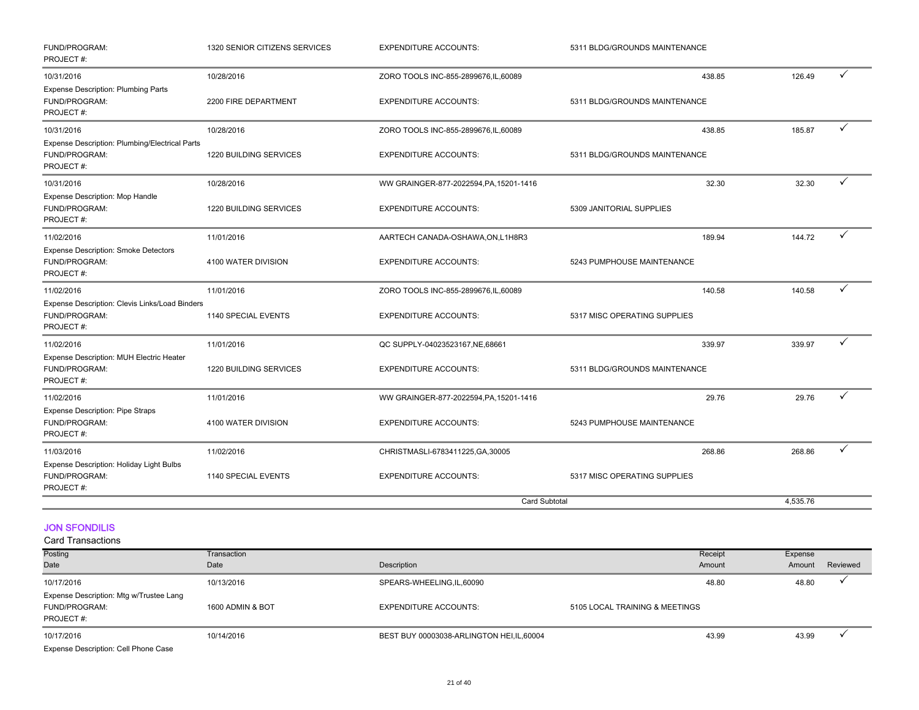| | | | | | | |
|---|---|---|---|---|---|---|
| FUND/PROGRAM: PROJECT #: | 1320 SENIOR CITIZENS SERVICES | EXPENDITURE ACCOUNTS: | 5311 BLDG/GROUNDS MAINTENANCE | | | |
| 10/31/2016 | 10/28/2016 | ZORO TOOLS INC-855-2899676,IL,60089 | | 438.85 | 126.49 | ✓ |
| Expense Description: Plumbing Parts | | | | | | |
| FUND/PROGRAM: PROJECT #: | 2200 FIRE DEPARTMENT | EXPENDITURE ACCOUNTS: | 5311 BLDG/GROUNDS MAINTENANCE | | | |
| 10/31/2016 | 10/28/2016 | ZORO TOOLS INC-855-2899676,IL,60089 | | 438.85 | 185.87 | ✓ |
| Expense Description: Plumbing/Electrical Parts | | | | | | |
| FUND/PROGRAM: PROJECT #: | 1220 BUILDING SERVICES | EXPENDITURE ACCOUNTS: | 5311 BLDG/GROUNDS MAINTENANCE | | | |
| 10/31/2016 | 10/28/2016 | WW GRAINGER-877-2022594,PA,15201-1416 | | 32.30 | 32.30 | ✓ |
| Expense Description: Mop Handle | | | | | | |
| FUND/PROGRAM: PROJECT #: | 1220 BUILDING SERVICES | EXPENDITURE ACCOUNTS: | 5309 JANITORIAL SUPPLIES | | | |
| 11/02/2016 | 11/01/2016 | AARTECH CANADA-OSHAWA,ON,L1H8R3 | | 189.94 | 144.72 | ✓ |
| Expense Description: Smoke Detectors | | | | | | |
| FUND/PROGRAM: PROJECT #: | 4100 WATER DIVISION | EXPENDITURE ACCOUNTS: | 5243 PUMPHOUSE MAINTENANCE | | | |
| 11/02/2016 | 11/01/2016 | ZORO TOOLS INC-855-2899676,IL,60089 | | 140.58 | 140.58 | ✓ |
| Expense Description: Clevis Links/Load Binders | | | | | | |
| FUND/PROGRAM: PROJECT #: | 1140 SPECIAL EVENTS | EXPENDITURE ACCOUNTS: | 5317 MISC OPERATING SUPPLIES | | | |
| 11/02/2016 | 11/01/2016 | QC SUPPLY-04023523167,NE,68661 | | 339.97 | 339.97 | ✓ |
| Expense Description: MUH Electric Heater | | | | | | |
| FUND/PROGRAM: PROJECT #: | 1220 BUILDING SERVICES | EXPENDITURE ACCOUNTS: | 5311 BLDG/GROUNDS MAINTENANCE | | | |
| 11/02/2016 | 11/01/2016 | WW GRAINGER-877-2022594,PA,15201-1416 | | 29.76 | 29.76 | ✓ |
| Expense Description: Pipe Straps | | | | | | |
| FUND/PROGRAM: PROJECT #: | 4100 WATER DIVISION | EXPENDITURE ACCOUNTS: | 5243 PUMPHOUSE MAINTENANCE | | | |
| 11/03/2016 | 11/02/2016 | CHRISTMASLI-6783411225,GA,30005 | | 268.86 | 268.86 | ✓ |
| Expense Description: Holiday Light Bulbs | | | | | | |
| FUND/PROGRAM: PROJECT #: | 1140 SPECIAL EVENTS | EXPENDITURE ACCOUNTS: | 5317 MISC OPERATING SUPPLIES | | | |
| | | Card Subtotal | | | 4,535.76 | |

## JON SFONDILIS

Card Transactions

| Posting Date | Transaction Date | Description | | Receipt Amount | Expense Amount | Reviewed |
|---|---|---|---|---|---|---|
| 10/17/2016 | 10/13/2016 | SPEARS-WHEELING,IL,60090 | | 48.80 | 48.80 | ✓ |
| Expense Description: Mtg w/Trustee Lang | | | | | | |
| FUND/PROGRAM: PROJECT #: | 1600 ADMIN & BOT | EXPENDITURE ACCOUNTS: | 5105 LOCAL TRAINING & MEETINGS | | | |
| 10/17/2016 | 10/14/2016 | BEST BUY 00003038-ARLINGTON HEI,IL,60004 | | 43.99 | 43.99 | ✓ |
| Expense Description: Cell Phone Case | | | | | | |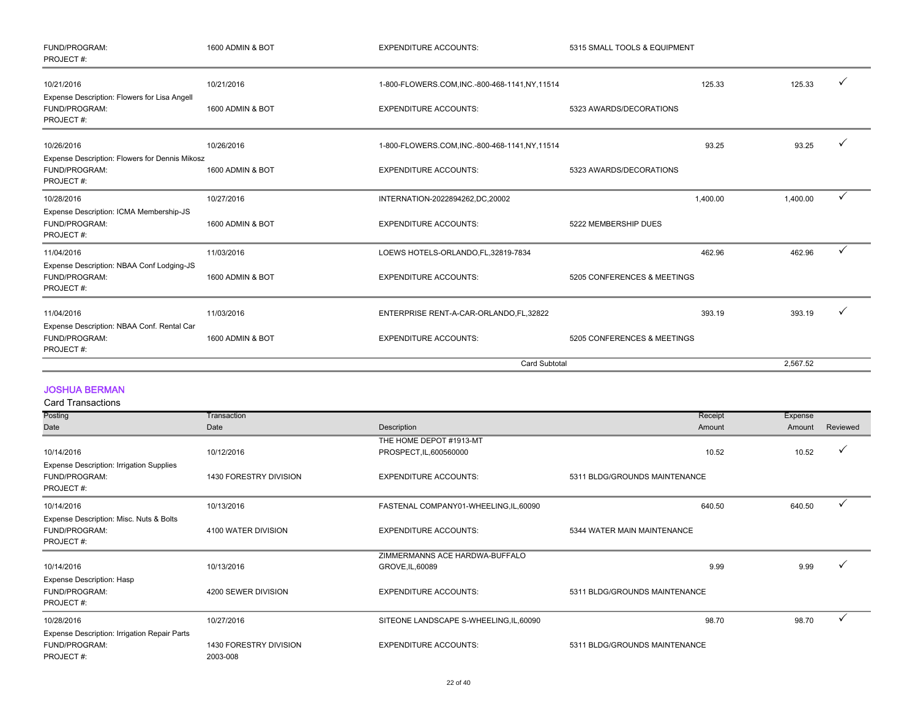| | | | | | | |
|---|---|---|---|---|---|---|
| FUND/PROGRAM: PROJECT #: | 1600 ADMIN & BOT | EXPENDITURE ACCOUNTS: | 5315 SMALL TOOLS & EQUIPMENT | | | |
| 10/21/2016 | 10/21/2016 | 1-800-FLOWERS.COM,INC.-800-468-1141,NY,11514 | | 125.33 | 125.33 | ✓ |
| Expense Description: Flowers for Lisa Angell | | | | | | |
| FUND/PROGRAM: PROJECT #: | 1600 ADMIN & BOT | EXPENDITURE ACCOUNTS: | 5323 AWARDS/DECORATIONS | | | |
| 10/26/2016 | 10/26/2016 | 1-800-FLOWERS.COM,INC.-800-468-1141,NY,11514 | | 93.25 | 93.25 | ✓ |
| Expense Description: Flowers for Dennis Mikosz | | | | | | |
| FUND/PROGRAM: PROJECT #: | 1600 ADMIN & BOT | EXPENDITURE ACCOUNTS: | 5323 AWARDS/DECORATIONS | | | |
| 10/28/2016 | 10/27/2016 | INTERNATION-2022894262,DC,20002 | | 1,400.00 | 1,400.00 | ✓ |
| Expense Description: ICMA Membership-JS | | | | | | |
| FUND/PROGRAM: PROJECT #: | 1600 ADMIN & BOT | EXPENDITURE ACCOUNTS: | 5222 MEMBERSHIP DUES | | | |
| 11/04/2016 | 11/03/2016 | LOEWS HOTELS-ORLANDO,FL,32819-7834 | | 462.96 | 462.96 | ✓ |
| Expense Description: NBAA Conf Lodging-JS | | | | | | |
| FUND/PROGRAM: PROJECT #: | 1600 ADMIN & BOT | EXPENDITURE ACCOUNTS: | 5205 CONFERENCES & MEETINGS | | | |
| 11/04/2016 | 11/03/2016 | ENTERPRISE RENT-A-CAR-ORLANDO,FL,32822 | | 393.19 | 393.19 | ✓ |
| Expense Description: NBAA Conf. Rental Car | | | | | | |
| FUND/PROGRAM: PROJECT #: | 1600 ADMIN & BOT | EXPENDITURE ACCOUNTS: | 5205 CONFERENCES & MEETINGS | | | |
| | | Card Subtotal | | | 2,567.52 | |

## JOSHUA BERMAN

Card Transactions

| Posting Date | Transaction Date | Description | | Receipt Amount | Expense Amount | Reviewed |
|---|---|---|---|---|---|---|
| 10/14/2016 | 10/12/2016 | THE HOME DEPOT #1913-MT PROSPECT,IL,600560000 | | 10.52 | 10.52 | ✓ |
| Expense Description: Irrigation Supplies | | | | | | |
| FUND/PROGRAM: PROJECT #: | 1430 FORESTRY DIVISION | EXPENDITURE ACCOUNTS: | 5311 BLDG/GROUNDS MAINTENANCE | | | |
| 10/14/2016 | 10/13/2016 | FASTENAL COMPANY01-WHEELING,IL,60090 | | 640.50 | 640.50 | ✓ |
| Expense Description: Misc. Nuts & Bolts | | | | | | |
| FUND/PROGRAM: PROJECT #: | 4100 WATER DIVISION | EXPENDITURE ACCOUNTS: | 5344 WATER MAIN MAINTENANCE | | | |
| 10/14/2016 | 10/13/2016 | ZIMMERMANNS ACE HARDWA-BUFFALO GROVE,IL,60089 | | 9.99 | 9.99 | ✓ |
| Expense Description: Hasp | | | | | | |
| FUND/PROGRAM: PROJECT #: | 4200 SEWER DIVISION | EXPENDITURE ACCOUNTS: | 5311 BLDG/GROUNDS MAINTENANCE | | | |
| 10/28/2016 | 10/27/2016 | SITEONE LANDSCAPE S-WHEELING,IL,60090 | | 98.70 | 98.70 | ✓ |
| Expense Description: Irrigation Repair Parts | | | | | | |
| FUND/PROGRAM: PROJECT #: | 1430 FORESTRY DIVISION 2003-008 | EXPENDITURE ACCOUNTS: | 5311 BLDG/GROUNDS MAINTENANCE | | | |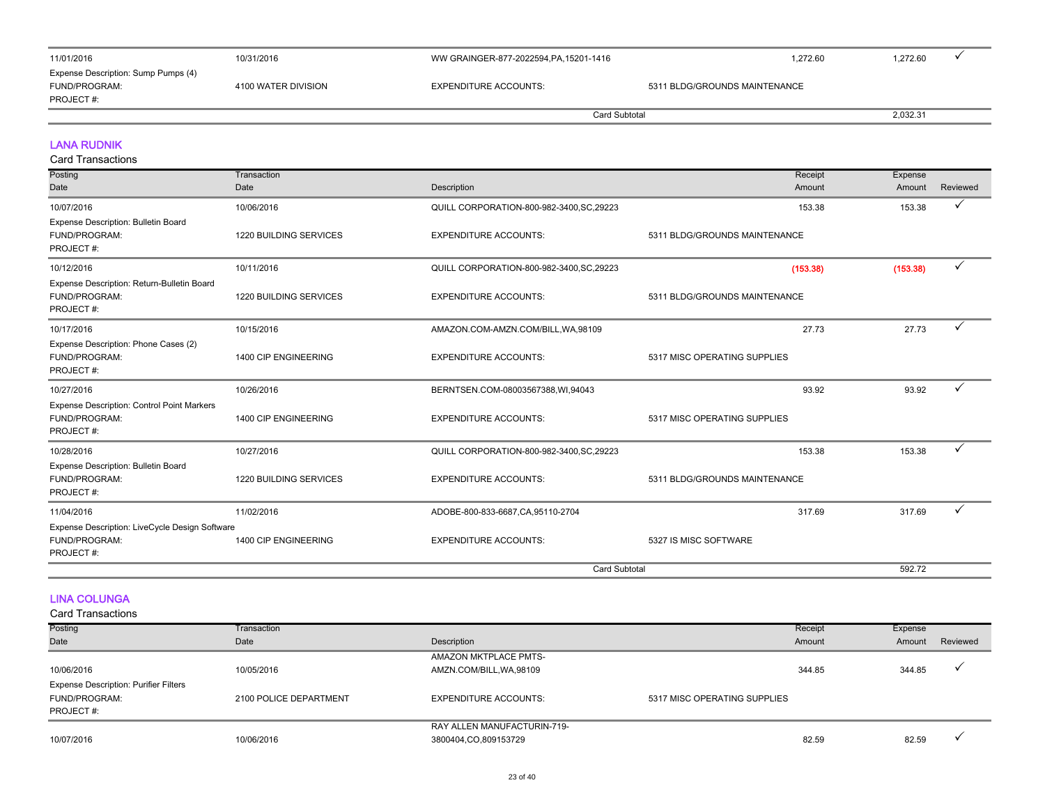| | | | | | | |
|---|---|---|---|---|---|---|
| 11/01/2016 | 10/31/2016 | WW GRAINGER-877-2022594,PA,15201-1416 | | 1,272.60 | 1,272.60 | ✓ |
| Expense Description: Sump Pumps (4) | | | | | | |
| FUND/PROGRAM: | 4100 WATER DIVISION | EXPENDITURE ACCOUNTS: | 5311 BLDG/GROUNDS MAINTENANCE | | | |
| PROJECT #: | | | | | | |
| | | Card Subtotal | | | 2,032.31 | |

## LANA RUDNIK

Card Transactions

| Posting Date | Transaction Date | Description | | Receipt Amount | Expense Amount | Reviewed |
|---|---|---|---|---|---|---|
| 10/07/2016 | 10/06/2016 | QUILL CORPORATION-800-982-3400,SC,29223 | | 153.38 | 153.38 | ✓ |
| Expense Description: Bulletin Board | | | | | | |
| FUND/PROGRAM: | 1220 BUILDING SERVICES | EXPENDITURE ACCOUNTS: | 5311 BLDG/GROUNDS MAINTENANCE | | | |
| PROJECT #: | | | | | | |
| 10/12/2016 | 10/11/2016 | QUILL CORPORATION-800-982-3400,SC,29223 | | (153.38) | (153.38) | ✓ |
| Expense Description: Return-Bulletin Board | | | | | | |
| FUND/PROGRAM: | 1220 BUILDING SERVICES | EXPENDITURE ACCOUNTS: | 5311 BLDG/GROUNDS MAINTENANCE | | | |
| PROJECT #: | | | | | | |
| 10/17/2016 | 10/15/2016 | AMAZON.COM-AMZN.COM/BILL,WA,98109 | | 27.73 | 27.73 | ✓ |
| Expense Description: Phone Cases (2) | | | | | | |
| FUND/PROGRAM: | 1400 CIP ENGINEERING | EXPENDITURE ACCOUNTS: | 5317 MISC OPERATING SUPPLIES | | | |
| PROJECT #: | | | | | | |
| 10/27/2016 | 10/26/2016 | BERNTSEN.COM-08003567388,WI,94043 | | 93.92 | 93.92 | ✓ |
| Expense Description: Control Point Markers | | | | | | |
| FUND/PROGRAM: | 1400 CIP ENGINEERING | EXPENDITURE ACCOUNTS: | 5317 MISC OPERATING SUPPLIES | | | |
| PROJECT #: | | | | | | |
| 10/28/2016 | 10/27/2016 | QUILL CORPORATION-800-982-3400,SC,29223 | | 153.38 | 153.38 | ✓ |
| Expense Description: Bulletin Board | | | | | | |
| FUND/PROGRAM: | 1220 BUILDING SERVICES | EXPENDITURE ACCOUNTS: | 5311 BLDG/GROUNDS MAINTENANCE | | | |
| PROJECT #: | | | | | | |
| 11/04/2016 | 11/02/2016 | ADOBE-800-833-6687,CA,95110-2704 | | 317.69 | 317.69 | ✓ |
| Expense Description: LiveCycle Design Software | | | | | | |
| FUND/PROGRAM: | 1400 CIP ENGINEERING | EXPENDITURE ACCOUNTS: | 5327 IS MISC SOFTWARE | | | |
| PROJECT #: | | | | | | |
| | | Card Subtotal | | | 592.72 | |

## LINA COLUNGA

Card Transactions

| Posting Date | Transaction Date | Description | | Receipt Amount | Expense Amount | Reviewed |
|---|---|---|---|---|---|---|
| 10/06/2016 | 10/05/2016 | AMAZON MKTPLACE PMTS-AMZN.COM/BILL,WA,98109 | | 344.85 | 344.85 | ✓ |
| Expense Description: Purifier Filters | | | | | | |
| FUND/PROGRAM: | 2100 POLICE DEPARTMENT | EXPENDITURE ACCOUNTS: | 5317 MISC OPERATING SUPPLIES | | | |
| PROJECT #: | | | | | | |
| 10/07/2016 | 10/06/2016 | RAY ALLEN MANUFACTURIN-719-3800404,CO,809153729 | | 82.59 | 82.59 | ✓ |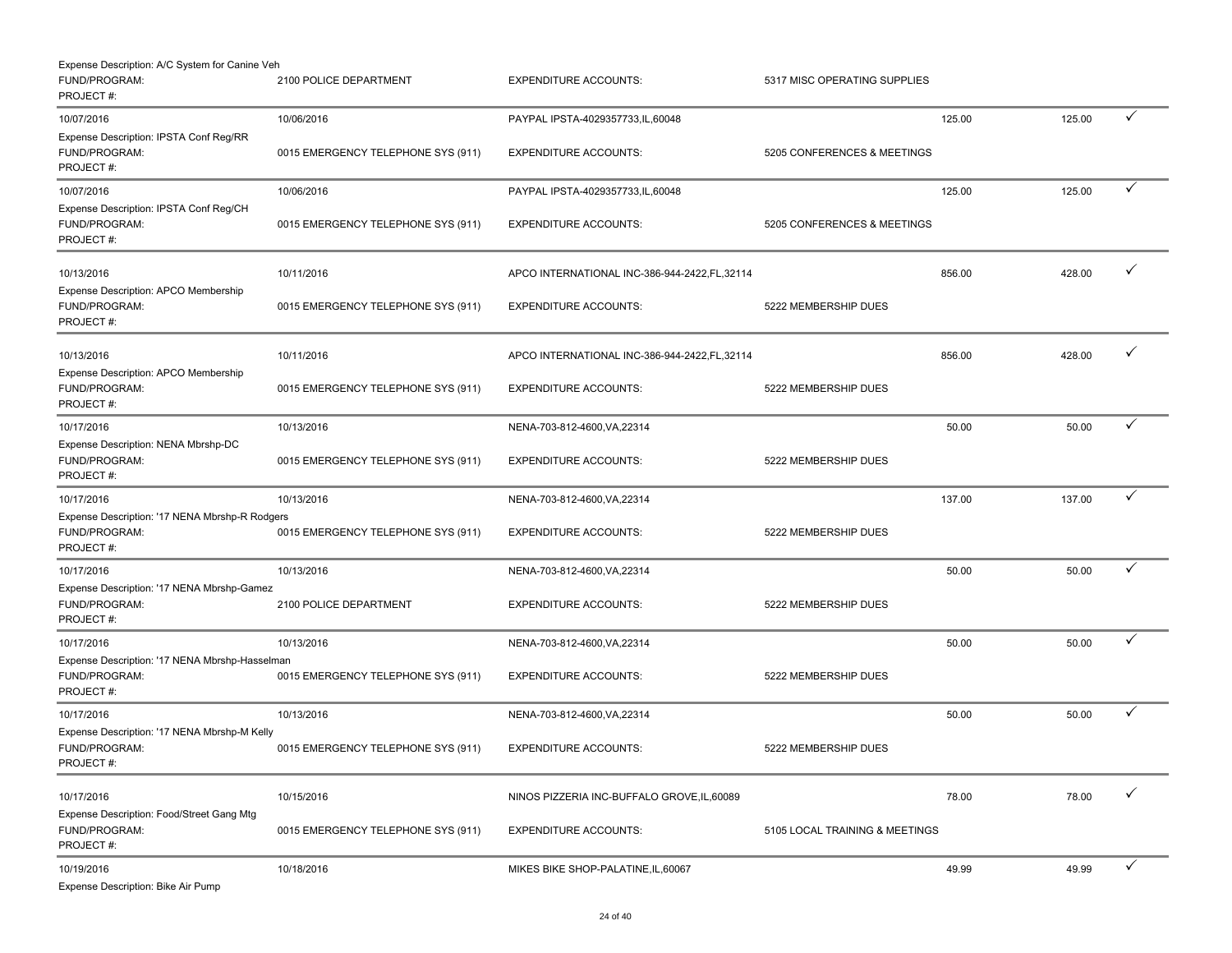Expense Description: A/C System for Canine Veh
FUND/PROGRAM: 2100 POLICE DEPARTMENT | EXPENDITURE ACCOUNTS: 5317 MISC OPERATING SUPPLIES
PROJECT #:

| Post Date | Trans Date | Merchant | | Amount | Allocated | |
|---|---|---|---|---|---|---|
| 10/07/2016 | 10/06/2016 | PAYPAL IPSTA-4029357733,IL,60048 | | 125.00 | 125.00 | ✓ |
| Expense Description: IPSTA Conf Reg/RR | | | | | | |
| FUND/PROGRAM: | 0015 EMERGENCY TELEPHONE SYS (911) | EXPENDITURE ACCOUNTS: | 5205 CONFERENCES & MEETINGS | | | |
| PROJECT #: | | | | | | |
| 10/07/2016 | 10/06/2016 | PAYPAL IPSTA-4029357733,IL,60048 | | 125.00 | 125.00 | ✓ |
| Expense Description: IPSTA Conf Reg/CH | | | | | | |
| FUND/PROGRAM: | 0015 EMERGENCY TELEPHONE SYS (911) | EXPENDITURE ACCOUNTS: | 5205 CONFERENCES & MEETINGS | | | |
| PROJECT #: | | | | | | |
| 10/13/2016 | 10/11/2016 | APCO INTERNATIONAL INC-386-944-2422,FL,32114 | | 856.00 | 428.00 | ✓ |
| Expense Description: APCO Membership | | | | | | |
| FUND/PROGRAM: | 0015 EMERGENCY TELEPHONE SYS (911) | EXPENDITURE ACCOUNTS: | 5222 MEMBERSHIP DUES | | | |
| PROJECT #: | | | | | | |
| 10/13/2016 | 10/11/2016 | APCO INTERNATIONAL INC-386-944-2422,FL,32114 | | 856.00 | 428.00 | ✓ |
| Expense Description: APCO Membership | | | | | | |
| FUND/PROGRAM: | 0015 EMERGENCY TELEPHONE SYS (911) | EXPENDITURE ACCOUNTS: | 5222 MEMBERSHIP DUES | | | |
| PROJECT #: | | | | | | |
| 10/17/2016 | 10/13/2016 | NENA-703-812-4600,VA,22314 | | 50.00 | 50.00 | ✓ |
| Expense Description: NENA Mbrshp-DC | | | | | | |
| FUND/PROGRAM: | 0015 EMERGENCY TELEPHONE SYS (911) | EXPENDITURE ACCOUNTS: | 5222 MEMBERSHIP DUES | | | |
| PROJECT #: | | | | | | |
| 10/17/2016 | 10/13/2016 | NENA-703-812-4600,VA,22314 | | 137.00 | 137.00 | ✓ |
| Expense Description: '17 NENA Mbrshp-R Rodgers | | | | | | |
| FUND/PROGRAM: | 0015 EMERGENCY TELEPHONE SYS (911) | EXPENDITURE ACCOUNTS: | 5222 MEMBERSHIP DUES | | | |
| PROJECT #: | | | | | | |
| 10/17/2016 | 10/13/2016 | NENA-703-812-4600,VA,22314 | | 50.00 | 50.00 | ✓ |
| Expense Description: '17 NENA Mbrshp-Gamez | | | | | | |
| FUND/PROGRAM: | 2100 POLICE DEPARTMENT | EXPENDITURE ACCOUNTS: | 5222 MEMBERSHIP DUES | | | |
| PROJECT #: | | | | | | |
| 10/17/2016 | 10/13/2016 | NENA-703-812-4600,VA,22314 | | 50.00 | 50.00 | ✓ |
| Expense Description: '17 NENA Mbrshp-Hasselman | | | | | | |
| FUND/PROGRAM: | 0015 EMERGENCY TELEPHONE SYS (911) | EXPENDITURE ACCOUNTS: | 5222 MEMBERSHIP DUES | | | |
| PROJECT #: | | | | | | |
| 10/17/2016 | 10/13/2016 | NENA-703-812-4600,VA,22314 | | 50.00 | 50.00 | ✓ |
| Expense Description: '17 NENA Mbrshp-M Kelly | | | | | | |
| FUND/PROGRAM: | 0015 EMERGENCY TELEPHONE SYS (911) | EXPENDITURE ACCOUNTS: | 5222 MEMBERSHIP DUES | | | |
| PROJECT #: | | | | | | |
| 10/17/2016 | 10/15/2016 | NINOS PIZZERIA INC-BUFFALO GROVE,IL,60089 | | 78.00 | 78.00 | ✓ |
| Expense Description: Food/Street Gang Mtg | | | | | | |
| FUND/PROGRAM: | 0015 EMERGENCY TELEPHONE SYS (911) | EXPENDITURE ACCOUNTS: | 5105 LOCAL TRAINING & MEETINGS | | | |
| PROJECT #: | | | | | | |
| 10/19/2016 | 10/18/2016 | MIKES BIKE SHOP-PALATINE,IL,60067 | | 49.99 | 49.99 | ✓ |
| Expense Description: Bike Air Pump | | | | | | |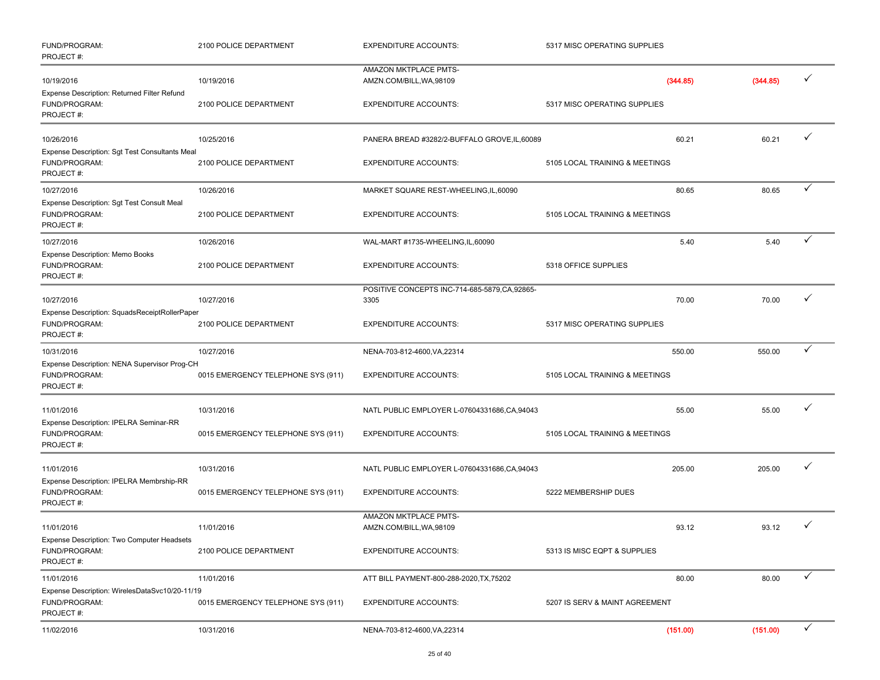| | | | | | | |
|---|---|---|---|---|---|---|
| FUND/PROGRAM:<br>PROJECT #: | 2100 POLICE DEPARTMENT | EXPENDITURE ACCOUNTS: | 5317 MISC OPERATING SUPPLIES | | | |
| 10/19/2016 | 10/19/2016 | AMAZON MKTPLACE PMTS-AMZN.COM/BILL,WA,98109 | | (344.85) | (344.85) | ✓ |
| Expense Description: Returned Filter Refund | | | | | | |
| FUND/PROGRAM:<br>PROJECT #: | 2100 POLICE DEPARTMENT | EXPENDITURE ACCOUNTS: | 5317 MISC OPERATING SUPPLIES | | | |
| 10/26/2016 | 10/25/2016 | PANERA BREAD #3282/2-BUFFALO GROVE,IL,60089 | | 60.21 | 60.21 | ✓ |
| Expense Description: Sgt Test Consultants Meal | | | | | | |
| FUND/PROGRAM:<br>PROJECT #: | 2100 POLICE DEPARTMENT | EXPENDITURE ACCOUNTS: | 5105 LOCAL TRAINING & MEETINGS | | | |
| 10/27/2016 | 10/26/2016 | MARKET SQUARE REST-WHEELING,IL,60090 | | 80.65 | 80.65 | ✓ |
| Expense Description: Sgt Test Consult Meal | | | | | | |
| FUND/PROGRAM:<br>PROJECT #: | 2100 POLICE DEPARTMENT | EXPENDITURE ACCOUNTS: | 5105 LOCAL TRAINING & MEETINGS | | | |
| 10/27/2016 | 10/26/2016 | WAL-MART #1735-WHEELING,IL,60090 | | 5.40 | 5.40 | ✓ |
| Expense Description: Memo Books | | | | | | |
| FUND/PROGRAM:<br>PROJECT #: | 2100 POLICE DEPARTMENT | EXPENDITURE ACCOUNTS: | 5318 OFFICE SUPPLIES | | | |
| 10/27/2016 | 10/27/2016 | POSITIVE CONCEPTS INC-714-685-5879,CA,92865-3305 | | 70.00 | 70.00 | ✓ |
| Expense Description: SquadsReceiptRollerPaper | | | | | | |
| FUND/PROGRAM:<br>PROJECT #: | 2100 POLICE DEPARTMENT | EXPENDITURE ACCOUNTS: | 5317 MISC OPERATING SUPPLIES | | | |
| 10/31/2016 | 10/27/2016 | NENA-703-812-4600,VA,22314 | | 550.00 | 550.00 | ✓ |
| Expense Description: NENA Supervisor Prog-CH | | | | | | |
| FUND/PROGRAM:<br>PROJECT #: | 0015 EMERGENCY TELEPHONE SYS (911) | EXPENDITURE ACCOUNTS: | 5105 LOCAL TRAINING & MEETINGS | | | |
| 11/01/2016 | 10/31/2016 | NATL PUBLIC EMPLOYER L-07604331686,CA,94043 | | 55.00 | 55.00 | ✓ |
| Expense Description: IPELRA Seminar-RR | | | | | | |
| FUND/PROGRAM:<br>PROJECT #: | 0015 EMERGENCY TELEPHONE SYS (911) | EXPENDITURE ACCOUNTS: | 5105 LOCAL TRAINING & MEETINGS | | | |
| 11/01/2016 | 10/31/2016 | NATL PUBLIC EMPLOYER L-07604331686,CA,94043 | | 205.00 | 205.00 | ✓ |
| Expense Description: IPELRA Membrship-RR | | | | | | |
| FUND/PROGRAM:<br>PROJECT #: | 0015 EMERGENCY TELEPHONE SYS (911) | EXPENDITURE ACCOUNTS: | 5222 MEMBERSHIP DUES | | | |
| 11/01/2016 | 11/01/2016 | AMAZON MKTPLACE PMTS-AMZN.COM/BILL,WA,98109 | | 93.12 | 93.12 | ✓ |
| Expense Description: Two Computer Headsets | | | | | | |
| FUND/PROGRAM:<br>PROJECT #: | 2100 POLICE DEPARTMENT | EXPENDITURE ACCOUNTS: | 5313 IS MISC EQPT & SUPPLIES | | | |
| 11/01/2016 | 11/01/2016 | ATT BILL PAYMENT-800-288-2020,TX,75202 | | 80.00 | 80.00 | ✓ |
| Expense Description: WirelesDataSvc10/20-11/19 | | | | | | |
| FUND/PROGRAM:<br>PROJECT #: | 0015 EMERGENCY TELEPHONE SYS (911) | EXPENDITURE ACCOUNTS: | 5207 IS SERV & MAINT AGREEMENT | | | |
| 11/02/2016 | 10/31/2016 | NENA-703-812-4600,VA,22314 | | (151.00) | (151.00) | ✓ |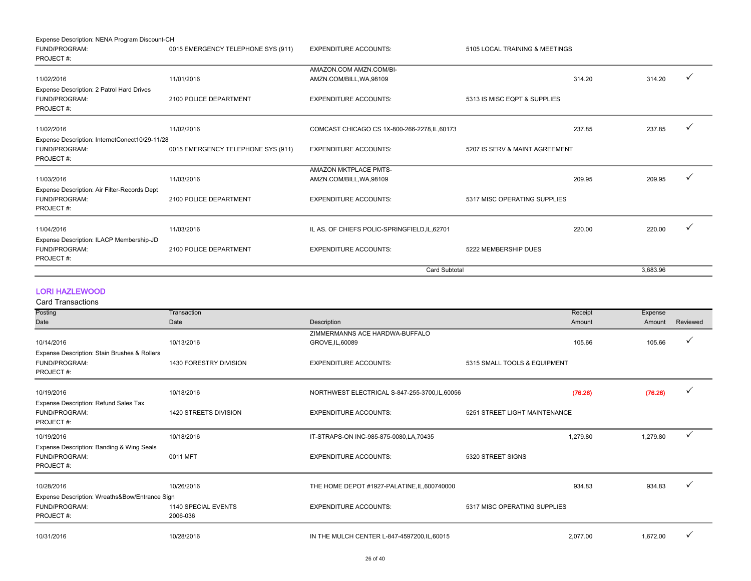| | | | | | | |
|---|---|---|---|---|---|---|
| Expense Description: NENA Program Discount-CH | | | | | | |
| FUND/PROGRAM: | 0015 EMERGENCY TELEPHONE SYS (911) | EXPENDITURE ACCOUNTS: | 5105 LOCAL TRAINING & MEETINGS | | | |
| PROJECT #: | | | | | | |
| 11/02/2016 | 11/01/2016 | AMAZON.COM AMZN.COM/BI-AMZN.COM/BILL,WA,98109 | | 314.20 | 314.20 | ✓ |
| Expense Description: 2 Patrol Hard Drives | | | | | | |
| FUND/PROGRAM: | 2100 POLICE DEPARTMENT | EXPENDITURE ACCOUNTS: | 5313 IS MISC EQPT & SUPPLIES | | | |
| PROJECT #: | | | | | | |
| 11/02/2016 | 11/02/2016 | COMCAST CHICAGO CS 1X-800-266-2278,IL,60173 | | 237.85 | 237.85 | ✓ |
| Expense Description: InternetConect10/29-11/28 | | | | | | |
| FUND/PROGRAM: | 0015 EMERGENCY TELEPHONE SYS (911) | EXPENDITURE ACCOUNTS: | 5207 IS SERV & MAINT AGREEMENT | | | |
| PROJECT #: | | | | | | |
| 11/03/2016 | 11/03/2016 | AMAZON MKTPLACE PMTS-AMZN.COM/BILL,WA,98109 | | 209.95 | 209.95 | ✓ |
| Expense Description: Air Filter-Records Dept | | | | | | |
| FUND/PROGRAM: | 2100 POLICE DEPARTMENT | EXPENDITURE ACCOUNTS: | 5317 MISC OPERATING SUPPLIES | | | |
| PROJECT #: | | | | | | |
| 11/04/2016 | 11/03/2016 | IL AS. OF CHIEFS POLIC-SPRINGFIELD,IL,62701 | | 220.00 | 220.00 | ✓ |
| Expense Description: ILACP Membership-JD | | | | | | |
| FUND/PROGRAM: | 2100 POLICE DEPARTMENT | EXPENDITURE ACCOUNTS: | 5222 MEMBERSHIP DUES | | | |
| PROJECT #: | | | | | | |
| | | Card Subtotal | | | 3,683.96 | |

## LORI HAZLEWOOD

Card Transactions

| Posting Date | Transaction Date | Description | | Receipt Amount | Expense Amount | Reviewed |
|---|---|---|---|---|---|---|
| 10/14/2016 | 10/13/2016 | ZIMMERMANNS ACE HARDWA-BUFFALO GROVE,IL,60089 | | 105.66 | 105.66 | ✓ |
| Expense Description: Stain Brushes & Rollers | | | | | | |
| FUND/PROGRAM: | 1430 FORESTRY DIVISION | EXPENDITURE ACCOUNTS: | 5315 SMALL TOOLS & EQUIPMENT | | | |
| PROJECT #: | | | | | | |
| 10/19/2016 | 10/18/2016 | NORTHWEST ELECTRICAL S-847-255-3700,IL,60056 | | (76.26) | (76.26) | ✓ |
| Expense Description: Refund Sales Tax | | | | | | |
| FUND/PROGRAM: | 1420 STREETS DIVISION | EXPENDITURE ACCOUNTS: | 5251 STREET LIGHT MAINTENANCE | | | |
| PROJECT #: | | | | | | |
| 10/19/2016 | 10/18/2016 | IT-STRAPS-ON INC-985-875-0080,LA,70435 | | 1,279.80 | 1,279.80 | ✓ |
| Expense Description: Banding & Wing Seals | | | | | | |
| FUND/PROGRAM: | 0011 MFT | EXPENDITURE ACCOUNTS: | 5320 STREET SIGNS | | | |
| PROJECT #: | | | | | | |
| 10/28/2016 | 10/26/2016 | THE HOME DEPOT #1927-PALATINE,IL,600740000 | | 934.83 | 934.83 | ✓ |
| Expense Description: Wreaths&Bow/Entrance Sign | | | | | | |
| FUND/PROGRAM: | 1140 SPECIAL EVENTS | EXPENDITURE ACCOUNTS: | 5317 MISC OPERATING SUPPLIES | | | |
| PROJECT #: | 2006-036 | | | | | |
| 10/31/2016 | 10/28/2016 | IN THE MULCH CENTER L-847-4597200,IL,60015 | | 2,077.00 | 1,672.00 | ✓ |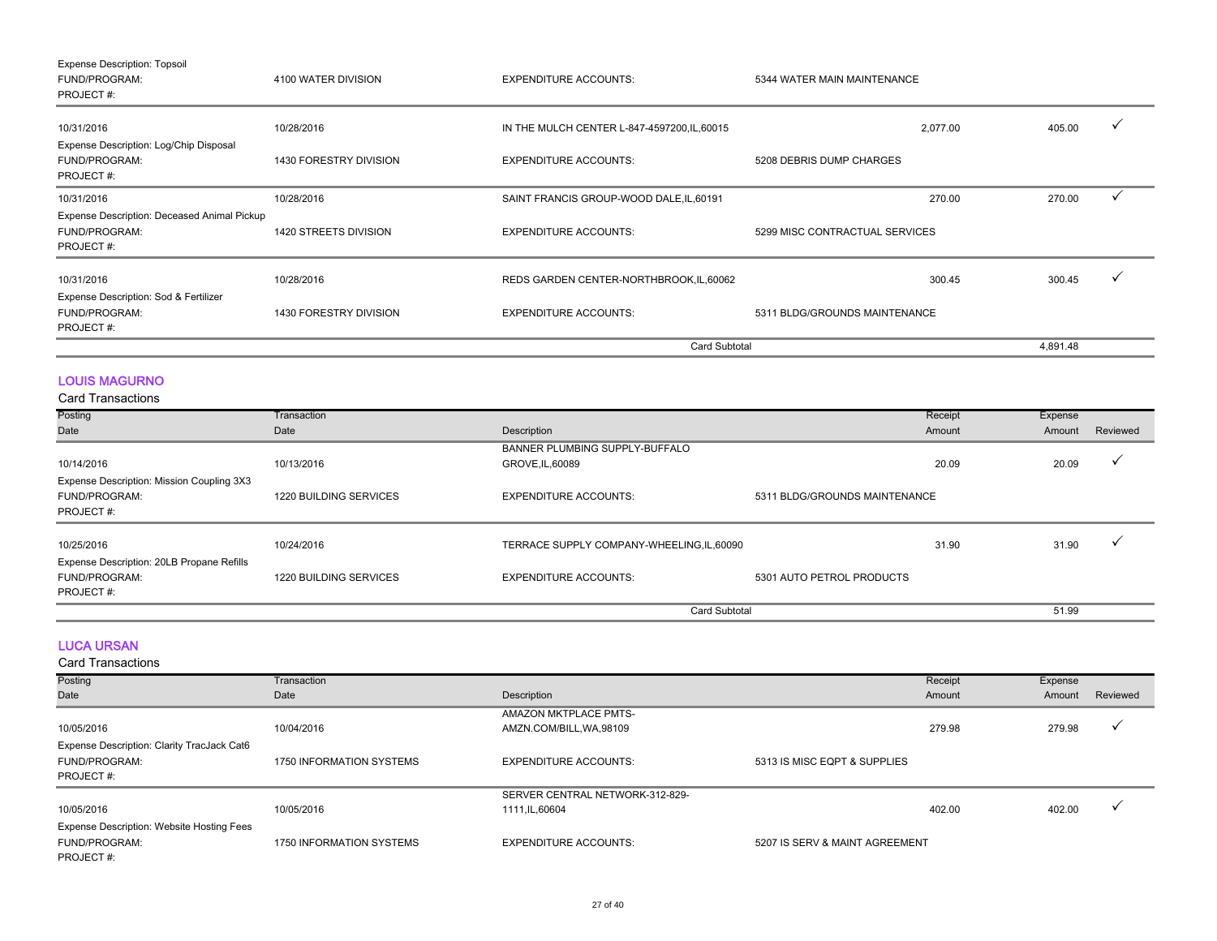| | | | | | | |
|---|---|---|---|---|---|---|
| Expense Description: Topsoil | | | | | | |
| FUND/PROGRAM: | 4100 WATER DIVISION | EXPENDITURE ACCOUNTS: | 5344 WATER MAIN MAINTENANCE | | | |
| PROJECT #: | | | | | | |
| 10/31/2016 | 10/28/2016 | IN THE MULCH CENTER L-847-4597200,IL,60015 | | 2,077.00 | 405.00 | ✓ |
| Expense Description: Log/Chip Disposal | | | | | | |
| FUND/PROGRAM: | 1430 FORESTRY DIVISION | EXPENDITURE ACCOUNTS: | 5208 DEBRIS DUMP CHARGES | | | |
| PROJECT #: | | | | | | |
| 10/31/2016 | 10/28/2016 | SAINT FRANCIS GROUP-WOOD DALE,IL,60191 | | 270.00 | 270.00 | ✓ |
| Expense Description: Deceased Animal Pickup | | | | | | |
| FUND/PROGRAM: | 1420 STREETS DIVISION | EXPENDITURE ACCOUNTS: | 5299 MISC CONTRACTUAL SERVICES | | | |
| PROJECT #: | | | | | | |
| 10/31/2016 | 10/28/2016 | REDS GARDEN CENTER-NORTHBROOK,IL,60062 | | 300.45 | 300.45 | ✓ |
| Expense Description: Sod & Fertilizer | | | | | | |
| FUND/PROGRAM: | 1430 FORESTRY DIVISION | EXPENDITURE ACCOUNTS: | 5311 BLDG/GROUNDS MAINTENANCE | | | |
| PROJECT #: | | | | | | |
| | | Card Subtotal | | | 4,891.48 | |

## LOUIS MAGURNO

Card Transactions

| Posting Date | Transaction Date | Description | | Receipt Amount | Expense Amount | Reviewed |
|---|---|---|---|---|---|---|
| 10/14/2016 | 10/13/2016 | BANNER PLUMBING SUPPLY-BUFFALO GROVE,IL,60089 | | 20.09 | 20.09 | ✓ |
| Expense Description: Mission Coupling 3X3 | | | | | | |
| FUND/PROGRAM: | 1220 BUILDING SERVICES | EXPENDITURE ACCOUNTS: | 5311 BLDG/GROUNDS MAINTENANCE | | | |
| PROJECT #: | | | | | | |
| 10/25/2016 | 10/24/2016 | TERRACE SUPPLY COMPANY-WHEELING,IL,60090 | | 31.90 | 31.90 | ✓ |
| Expense Description: 20LB Propane Refills | | | | | | |
| FUND/PROGRAM: | 1220 BUILDING SERVICES | EXPENDITURE ACCOUNTS: | 5301 AUTO PETROL PRODUCTS | | | |
| PROJECT #: | | | | | | |
| | | Card Subtotal | | | 51.99 | |

## LUCA URSAN

Card Transactions

| Posting Date | Transaction Date | Description | | Receipt Amount | Expense Amount | Reviewed |
|---|---|---|---|---|---|---|
| 10/05/2016 | 10/04/2016 | AMAZON MKTPLACE PMTS-AMZN.COM/BILL,WA,98109 | | 279.98 | 279.98 | ✓ |
| Expense Description: Clarity TracJack Cat6 | | | | | | |
| FUND/PROGRAM: | 1750 INFORMATION SYSTEMS | EXPENDITURE ACCOUNTS: | 5313 IS MISC EQPT & SUPPLIES | | | |
| PROJECT #: | | | | | | |
| 10/05/2016 | 10/05/2016 | SERVER CENTRAL NETWORK-312-829-1111,IL,60604 | | 402.00 | 402.00 | ✓ |
| Expense Description: Website Hosting Fees | | | | | | |
| FUND/PROGRAM: | 1750 INFORMATION SYSTEMS | EXPENDITURE ACCOUNTS: | 5207 IS SERV & MAINT AGREEMENT | | | |
| PROJECT #: | | | | | | |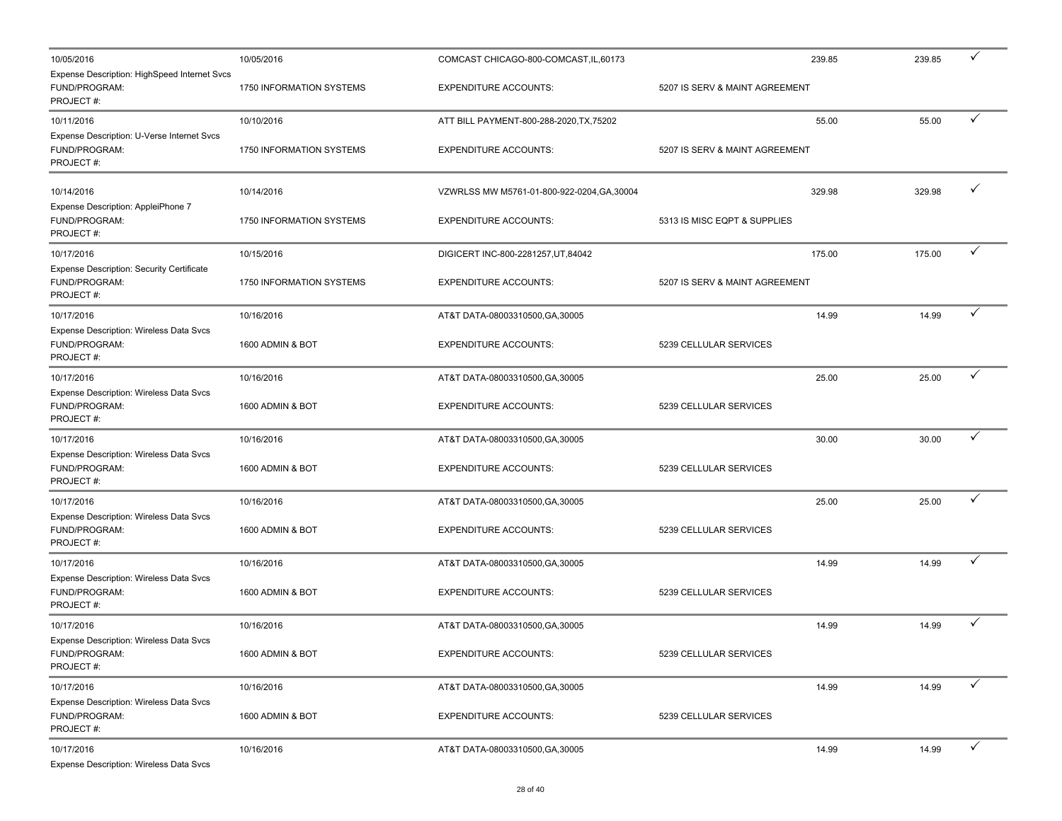| | | | | | | |
|---|---|---|---|---|---|---|
| 10/05/2016 | 10/05/2016 | COMCAST CHICAGO-800-COMCAST,IL,60173 | | 239.85 | 239.85 | ✓ |
| Expense Description: HighSpeed Internet Svcs | | | | | | |
| FUND/PROGRAM: | 1750 INFORMATION SYSTEMS | EXPENDITURE ACCOUNTS: | 5207 IS SERV & MAINT AGREEMENT | | | |
| PROJECT #: | | | | | | |
| 10/11/2016 | 10/10/2016 | ATT BILL PAYMENT-800-288-2020,TX,75202 | | 55.00 | 55.00 | ✓ |
| Expense Description: U-Verse Internet Svcs | | | | | | |
| FUND/PROGRAM: | 1750 INFORMATION SYSTEMS | EXPENDITURE ACCOUNTS: | 5207 IS SERV & MAINT AGREEMENT | | | |
| PROJECT #: | | | | | | |
| 10/14/2016 | 10/14/2016 | VZWRLSS MW M5761-01-800-922-0204,GA,30004 | | 329.98 | 329.98 | ✓ |
| Expense Description: AppleiPhone 7 | | | | | | |
| FUND/PROGRAM: | 1750 INFORMATION SYSTEMS | EXPENDITURE ACCOUNTS: | 5313 IS MISC EQPT & SUPPLIES | | | |
| PROJECT #: | | | | | | |
| 10/17/2016 | 10/15/2016 | DIGICERT INC-800-2281257,UT,84042 | | 175.00 | 175.00 | ✓ |
| Expense Description: Security Certificate | | | | | | |
| FUND/PROGRAM: | 1750 INFORMATION SYSTEMS | EXPENDITURE ACCOUNTS: | 5207 IS SERV & MAINT AGREEMENT | | | |
| PROJECT #: | | | | | | |
| 10/17/2016 | 10/16/2016 | AT&T DATA-08003310500,GA,30005 | | 14.99 | 14.99 | ✓ |
| Expense Description: Wireless Data Svcs | | | | | | |
| FUND/PROGRAM: | 1600 ADMIN & BOT | EXPENDITURE ACCOUNTS: | 5239 CELLULAR SERVICES | | | |
| PROJECT #: | | | | | | |
| 10/17/2016 | 10/16/2016 | AT&T DATA-08003310500,GA,30005 | | 25.00 | 25.00 | ✓ |
| Expense Description: Wireless Data Svcs | | | | | | |
| FUND/PROGRAM: | 1600 ADMIN & BOT | EXPENDITURE ACCOUNTS: | 5239 CELLULAR SERVICES | | | |
| PROJECT #: | | | | | | |
| 10/17/2016 | 10/16/2016 | AT&T DATA-08003310500,GA,30005 | | 30.00 | 30.00 | ✓ |
| Expense Description: Wireless Data Svcs | | | | | | |
| FUND/PROGRAM: | 1600 ADMIN & BOT | EXPENDITURE ACCOUNTS: | 5239 CELLULAR SERVICES | | | |
| PROJECT #: | | | | | | |
| 10/17/2016 | 10/16/2016 | AT&T DATA-08003310500,GA,30005 | | 25.00 | 25.00 | ✓ |
| Expense Description: Wireless Data Svcs | | | | | | |
| FUND/PROGRAM: | 1600 ADMIN & BOT | EXPENDITURE ACCOUNTS: | 5239 CELLULAR SERVICES | | | |
| PROJECT #: | | | | | | |
| 10/17/2016 | 10/16/2016 | AT&T DATA-08003310500,GA,30005 | | 14.99 | 14.99 | ✓ |
| Expense Description: Wireless Data Svcs | | | | | | |
| FUND/PROGRAM: | 1600 ADMIN & BOT | EXPENDITURE ACCOUNTS: | 5239 CELLULAR SERVICES | | | |
| PROJECT #: | | | | | | |
| 10/17/2016 | 10/16/2016 | AT&T DATA-08003310500,GA,30005 | | 14.99 | 14.99 | ✓ |
| Expense Description: Wireless Data Svcs | | | | | | |
| FUND/PROGRAM: | 1600 ADMIN & BOT | EXPENDITURE ACCOUNTS: | 5239 CELLULAR SERVICES | | | |
| PROJECT #: | | | | | | |
| 10/17/2016 | 10/16/2016 | AT&T DATA-08003310500,GA,30005 | | 14.99 | 14.99 | ✓ |
| Expense Description: Wireless Data Svcs | | | | | | |
| FUND/PROGRAM: | 1600 ADMIN & BOT | EXPENDITURE ACCOUNTS: | 5239 CELLULAR SERVICES | | | |
| PROJECT #: | | | | | | |
| 10/17/2016 | 10/16/2016 | AT&T DATA-08003310500,GA,30005 | | 14.99 | 14.99 | ✓ |
| Expense Description: Wireless Data Svcs | | | | | | |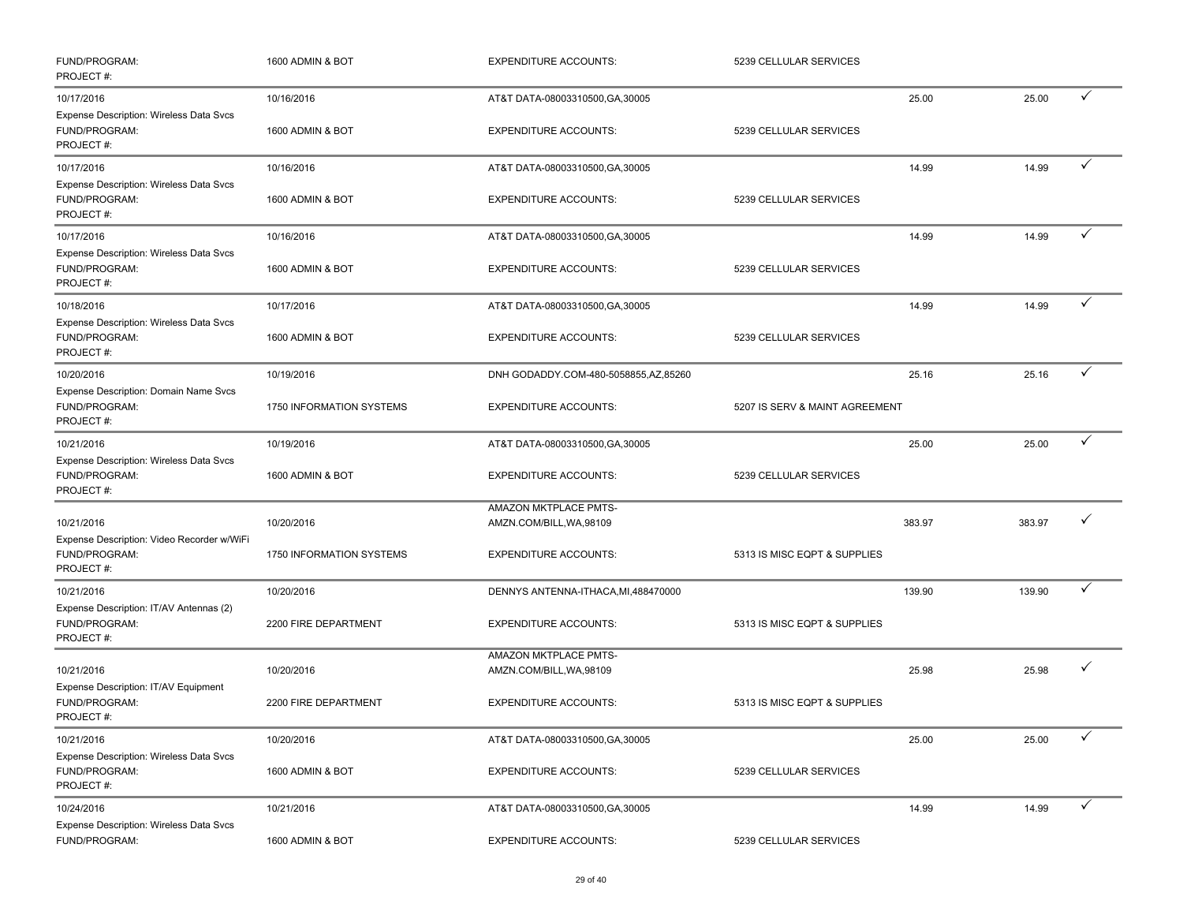| | | | | | | |
|---|---|---|---|---|---|---|
| FUND/PROGRAM: PROJECT #: | 1600 ADMIN & BOT | EXPENDITURE ACCOUNTS: | 5239 CELLULAR SERVICES | | | |
| 10/17/2016 | 10/16/2016 | AT&T DATA-08003310500,GA,30005 | | 25.00 | 25.00 | ✓ |
| Expense Description: Wireless Data Svcs FUND/PROGRAM: PROJECT #: | 1600 ADMIN & BOT | EXPENDITURE ACCOUNTS: | 5239 CELLULAR SERVICES | | | |
| 10/17/2016 | 10/16/2016 | AT&T DATA-08003310500,GA,30005 | | 14.99 | 14.99 | ✓ |
| Expense Description: Wireless Data Svcs FUND/PROGRAM: PROJECT #: | 1600 ADMIN & BOT | EXPENDITURE ACCOUNTS: | 5239 CELLULAR SERVICES | | | |
| 10/17/2016 | 10/16/2016 | AT&T DATA-08003310500,GA,30005 | | 14.99 | 14.99 | ✓ |
| Expense Description: Wireless Data Svcs FUND/PROGRAM: PROJECT #: | 1600 ADMIN & BOT | EXPENDITURE ACCOUNTS: | 5239 CELLULAR SERVICES | | | |
| 10/18/2016 | 10/17/2016 | AT&T DATA-08003310500,GA,30005 | | 14.99 | 14.99 | ✓ |
| Expense Description: Wireless Data Svcs FUND/PROGRAM: PROJECT #: | 1600 ADMIN & BOT | EXPENDITURE ACCOUNTS: | 5239 CELLULAR SERVICES | | | |
| 10/20/2016 | 10/19/2016 | DNH GODADDY.COM-480-5058855,AZ,85260 | | 25.16 | 25.16 | ✓ |
| Expense Description: Domain Name Svcs FUND/PROGRAM: PROJECT #: | 1750 INFORMATION SYSTEMS | EXPENDITURE ACCOUNTS: | 5207 IS SERV & MAINT AGREEMENT | | | |
| 10/21/2016 | 10/19/2016 | AT&T DATA-08003310500,GA,30005 | | 25.00 | 25.00 | ✓ |
| Expense Description: Wireless Data Svcs FUND/PROGRAM: PROJECT #: | 1600 ADMIN & BOT | EXPENDITURE ACCOUNTS: | 5239 CELLULAR SERVICES | | | |
| 10/21/2016 | 10/20/2016 | AMAZON MKTPLACE PMTS-AMZN.COM/BILL,WA,98109 | | 383.97 | 383.97 | ✓ |
| Expense Description: Video Recorder w/WiFi FUND/PROGRAM: PROJECT #: | 1750 INFORMATION SYSTEMS | EXPENDITURE ACCOUNTS: | 5313 IS MISC EQPT & SUPPLIES | | | |
| 10/21/2016 | 10/20/2016 | DENNYS ANTENNA-ITHACA,MI,488470000 | | 139.90 | 139.90 | ✓ |
| Expense Description: IT/AV Antennas (2) FUND/PROGRAM: PROJECT #: | 2200 FIRE DEPARTMENT | EXPENDITURE ACCOUNTS: | 5313 IS MISC EQPT & SUPPLIES | | | |
| 10/21/2016 | 10/20/2016 | AMAZON MKTPLACE PMTS-AMZN.COM/BILL,WA,98109 | | 25.98 | 25.98 | ✓ |
| Expense Description: IT/AV Equipment FUND/PROGRAM: PROJECT #: | 2200 FIRE DEPARTMENT | EXPENDITURE ACCOUNTS: | 5313 IS MISC EQPT & SUPPLIES | | | |
| 10/21/2016 | 10/20/2016 | AT&T DATA-08003310500,GA,30005 | | 25.00 | 25.00 | ✓ |
| Expense Description: Wireless Data Svcs FUND/PROGRAM: PROJECT #: | 1600 ADMIN & BOT | EXPENDITURE ACCOUNTS: | 5239 CELLULAR SERVICES | | | |
| 10/24/2016 | 10/21/2016 | AT&T DATA-08003310500,GA,30005 | | 14.99 | 14.99 | ✓ |
| Expense Description: Wireless Data Svcs FUND/PROGRAM: | 1600 ADMIN & BOT | EXPENDITURE ACCOUNTS: | 5239 CELLULAR SERVICES | | | |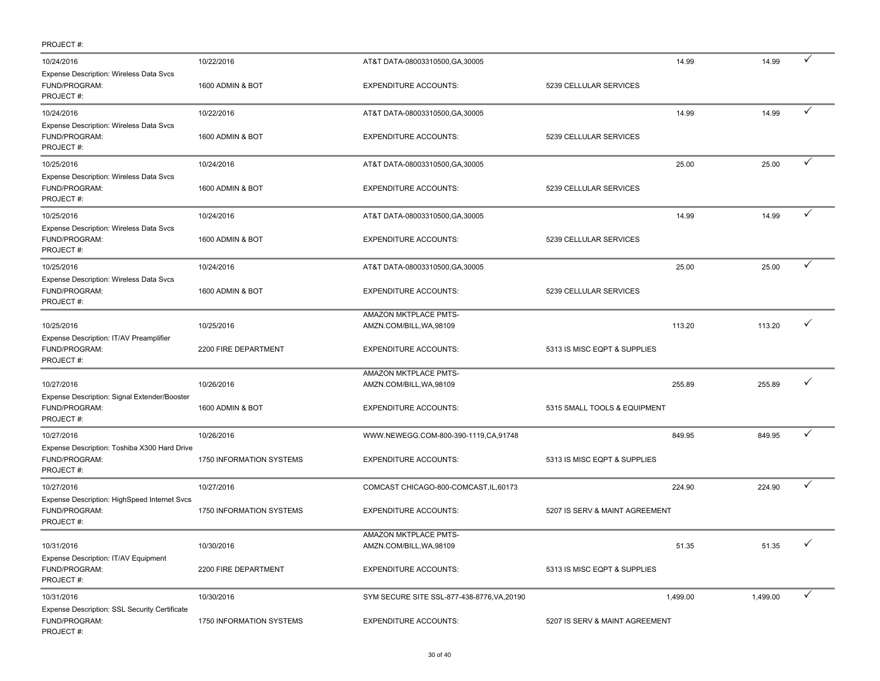PROJECT #:

| Posting Date | Transaction Date | Merchant | Account | Amount | Amount | |
|---|---|---|---|---|---|---|
| 10/24/2016 | 10/22/2016 | AT&T DATA-08003310500,GA,30005 | | 14.99 | 14.99 | ✓ |
| Expense Description: Wireless Data Svcs | | | | | | |
| FUND/PROGRAM: | 1600 ADMIN & BOT | EXPENDITURE ACCOUNTS: | 5239 CELLULAR SERVICES | | | |
| PROJECT #: | | | | | | |
| 10/24/2016 | 10/22/2016 | AT&T DATA-08003310500,GA,30005 | | 14.99 | 14.99 | ✓ |
| Expense Description: Wireless Data Svcs | | | | | | |
| FUND/PROGRAM: | 1600 ADMIN & BOT | EXPENDITURE ACCOUNTS: | 5239 CELLULAR SERVICES | | | |
| PROJECT #: | | | | | | |
| 10/25/2016 | 10/24/2016 | AT&T DATA-08003310500,GA,30005 | | 25.00 | 25.00 | ✓ |
| Expense Description: Wireless Data Svcs | | | | | | |
| FUND/PROGRAM: | 1600 ADMIN & BOT | EXPENDITURE ACCOUNTS: | 5239 CELLULAR SERVICES | | | |
| PROJECT #: | | | | | | |
| 10/25/2016 | 10/24/2016 | AT&T DATA-08003310500,GA,30005 | | 14.99 | 14.99 | ✓ |
| Expense Description: Wireless Data Svcs | | | | | | |
| FUND/PROGRAM: | 1600 ADMIN & BOT | EXPENDITURE ACCOUNTS: | 5239 CELLULAR SERVICES | | | |
| PROJECT #: | | | | | | |
| 10/25/2016 | 10/24/2016 | AT&T DATA-08003310500,GA,30005 | | 25.00 | 25.00 | ✓ |
| Expense Description: Wireless Data Svcs | | | | | | |
| FUND/PROGRAM: | 1600 ADMIN & BOT | EXPENDITURE ACCOUNTS: | 5239 CELLULAR SERVICES | | | |
| PROJECT #: | | | | | | |
| 10/25/2016 | 10/25/2016 | AMAZON MKTPLACE PMTS-AMZN.COM/BILL,WA,98109 | | 113.20 | 113.20 | ✓ |
| Expense Description: IT/AV Preamplifier | | | | | | |
| FUND/PROGRAM: | 2200 FIRE DEPARTMENT | EXPENDITURE ACCOUNTS: | 5313 IS MISC EQPT & SUPPLIES | | | |
| PROJECT #: | | | | | | |
| 10/27/2016 | 10/26/2016 | AMAZON MKTPLACE PMTS-AMZN.COM/BILL,WA,98109 | | 255.89 | 255.89 | ✓ |
| Expense Description: Signal Extender/Booster | | | | | | |
| FUND/PROGRAM: | 1600 ADMIN & BOT | EXPENDITURE ACCOUNTS: | 5315 SMALL TOOLS & EQUIPMENT | | | |
| PROJECT #: | | | | | | |
| 10/27/2016 | 10/26/2016 | WWW.NEWEGG.COM-800-390-1119,CA,91748 | | 849.95 | 849.95 | ✓ |
| Expense Description: Toshiba X300 Hard Drive | | | | | | |
| FUND/PROGRAM: | 1750 INFORMATION SYSTEMS | EXPENDITURE ACCOUNTS: | 5313 IS MISC EQPT & SUPPLIES | | | |
| PROJECT #: | | | | | | |
| 10/27/2016 | 10/27/2016 | COMCAST CHICAGO-800-COMCAST,IL,60173 | | 224.90 | 224.90 | ✓ |
| Expense Description: HighSpeed Internet Svcs | | | | | | |
| FUND/PROGRAM: | 1750 INFORMATION SYSTEMS | EXPENDITURE ACCOUNTS: | 5207 IS SERV & MAINT AGREEMENT | | | |
| PROJECT #: | | | | | | |
| 10/31/2016 | 10/30/2016 | AMAZON MKTPLACE PMTS-AMZN.COM/BILL,WA,98109 | | 51.35 | 51.35 | ✓ |
| Expense Description: IT/AV Equipment | | | | | | |
| FUND/PROGRAM: | 2200 FIRE DEPARTMENT | EXPENDITURE ACCOUNTS: | 5313 IS MISC EQPT & SUPPLIES | | | |
| PROJECT #: | | | | | | |
| 10/31/2016 | 10/30/2016 | SYM SECURE SITE SSL-877-438-8776,VA,20190 | | 1,499.00 | 1,499.00 | ✓ |
| Expense Description: SSL Security Certificate | | | | | | |
| FUND/PROGRAM: | 1750 INFORMATION SYSTEMS | EXPENDITURE ACCOUNTS: | 5207 IS SERV & MAINT AGREEMENT | | | |
| PROJECT #: | | | | | | |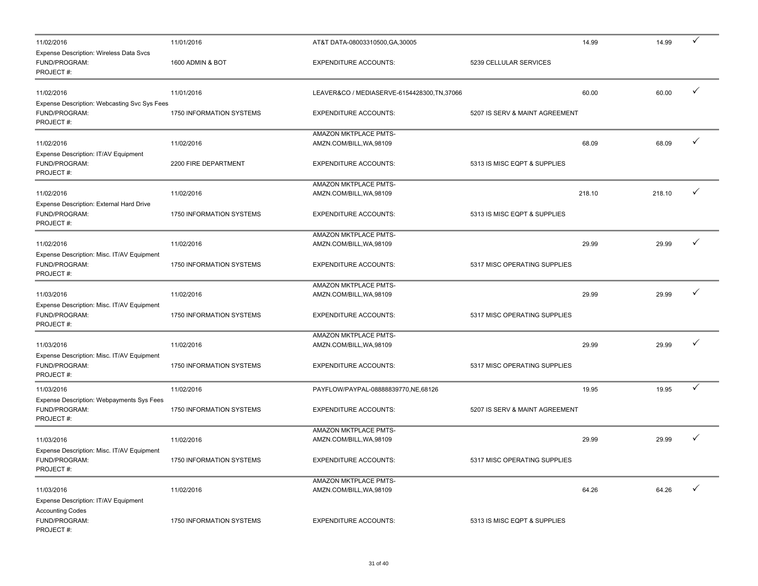| Posted Date | Transaction Date | Merchant | Account | Amount | Amount | |
|---|---|---|---|---|---|---|
| 11/02/2016 | 11/01/2016 | AT&T DATA-08003310500,GA,30005 | | 14.99 | 14.99 | ✓ |
| Expense Description: Wireless Data Svcs | | | | | | |
| FUND/PROGRAM: | 1600 ADMIN & BOT | EXPENDITURE ACCOUNTS: | 5239 CELLULAR SERVICES | | | |
| PROJECT #: | | | | | | |
| 11/02/2016 | 11/01/2016 | LEAVER&CO / MEDIASERVE-6154428300,TN,37066 | | 60.00 | 60.00 | ✓ |
| Expense Description: Webcasting Svc Sys Fees | | | | | | |
| FUND/PROGRAM: | 1750 INFORMATION SYSTEMS | EXPENDITURE ACCOUNTS: | 5207 IS SERV & MAINT AGREEMENT | | | |
| PROJECT #: | | | | | | |
| 11/02/2016 | 11/02/2016 | AMAZON MKTPLACE PMTS-AMZN.COM/BILL,WA,98109 | | 68.09 | 68.09 | ✓ |
| Expense Description: IT/AV Equipment | | | | | | |
| FUND/PROGRAM: | 2200 FIRE DEPARTMENT | EXPENDITURE ACCOUNTS: | 5313 IS MISC EQPT & SUPPLIES | | | |
| PROJECT #: | | | | | | |
| 11/02/2016 | 11/02/2016 | AMAZON MKTPLACE PMTS-AMZN.COM/BILL,WA,98109 | | 218.10 | 218.10 | ✓ |
| Expense Description: External Hard Drive | | | | | | |
| FUND/PROGRAM: | 1750 INFORMATION SYSTEMS | EXPENDITURE ACCOUNTS: | 5313 IS MISC EQPT & SUPPLIES | | | |
| PROJECT #: | | | | | | |
| 11/02/2016 | 11/02/2016 | AMAZON MKTPLACE PMTS-AMZN.COM/BILL,WA,98109 | | 29.99 | 29.99 | ✓ |
| Expense Description: Misc. IT/AV Equipment | | | | | | |
| FUND/PROGRAM: | 1750 INFORMATION SYSTEMS | EXPENDITURE ACCOUNTS: | 5317 MISC OPERATING SUPPLIES | | | |
| PROJECT #: | | | | | | |
| 11/03/2016 | 11/02/2016 | AMAZON MKTPLACE PMTS-AMZN.COM/BILL,WA,98109 | | 29.99 | 29.99 | ✓ |
| Expense Description: Misc. IT/AV Equipment | | | | | | |
| FUND/PROGRAM: | 1750 INFORMATION SYSTEMS | EXPENDITURE ACCOUNTS: | 5317 MISC OPERATING SUPPLIES | | | |
| PROJECT #: | | | | | | |
| 11/03/2016 | 11/02/2016 | AMAZON MKTPLACE PMTS-AMZN.COM/BILL,WA,98109 | | 29.99 | 29.99 | ✓ |
| Expense Description: Misc. IT/AV Equipment | | | | | | |
| FUND/PROGRAM: | 1750 INFORMATION SYSTEMS | EXPENDITURE ACCOUNTS: | 5317 MISC OPERATING SUPPLIES | | | |
| PROJECT #: | | | | | | |
| 11/03/2016 | 11/02/2016 | PAYFLOW/PAYPAL-08888839770,NE,68126 | | 19.95 | 19.95 | ✓ |
| Expense Description: Webpayments Sys Fees | | | | | | |
| FUND/PROGRAM: | 1750 INFORMATION SYSTEMS | EXPENDITURE ACCOUNTS: | 5207 IS SERV & MAINT AGREEMENT | | | |
| PROJECT #: | | | | | | |
| 11/03/2016 | 11/02/2016 | AMAZON MKTPLACE PMTS-AMZN.COM/BILL,WA,98109 | | 29.99 | 29.99 | ✓ |
| Expense Description: Misc. IT/AV Equipment | | | | | | |
| FUND/PROGRAM: | 1750 INFORMATION SYSTEMS | EXPENDITURE ACCOUNTS: | 5317 MISC OPERATING SUPPLIES | | | |
| PROJECT #: | | | | | | |
| 11/03/2016 | 11/02/2016 | AMAZON MKTPLACE PMTS-AMZN.COM/BILL,WA,98109 | | 64.26 | 64.26 | ✓ |
| Expense Description: IT/AV Equipment | | | | | | |
| Accounting Codes | | | | | | |
| FUND/PROGRAM: | 1750 INFORMATION SYSTEMS | EXPENDITURE ACCOUNTS: | 5313 IS MISC EQPT & SUPPLIES | | | |
| PROJECT #: | | | | | | |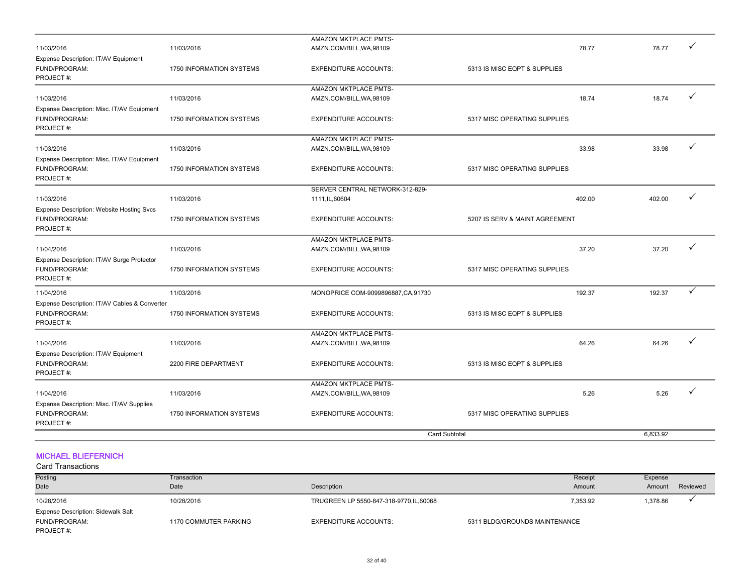| Posting Date | Transaction Date | Description | | Receipt Amount | Expense Amount | Reviewed |
|---|---|---|---|---|---|---|
| 11/03/2016 | 11/03/2016 | AMAZON MKTPLACE PMTS-AMZN.COM/BILL,WA,98109 | | 78.77 | 78.77 | ✓ |
| Expense Description: IT/AV Equipment | | | | | | |
| FUND/PROGRAM: | 1750 INFORMATION SYSTEMS | EXPENDITURE ACCOUNTS: | 5313 IS MISC EQPT & SUPPLIES | | | |
| PROJECT #: | | | | | | |
| 11/03/2016 | 11/03/2016 | AMAZON MKTPLACE PMTS-AMZN.COM/BILL,WA,98109 | | 18.74 | 18.74 | ✓ |
| Expense Description: Misc. IT/AV Equipment | | | | | | |
| FUND/PROGRAM: | 1750 INFORMATION SYSTEMS | EXPENDITURE ACCOUNTS: | 5317 MISC OPERATING SUPPLIES | | | |
| PROJECT #: | | | | | | |
| 11/03/2016 | 11/03/2016 | AMAZON MKTPLACE PMTS-AMZN.COM/BILL,WA,98109 | | 33.98 | 33.98 | ✓ |
| Expense Description: Misc. IT/AV Equipment | | | | | | |
| FUND/PROGRAM: | 1750 INFORMATION SYSTEMS | EXPENDITURE ACCOUNTS: | 5317 MISC OPERATING SUPPLIES | | | |
| PROJECT #: | | | | | | |
| 11/03/2016 | 11/03/2016 | SERVER CENTRAL NETWORK-312-829-1111,IL,60604 | | 402.00 | 402.00 | ✓ |
| Expense Description: Website Hosting Svcs | | | | | | |
| FUND/PROGRAM: | 1750 INFORMATION SYSTEMS | EXPENDITURE ACCOUNTS: | 5207 IS SERV & MAINT AGREEMENT | | | |
| PROJECT #: | | | | | | |
| 11/04/2016 | 11/03/2016 | AMAZON MKTPLACE PMTS-AMZN.COM/BILL,WA,98109 | | 37.20 | 37.20 | ✓ |
| Expense Description: IT/AV Surge Protector | | | | | | |
| FUND/PROGRAM: | 1750 INFORMATION SYSTEMS | EXPENDITURE ACCOUNTS: | 5317 MISC OPERATING SUPPLIES | | | |
| PROJECT #: | | | | | | |
| 11/04/2016 | 11/03/2016 | MONOPRICE COM-9099896887,CA,91730 | | 192.37 | 192.37 | ✓ |
| Expense Description: IT/AV Cables & Converter | | | | | | |
| FUND/PROGRAM: | 1750 INFORMATION SYSTEMS | EXPENDITURE ACCOUNTS: | 5313 IS MISC EQPT & SUPPLIES | | | |
| PROJECT #: | | | | | | |
| 11/04/2016 | 11/03/2016 | AMAZON MKTPLACE PMTS-AMZN.COM/BILL,WA,98109 | | 64.26 | 64.26 | ✓ |
| Expense Description: IT/AV Equipment | | | | | | |
| FUND/PROGRAM: | 2200 FIRE DEPARTMENT | EXPENDITURE ACCOUNTS: | 5313 IS MISC EQPT & SUPPLIES | | | |
| PROJECT #: | | | | | | |
| 11/04/2016 | 11/03/2016 | AMAZON MKTPLACE PMTS-AMZN.COM/BILL,WA,98109 | | 5.26 | 5.26 | ✓ |
| Expense Description: Misc. IT/AV Supplies | | | | | | |
| FUND/PROGRAM: | 1750 INFORMATION SYSTEMS | EXPENDITURE ACCOUNTS: | 5317 MISC OPERATING SUPPLIES | | | |
| PROJECT #: | | | | | | |
| | | | Card Subtotal | | 6,833.92 | |

## MICHAEL BLIEFERNICH

Card Transactions

| Posting Date | Transaction Date | Description | | Receipt Amount | Expense Amount | Reviewed |
|---|---|---|---|---|---|---|
| 10/28/2016 | 10/28/2016 | TRUGREEN LP 5550-847-318-9770,IL,60068 | | 7,353.92 | 1,378.86 | ✓ |
| Expense Description: Sidewalk Salt | | | | | | |
| FUND/PROGRAM: | 1170 COMMUTER PARKING | EXPENDITURE ACCOUNTS: | 5311 BLDG/GROUNDS MAINTENANCE | | | |
| PROJECT #: | | | | | | |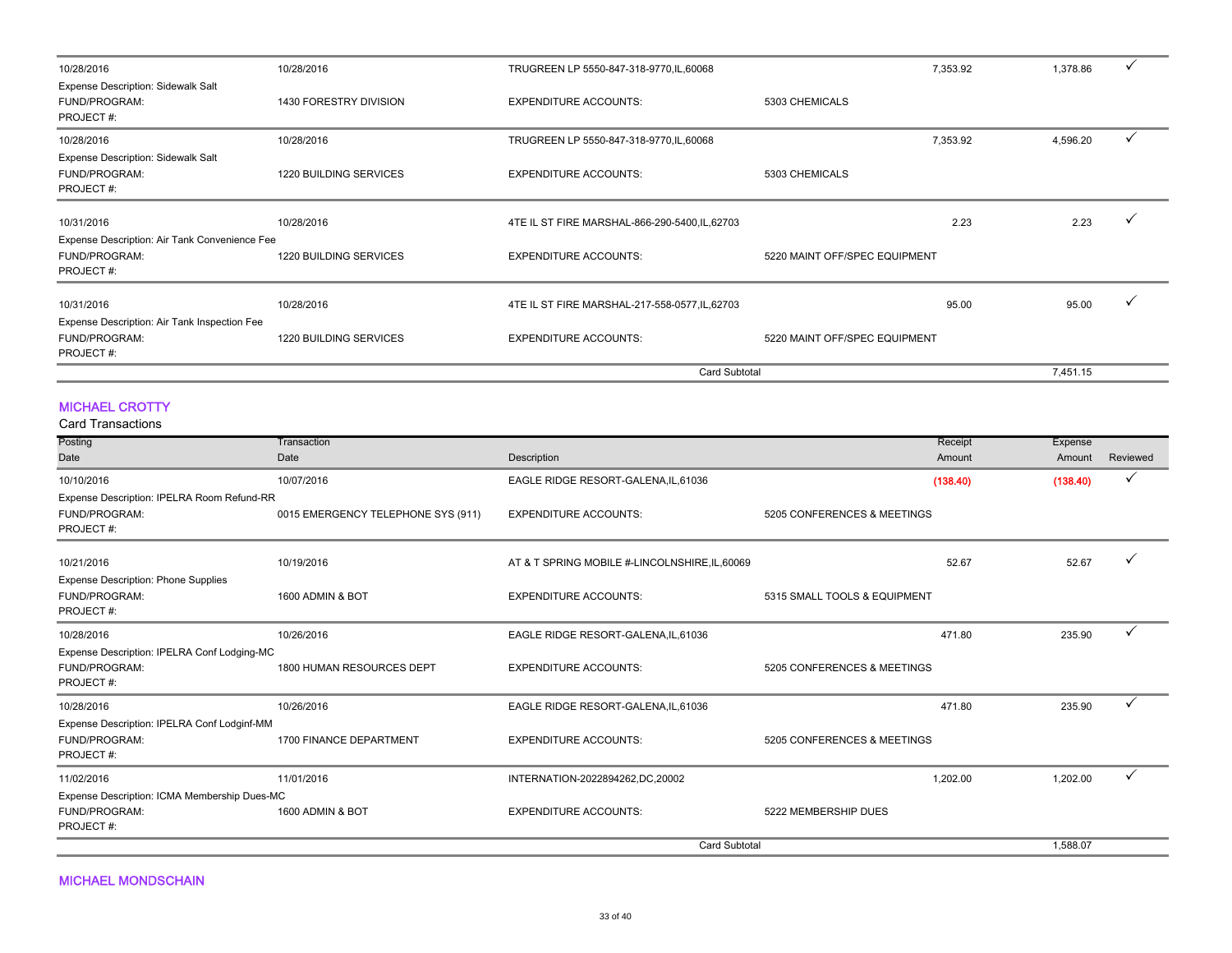| Posting Date | Transaction Date | Description | | Receipt Amount | Expense Amount | Reviewed |
|---|---|---|---|---|---|---|
| 10/28/2016 | 10/28/2016 | TRUGREEN LP 5550-847-318-9770,IL,60068 | | 7,353.92 | 1,378.86 | ✓ |
| Expense Description: Sidewalk Salt | | | | | | |
| FUND/PROGRAM: | 1430 FORESTRY DIVISION | EXPENDITURE ACCOUNTS: | 5303 CHEMICALS | | | |
| PROJECT #: | | | | | | |
| 10/28/2016 | 10/28/2016 | TRUGREEN LP 5550-847-318-9770,IL,60068 | | 7,353.92 | 4,596.20 | ✓ |
| Expense Description: Sidewalk Salt | | | | | | |
| FUND/PROGRAM: | 1220 BUILDING SERVICES | EXPENDITURE ACCOUNTS: | 5303 CHEMICALS | | | |
| PROJECT #: | | | | | | |
| 10/31/2016 | 10/28/2016 | 4TE IL ST FIRE MARSHAL-866-290-5400,IL,62703 | | 2.23 | 2.23 | ✓ |
| Expense Description: Air Tank Convenience Fee | | | | | | |
| FUND/PROGRAM: | 1220 BUILDING SERVICES | EXPENDITURE ACCOUNTS: | 5220 MAINT OFF/SPEC EQUIPMENT | | | |
| PROJECT #: | | | | | | |
| 10/31/2016 | 10/28/2016 | 4TE IL ST FIRE MARSHAL-217-558-0577,IL,62703 | | 95.00 | 95.00 | ✓ |
| Expense Description: Air Tank Inspection Fee | | | | | | |
| FUND/PROGRAM: | 1220 BUILDING SERVICES | EXPENDITURE ACCOUNTS: | 5220 MAINT OFF/SPEC EQUIPMENT | | | |
| PROJECT #: | | | | | | |
| | | | Card Subtotal | | 7,451.15 | |

## MICHAEL CROTTY

Card Transactions

| Posting Date | Transaction Date | Description | | Receipt Amount | Expense Amount | Reviewed |
|---|---|---|---|---|---|---|
| 10/10/2016 | 10/07/2016 | EAGLE RIDGE RESORT-GALENA,IL,61036 | | (138.40) | (138.40) | ✓ |
| Expense Description: IPELRA Room Refund-RR | | | | | | |
| FUND/PROGRAM: | 0015 EMERGENCY TELEPHONE SYS (911) | EXPENDITURE ACCOUNTS: | 5205 CONFERENCES & MEETINGS | | | |
| PROJECT #: | | | | | | |
| 10/21/2016 | 10/19/2016 | AT & T SPRING MOBILE #-LINCOLNSHIRE,IL,60069 | | 52.67 | 52.67 | ✓ |
| Expense Description: Phone Supplies | | | | | | |
| FUND/PROGRAM: | 1600 ADMIN & BOT | EXPENDITURE ACCOUNTS: | 5315 SMALL TOOLS & EQUIPMENT | | | |
| PROJECT #: | | | | | | |
| 10/28/2016 | 10/26/2016 | EAGLE RIDGE RESORT-GALENA,IL,61036 | | 471.80 | 235.90 | ✓ |
| Expense Description: IPELRA Conf Lodging-MC | | | | | | |
| FUND/PROGRAM: | 1800 HUMAN RESOURCES DEPT | EXPENDITURE ACCOUNTS: | 5205 CONFERENCES & MEETINGS | | | |
| PROJECT #: | | | | | | |
| 10/28/2016 | 10/26/2016 | EAGLE RIDGE RESORT-GALENA,IL,61036 | | 471.80 | 235.90 | ✓ |
| Expense Description: IPELRA Conf Lodginf-MM | | | | | | |
| FUND/PROGRAM: | 1700 FINANCE DEPARTMENT | EXPENDITURE ACCOUNTS: | 5205 CONFERENCES & MEETINGS | | | |
| PROJECT #: | | | | | | |
| 11/02/2016 | 11/01/2016 | INTERNATION-2022894262,DC,20002 | | 1,202.00 | 1,202.00 | ✓ |
| Expense Description: ICMA Membership Dues-MC | | | | | | |
| FUND/PROGRAM: | 1600 ADMIN & BOT | EXPENDITURE ACCOUNTS: | 5222 MEMBERSHIP DUES | | | |
| PROJECT #: | | | | | | |
| | | | Card Subtotal | | 1,588.07 | |

## MICHAEL MONDSCHAIN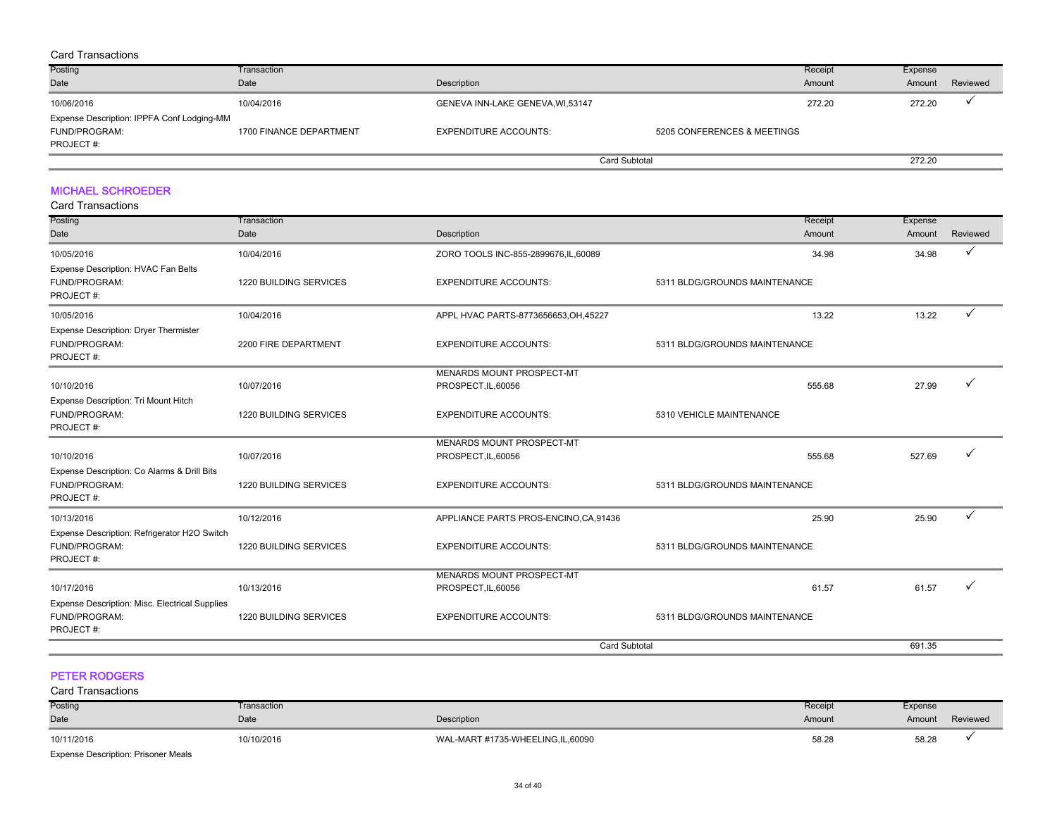Card Transactions

| Posting Date | Transaction Date | Description | | Receipt Amount | Expense Amount | Reviewed |
|---|---|---|---|---|---|---|
| 10/06/2016 | 10/04/2016 | GENEVA INN-LAKE GENEVA,WI,53147 | | 272.20 | 272.20 | ✓ |
| Expense Description: IPPFA Conf Lodging-MM | | | | | | |
| FUND/PROGRAM: | 1700 FINANCE DEPARTMENT | EXPENDITURE ACCOUNTS: | 5205 CONFERENCES & MEETINGS | | | |
| PROJECT #: | | | | | | |
| | | | Card Subtotal | | 272.20 | |

## MICHAEL SCHROEDER

Card Transactions

| Posting Date | Transaction Date | Description | | Receipt Amount | Expense Amount | Reviewed |
|---|---|---|---|---|---|---|
| 10/05/2016 | 10/04/2016 | ZORO TOOLS INC-855-2899676,IL,60089 | | 34.98 | 34.98 | ✓ |
| Expense Description: HVAC Fan Belts | | | | | | |
| FUND/PROGRAM: | 1220 BUILDING SERVICES | EXPENDITURE ACCOUNTS: | 5311 BLDG/GROUNDS MAINTENANCE | | | |
| PROJECT #: | | | | | | |
| 10/05/2016 | 10/04/2016 | APPL HVAC PARTS-8773656653,OH,45227 | | 13.22 | 13.22 | ✓ |
| Expense Description: Dryer Thermister | | | | | | |
| FUND/PROGRAM: | 2200 FIRE DEPARTMENT | EXPENDITURE ACCOUNTS: | 5311 BLDG/GROUNDS MAINTENANCE | | | |
| PROJECT #: | | | | | | |
| 10/10/2016 | 10/07/2016 | MENARDS MOUNT PROSPECT-MT PROSPECT,IL,60056 | | 555.68 | 27.99 | ✓ |
| Expense Description: Tri Mount Hitch | | | | | | |
| FUND/PROGRAM: | 1220 BUILDING SERVICES | EXPENDITURE ACCOUNTS: | 5310 VEHICLE MAINTENANCE | | | |
| PROJECT #: | | | | | | |
| 10/10/2016 | 10/07/2016 | MENARDS MOUNT PROSPECT-MT PROSPECT,IL,60056 | | 555.68 | 527.69 | ✓ |
| Expense Description: Co Alarms & Drill Bits | | | | | | |
| FUND/PROGRAM: | 1220 BUILDING SERVICES | EXPENDITURE ACCOUNTS: | 5311 BLDG/GROUNDS MAINTENANCE | | | |
| PROJECT #: | | | | | | |
| 10/13/2016 | 10/12/2016 | APPLIANCE PARTS PROS-ENCINO,CA,91436 | | 25.90 | 25.90 | ✓ |
| Expense Description: Refrigerator H2O Switch | | | | | | |
| FUND/PROGRAM: | 1220 BUILDING SERVICES | EXPENDITURE ACCOUNTS: | 5311 BLDG/GROUNDS MAINTENANCE | | | |
| PROJECT #: | | | | | | |
| 10/17/2016 | 10/13/2016 | MENARDS MOUNT PROSPECT-MT PROSPECT,IL,60056 | | 61.57 | 61.57 | ✓ |
| Expense Description: Misc. Electrical Supplies | | | | | | |
| FUND/PROGRAM: | 1220 BUILDING SERVICES | EXPENDITURE ACCOUNTS: | 5311 BLDG/GROUNDS MAINTENANCE | | | |
| PROJECT #: | | | | | | |
| | | | Card Subtotal | | 691.35 | |

## PETER RODGERS

Card Transactions

| Posting Date | Transaction Date | Description | | Receipt Amount | Expense Amount | Reviewed |
|---|---|---|---|---|---|---|
| 10/11/2016 | 10/10/2016 | WAL-MART #1735-WHEELING,IL,60090 | | 58.28 | 58.28 | ✓ |
| Expense Description: Prisoner Meals | | | | | | |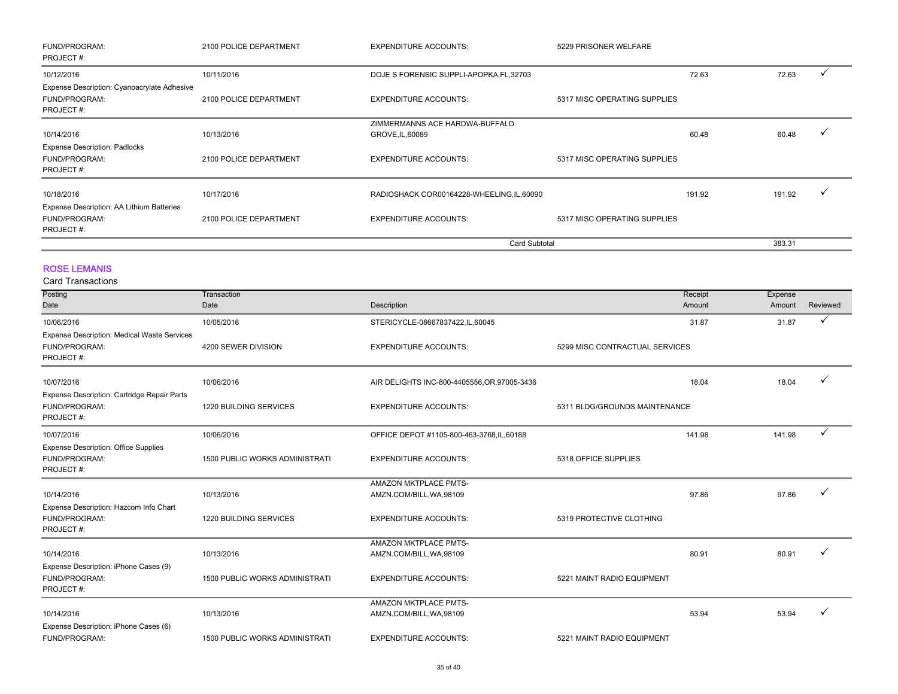| | | | | | | |
|---|---|---|---|---|---|---|
| FUND/PROGRAM: PROJECT #: | 2100 POLICE DEPARTMENT | EXPENDITURE ACCOUNTS: | 5229 PRISONER WELFARE | | | |
| 10/12/2016 | 10/11/2016 | DOJE S FORENSIC SUPPLI-APOPKA,FL,32703 | | 72.63 | 72.63 | ✓ |
| Expense Description: Cyanoacrylate Adhesive | | | | | | |
| FUND/PROGRAM: PROJECT #: | 2100 POLICE DEPARTMENT | EXPENDITURE ACCOUNTS: | 5317 MISC OPERATING SUPPLIES | | | |
| 10/14/2016 | 10/13/2016 | ZIMMERMANNS ACE HARDWA-BUFFALO GROVE,IL,60089 | | 60.48 | 60.48 | ✓ |
| Expense Description: Padlocks | | | | | | |
| FUND/PROGRAM: PROJECT #: | 2100 POLICE DEPARTMENT | EXPENDITURE ACCOUNTS: | 5317 MISC OPERATING SUPPLIES | | | |
| 10/18/2016 | 10/17/2016 | RADIOSHACK COR00164228-WHEELING,IL,60090 | | 191.92 | 191.92 | ✓ |
| Expense Description: AA Lithium Batteries | | | | | | |
| FUND/PROGRAM: PROJECT #: | 2100 POLICE DEPARTMENT | EXPENDITURE ACCOUNTS: | 5317 MISC OPERATING SUPPLIES | | | |
| | | Card Subtotal | | | 383.31 | |

## ROSE LEMANIS

Card Transactions

| Posting Date | Transaction Date | Description | | Receipt Amount | Expense Amount | Reviewed |
|---|---|---|---|---|---|---|
| 10/06/2016 | 10/05/2016 | STERICYCLE-08667837422,IL,60045 | | 31.87 | 31.87 | ✓ |
| Expense Description: Medical Waste Services | | | | | | |
| FUND/PROGRAM: PROJECT #: | 4200 SEWER DIVISION | EXPENDITURE ACCOUNTS: | 5299 MISC CONTRACTUAL SERVICES | | | |
| 10/07/2016 | 10/06/2016 | AIR DELIGHTS INC-800-4405556,OR,97005-3436 | | 18.04 | 18.04 | ✓ |
| Expense Description: Cartridge Repair Parts | | | | | | |
| FUND/PROGRAM: PROJECT #: | 1220 BUILDING SERVICES | EXPENDITURE ACCOUNTS: | 5311 BLDG/GROUNDS MAINTENANCE | | | |
| 10/07/2016 | 10/06/2016 | OFFICE DEPOT #1105-800-463-3768,IL,60188 | | 141.98 | 141.98 | ✓ |
| Expense Description: Office Supplies | | | | | | |
| FUND/PROGRAM: PROJECT #: | 1500 PUBLIC WORKS ADMINISTRATI | EXPENDITURE ACCOUNTS: | 5318 OFFICE SUPPLIES | | | |
| 10/14/2016 | 10/13/2016 | AMAZON MKTPLACE PMTS-AMZN.COM/BILL,WA,98109 | | 97.86 | 97.86 | ✓ |
| Expense Description: Hazcom Info Chart | | | | | | |
| FUND/PROGRAM: PROJECT #: | 1220 BUILDING SERVICES | EXPENDITURE ACCOUNTS: | 5319 PROTECTIVE CLOTHING | | | |
| 10/14/2016 | 10/13/2016 | AMAZON MKTPLACE PMTS-AMZN.COM/BILL,WA,98109 | | 80.91 | 80.91 | ✓ |
| Expense Description: iPhone Cases (9) | | | | | | |
| FUND/PROGRAM: PROJECT #: | 1500 PUBLIC WORKS ADMINISTRATI | EXPENDITURE ACCOUNTS: | 5221 MAINT RADIO EQUIPMENT | | | |
| 10/14/2016 | 10/13/2016 | AMAZON MKTPLACE PMTS-AMZN.COM/BILL,WA,98109 | | 53.94 | 53.94 | ✓ |
| Expense Description: iPhone Cases (6) | | | | | | |
| FUND/PROGRAM: | 1500 PUBLIC WORKS ADMINISTRATI | EXPENDITURE ACCOUNTS: | 5221 MAINT RADIO EQUIPMENT | | | |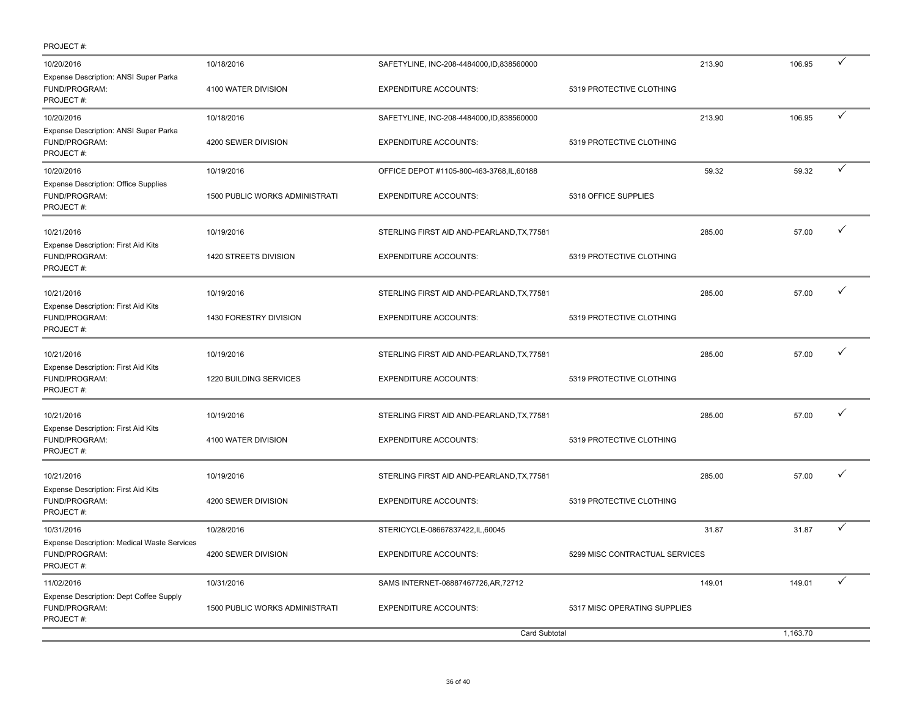PROJECT #:

| | | | | | | |
|---|---|---|---|---|---|---|
| 10/20/2016 | 10/18/2016 | SAFETYLINE, INC-208-4484000,ID,838560000 | | 213.90 | 106.95 | ✓ |
| Expense Description: ANSI Super Parka FUND/PROGRAM: PROJECT #: | 4100 WATER DIVISION | EXPENDITURE ACCOUNTS: | 5319 PROTECTIVE CLOTHING | | | |
| 10/20/2016 | 10/18/2016 | SAFETYLINE, INC-208-4484000,ID,838560000 | | 213.90 | 106.95 | ✓ |
| Expense Description: ANSI Super Parka FUND/PROGRAM: PROJECT #: | 4200 SEWER DIVISION | EXPENDITURE ACCOUNTS: | 5319 PROTECTIVE CLOTHING | | | |
| 10/20/2016 | 10/19/2016 | OFFICE DEPOT #1105-800-463-3768,IL,60188 | | 59.32 | 59.32 | ✓ |
| Expense Description: Office Supplies FUND/PROGRAM: PROJECT #: | 1500 PUBLIC WORKS ADMINISTRATI | EXPENDITURE ACCOUNTS: | 5318 OFFICE SUPPLIES | | | |
| 10/21/2016 | 10/19/2016 | STERLING FIRST AID AND-PEARLAND,TX,77581 | | 285.00 | 57.00 | ✓ |
| Expense Description: First Aid Kits FUND/PROGRAM: PROJECT #: | 1420 STREETS DIVISION | EXPENDITURE ACCOUNTS: | 5319 PROTECTIVE CLOTHING | | | |
| 10/21/2016 | 10/19/2016 | STERLING FIRST AID AND-PEARLAND,TX,77581 | | 285.00 | 57.00 | ✓ |
| Expense Description: First Aid Kits FUND/PROGRAM: PROJECT #: | 1430 FORESTRY DIVISION | EXPENDITURE ACCOUNTS: | 5319 PROTECTIVE CLOTHING | | | |
| 10/21/2016 | 10/19/2016 | STERLING FIRST AID AND-PEARLAND,TX,77581 | | 285.00 | 57.00 | ✓ |
| Expense Description: First Aid Kits FUND/PROGRAM: PROJECT #: | 1220 BUILDING SERVICES | EXPENDITURE ACCOUNTS: | 5319 PROTECTIVE CLOTHING | | | |
| 10/21/2016 | 10/19/2016 | STERLING FIRST AID AND-PEARLAND,TX,77581 | | 285.00 | 57.00 | ✓ |
| Expense Description: First Aid Kits FUND/PROGRAM: PROJECT #: | 4100 WATER DIVISION | EXPENDITURE ACCOUNTS: | 5319 PROTECTIVE CLOTHING | | | |
| 10/21/2016 | 10/19/2016 | STERLING FIRST AID AND-PEARLAND,TX,77581 | | 285.00 | 57.00 | ✓ |
| Expense Description: First Aid Kits FUND/PROGRAM: PROJECT #: | 4200 SEWER DIVISION | EXPENDITURE ACCOUNTS: | 5319 PROTECTIVE CLOTHING | | | |
| 10/31/2016 | 10/28/2016 | STERICYCLE-08667837422,IL,60045 | | 31.87 | 31.87 | ✓ |
| Expense Description: Medical Waste Services FUND/PROGRAM: PROJECT #: | 4200 SEWER DIVISION | EXPENDITURE ACCOUNTS: | 5299 MISC CONTRACTUAL SERVICES | | | |
| 11/02/2016 | 10/31/2016 | SAMS INTERNET-08887467726,AR,72712 | | 149.01 | 149.01 | ✓ |
| Expense Description: Dept Coffee Supply FUND/PROGRAM: PROJECT #: | 1500 PUBLIC WORKS ADMINISTRATI | EXPENDITURE ACCOUNTS: | 5317 MISC OPERATING SUPPLIES | | | |
| | | Card Subtotal | | | 1,163.70 | |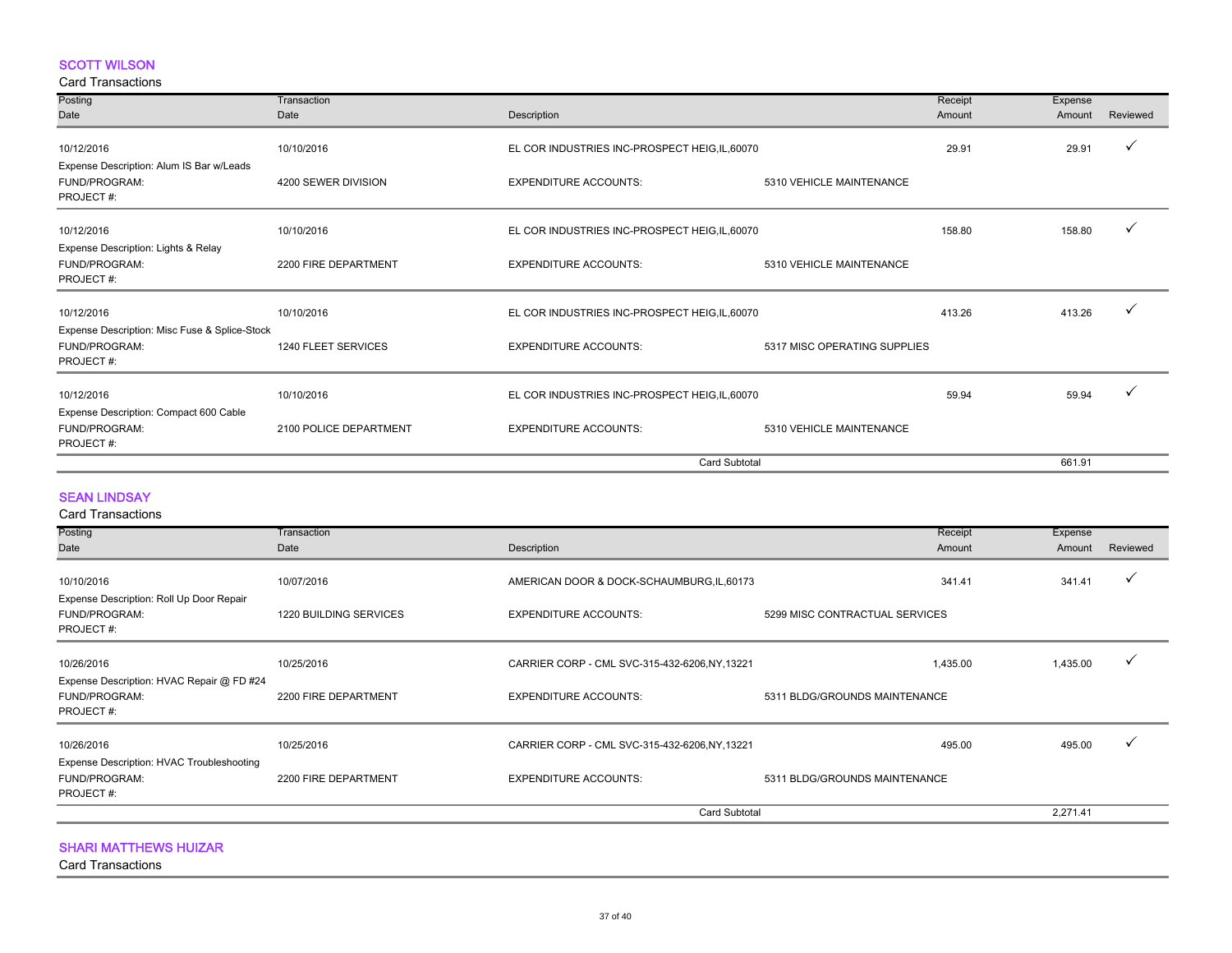## SCOTT WILSON

Card Transactions

| Posting Date | Transaction Date | Description | | Receipt Amount | Expense Amount | Reviewed |
|---|---|---|---|---|---|---|
| 10/12/2016 | 10/10/2016 | EL COR INDUSTRIES INC-PROSPECT HEIG,IL,60070 | | 29.91 | 29.91 | ✓ |
| Expense Description: Alum IS Bar w/Leads | | | | | | |
| FUND/PROGRAM: | 4200 SEWER DIVISION | EXPENDITURE ACCOUNTS: | 5310 VEHICLE MAINTENANCE | | | |
| PROJECT #: | | | | | | |
| 10/12/2016 | 10/10/2016 | EL COR INDUSTRIES INC-PROSPECT HEIG,IL,60070 | | 158.80 | 158.80 | ✓ |
| Expense Description: Lights & Relay | | | | | | |
| FUND/PROGRAM: | 2200 FIRE DEPARTMENT | EXPENDITURE ACCOUNTS: | 5310 VEHICLE MAINTENANCE | | | |
| PROJECT #: | | | | | | |
| 10/12/2016 | 10/10/2016 | EL COR INDUSTRIES INC-PROSPECT HEIG,IL,60070 | | 413.26 | 413.26 | ✓ |
| Expense Description: Misc Fuse & Splice-Stock | | | | | | |
| FUND/PROGRAM: | 1240 FLEET SERVICES | EXPENDITURE ACCOUNTS: | 5317 MISC OPERATING SUPPLIES | | | |
| PROJECT #: | | | | | | |
| 10/12/2016 | 10/10/2016 | EL COR INDUSTRIES INC-PROSPECT HEIG,IL,60070 | | 59.94 | 59.94 | ✓ |
| Expense Description: Compact 600 Cable | | | | | | |
| FUND/PROGRAM: | 2100 POLICE DEPARTMENT | EXPENDITURE ACCOUNTS: | 5310 VEHICLE MAINTENANCE | | | |
| PROJECT #: | | | | | | |
| | | Card Subtotal | | | 661.91 | |

## SEAN LINDSAY

Card Transactions

| Posting Date | Transaction Date | Description | | Receipt Amount | Expense Amount | Reviewed |
|---|---|---|---|---|---|---|
| 10/10/2016 | 10/07/2016 | AMERICAN DOOR & DOCK-SCHAUMBURG,IL,60173 | | 341.41 | 341.41 | ✓ |
| Expense Description: Roll Up Door Repair | | | | | | |
| FUND/PROGRAM: | 1220 BUILDING SERVICES | EXPENDITURE ACCOUNTS: | 5299 MISC CONTRACTUAL SERVICES | | | |
| PROJECT #: | | | | | | |
| 10/26/2016 | 10/25/2016 | CARRIER CORP - CML SVC-315-432-6206,NY,13221 | | 1,435.00 | 1,435.00 | ✓ |
| Expense Description: HVAC Repair @ FD #24 | | | | | | |
| FUND/PROGRAM: | 2200 FIRE DEPARTMENT | EXPENDITURE ACCOUNTS: | 5311 BLDG/GROUNDS MAINTENANCE | | | |
| PROJECT #: | | | | | | |
| 10/26/2016 | 10/25/2016 | CARRIER CORP - CML SVC-315-432-6206,NY,13221 | | 495.00 | 495.00 | ✓ |
| Expense Description: HVAC Troubleshooting | | | | | | |
| FUND/PROGRAM: | 2200 FIRE DEPARTMENT | EXPENDITURE ACCOUNTS: | 5311 BLDG/GROUNDS MAINTENANCE | | | |
| PROJECT #: | | | | | | |
| | | Card Subtotal | | | 2,271.41 | |

## SHARI MATTHEWS HUIZAR

Card Transactions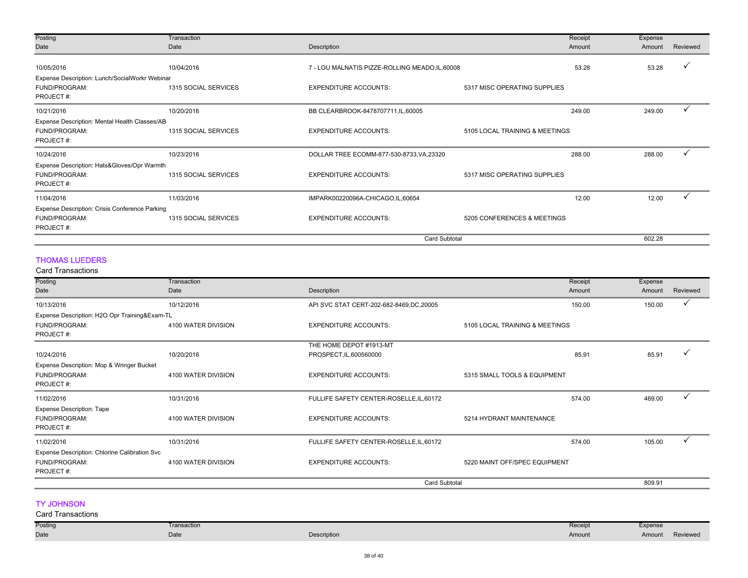| Posting Date | Transaction Date | Description | | Receipt Amount | Expense Amount | Reviewed |
|---|---|---|---|---|---|---|
| 10/05/2016 | 10/04/2016 | 7 - LOU MALNATIS PIZZE-ROLLING MEADO,IL,60008 | | 53.28 | 53.28 | ✓ |
| Expense Description: Lunch/SocialWorkr Webinar | | | | | | |
| FUND/PROGRAM: | 1315 SOCIAL SERVICES | EXPENDITURE ACCOUNTS: | 5317 MISC OPERATING SUPPLIES | | | |
| PROJECT #: | | | | | | |
| 10/21/2016 | 10/20/2016 | BB CLEARBROOK-8478707711,IL,60005 | | 249.00 | 249.00 | ✓ |
| Expense Description: Mental Health Classes/AB | | | | | | |
| FUND/PROGRAM: | 1315 SOCIAL SERVICES | EXPENDITURE ACCOUNTS: | 5105 LOCAL TRAINING & MEETINGS | | | |
| PROJECT #: | | | | | | |
| 10/24/2016 | 10/23/2016 | DOLLAR TREE ECOMM-877-530-8733,VA,23320 | | 288.00 | 288.00 | ✓ |
| Expense Description: Hats&Gloves/Opr Warmth | | | | | | |
| FUND/PROGRAM: | 1315 SOCIAL SERVICES | EXPENDITURE ACCOUNTS: | 5317 MISC OPERATING SUPPLIES | | | |
| PROJECT #: | | | | | | |
| 11/04/2016 | 11/03/2016 | IMPARK00220096A-CHICAGO,IL,60654 | | 12.00 | 12.00 | ✓ |
| Expense Description: Crisis Conference Parking | | | | | | |
| FUND/PROGRAM: | 1315 SOCIAL SERVICES | EXPENDITURE ACCOUNTS: | 5205 CONFERENCES & MEETINGS | | | |
| PROJECT #: | | | | | | |
| | | Card Subtotal | | | 602.28 | |

## THOMAS LUEDERS

Card Transactions

| Posting Date | Transaction Date | Description | | Receipt Amount | Expense Amount | Reviewed |
|---|---|---|---|---|---|---|
| 10/13/2016 | 10/12/2016 | API SVC STAT CERT-202-682-8469,DC,20005 | | 150.00 | 150.00 | ✓ |
| Expense Description: H2O Opr Training&Exam-TL | | | | | | |
| FUND/PROGRAM: | 4100 WATER DIVISION | EXPENDITURE ACCOUNTS: | 5105 LOCAL TRAINING & MEETINGS | | | |
| PROJECT #: | | | | | | |
| 10/24/2016 | 10/20/2016 | THE HOME DEPOT #1913-MT PROSPECT,IL,600560000 | | 85.91 | 85.91 | ✓ |
| Expense Description: Mop & Wringer Bucket | | | | | | |
| FUND/PROGRAM: | 4100 WATER DIVISION | EXPENDITURE ACCOUNTS: | 5315 SMALL TOOLS & EQUIPMENT | | | |
| PROJECT #: | | | | | | |
| 11/02/2016 | 10/31/2016 | FULLIFE SAFETY CENTER-ROSELLE,IL,60172 | | 574.00 | 469.00 | ✓ |
| Expense Description: Tape | | | | | | |
| FUND/PROGRAM: | 4100 WATER DIVISION | EXPENDITURE ACCOUNTS: | 5214 HYDRANT MAINTENANCE | | | |
| PROJECT #: | | | | | | |
| 11/02/2016 | 10/31/2016 | FULLIFE SAFETY CENTER-ROSELLE,IL,60172 | | 574.00 | 105.00 | ✓ |
| Expense Description: Chlorine Calibration Svc | | | | | | |
| FUND/PROGRAM: | 4100 WATER DIVISION | EXPENDITURE ACCOUNTS: | 5220 MAINT OFF/SPEC EQUIPMENT | | | |
| PROJECT #: | | | | | | |
| | | Card Subtotal | | | 809.91 | |

## TY JOHNSON

Card Transactions

| Posting Date | Transaction Date | Description | | Receipt Amount | Expense Amount | Reviewed |
|---|---|---|---|---|---|---|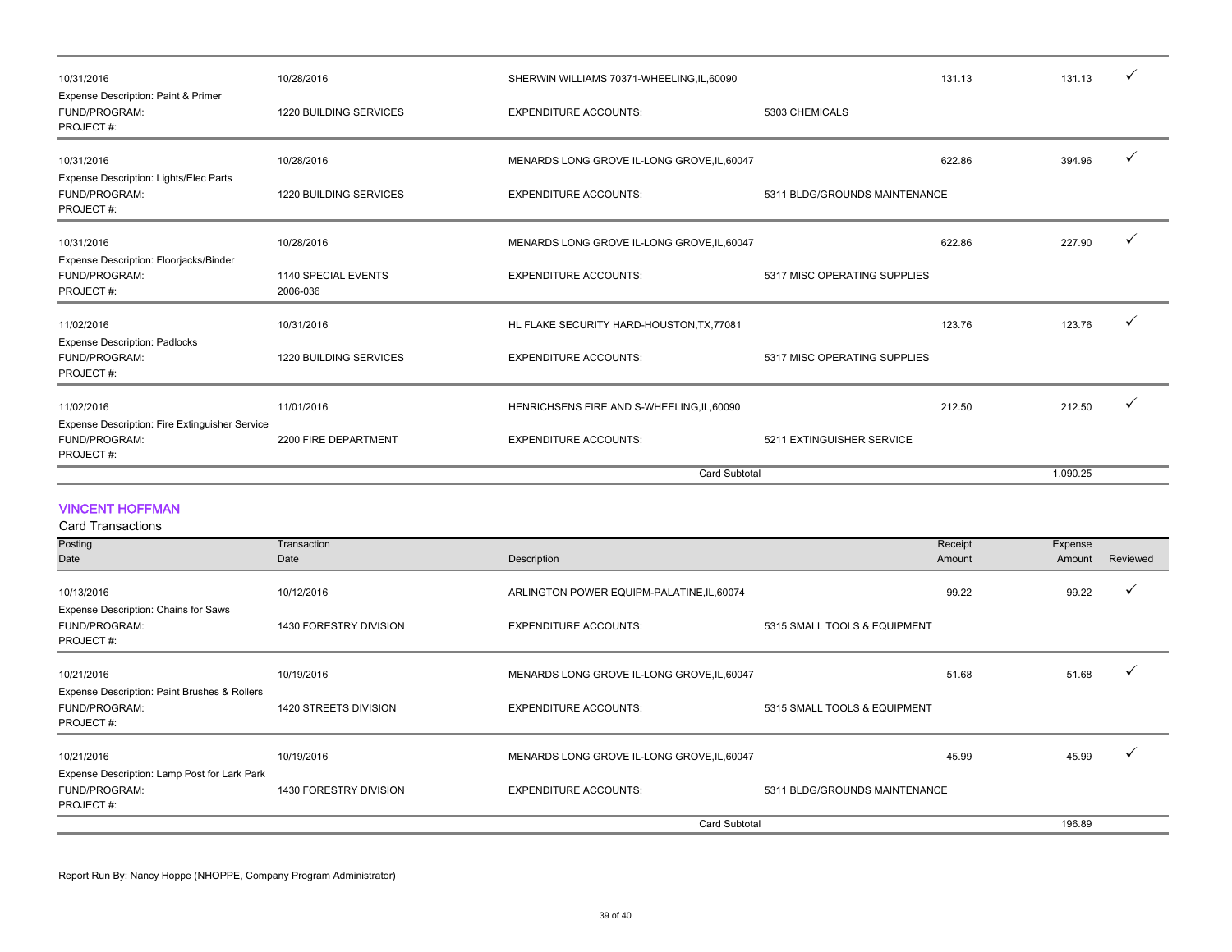| Posting Date | Transaction Date | Description | | Receipt Amount | Expense Amount | Reviewed |
|---|---|---|---|---|---|---|
| 10/31/2016 | 10/28/2016 | SHERWIN WILLIAMS 70371-WHEELING,IL,60090 | | 131.13 | 131.13 | ✓ |
| Expense Description: Paint & Primer | | | | | | |
| FUND/PROGRAM: | 1220 BUILDING SERVICES | EXPENDITURE ACCOUNTS: | 5303 CHEMICALS | | | |
| PROJECT #: | | | | | | |
| 10/31/2016 | 10/28/2016 | MENARDS LONG GROVE IL-LONG GROVE,IL,60047 | | 622.86 | 394.96 | ✓ |
| Expense Description: Lights/Elec Parts | | | | | | |
| FUND/PROGRAM: | 1220 BUILDING SERVICES | EXPENDITURE ACCOUNTS: | 5311 BLDG/GROUNDS MAINTENANCE | | | |
| PROJECT #: | | | | | | |
| 10/31/2016 | 10/28/2016 | MENARDS LONG GROVE IL-LONG GROVE,IL,60047 | | 622.86 | 227.90 | ✓ |
| Expense Description: Floorjacks/Binder | | | | | | |
| FUND/PROGRAM: | 1140 SPECIAL EVENTS | EXPENDITURE ACCOUNTS: | 5317 MISC OPERATING SUPPLIES | | | |
| PROJECT #: | 2006-036 | | | | | |
| 11/02/2016 | 10/31/2016 | HL FLAKE SECURITY HARD-HOUSTON,TX,77081 | | 123.76 | 123.76 | ✓ |
| Expense Description: Padlocks | | | | | | |
| FUND/PROGRAM: | 1220 BUILDING SERVICES | EXPENDITURE ACCOUNTS: | 5317 MISC OPERATING SUPPLIES | | | |
| PROJECT #: | | | | | | |
| 11/02/2016 | 11/01/2016 | HENRICHSENS FIRE AND S-WHEELING,IL,60090 | | 212.50 | 212.50 | ✓ |
| Expense Description: Fire Extinguisher Service | | | | | | |
| FUND/PROGRAM: | 2200 FIRE DEPARTMENT | EXPENDITURE ACCOUNTS: | 5211 EXTINGUISHER SERVICE | | | |
| PROJECT #: | | | | | | |
| | | Card Subtotal | | | 1,090.25 | |

## VINCENT HOFFMAN

Card Transactions

| Posting Date | Transaction Date | Description | | Receipt Amount | Expense Amount | Reviewed |
|---|---|---|---|---|---|---|
| 10/13/2016 | 10/12/2016 | ARLINGTON POWER EQUIPM-PALATINE,IL,60074 | | 99.22 | 99.22 | ✓ |
| Expense Description: Chains for Saws | | | | | | |
| FUND/PROGRAM: | 1430 FORESTRY DIVISION | EXPENDITURE ACCOUNTS: | 5315 SMALL TOOLS & EQUIPMENT | | | |
| PROJECT #: | | | | | | |
| 10/21/2016 | 10/19/2016 | MENARDS LONG GROVE IL-LONG GROVE,IL,60047 | | 51.68 | 51.68 | ✓ |
| Expense Description: Paint Brushes & Rollers | | | | | | |
| FUND/PROGRAM: | 1420 STREETS DIVISION | EXPENDITURE ACCOUNTS: | 5315 SMALL TOOLS & EQUIPMENT | | | |
| PROJECT #: | | | | | | |
| 10/21/2016 | 10/19/2016 | MENARDS LONG GROVE IL-LONG GROVE,IL,60047 | | 45.99 | 45.99 | ✓ |
| Expense Description: Lamp Post for Lark Park | | | | | | |
| FUND/PROGRAM: | 1430 FORESTRY DIVISION | EXPENDITURE ACCOUNTS: | 5311 BLDG/GROUNDS MAINTENANCE | | | |
| PROJECT #: | | | | | | |
| | | Card Subtotal | | | 196.89 | |

Report Run By: Nancy Hoppe (NHOPPE, Company Program Administrator)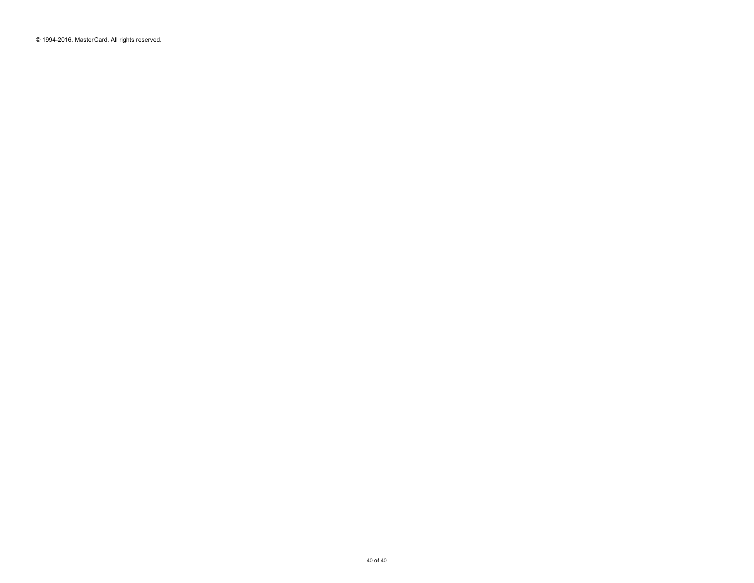© 1994-2016. MasterCard. All rights reserved.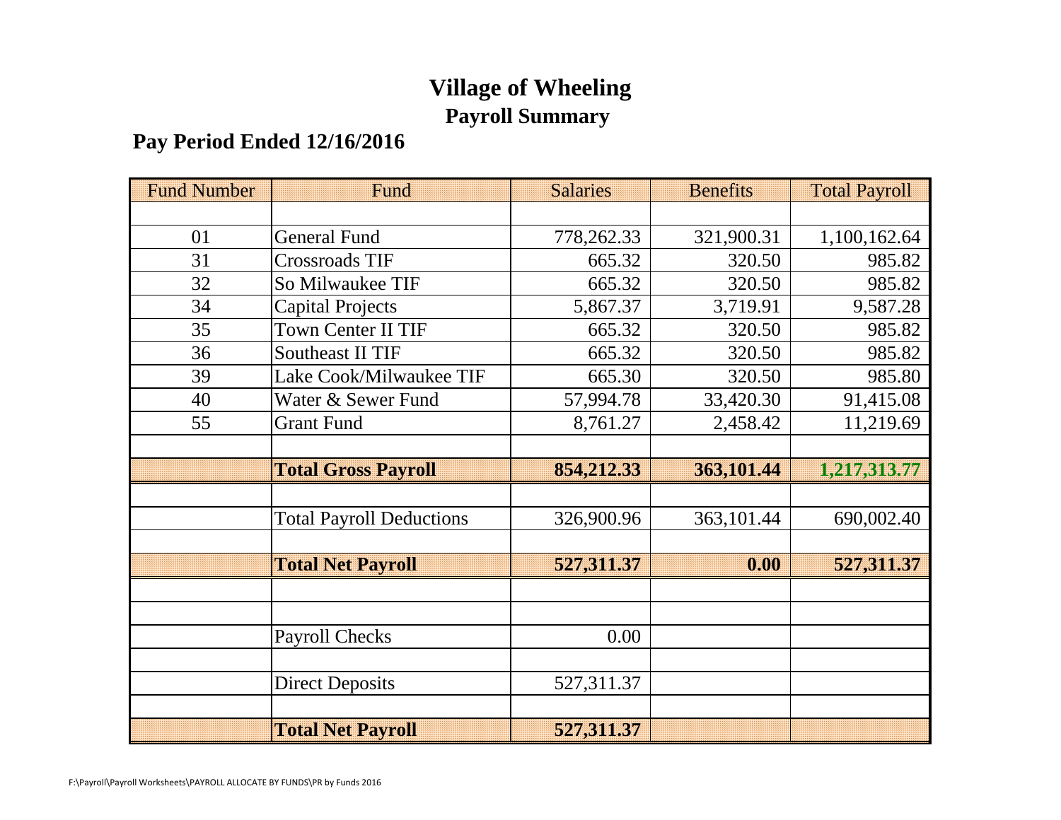# Village of Wheeling

## Payroll Summary

### Pay Period Ended 12/16/2016

| Fund Number | Fund | Salaries | Benefits | Total Payroll |
|---|---|---|---|---|
| | | | | |
| 01 | General Fund | 778,262.33 | 321,900.31 | 1,100,162.64 |
| 31 | Crossroads TIF | 665.32 | 320.50 | 985.82 |
| 32 | So Milwaukee TIF | 665.32 | 320.50 | 985.82 |
| 34 | Capital Projects | 5,867.37 | 3,719.91 | 9,587.28 |
| 35 | Town Center II TIF | 665.32 | 320.50 | 985.82 |
| 36 | Southeast II TIF | 665.32 | 320.50 | 985.82 |
| 39 | Lake Cook/Milwaukee TIF | 665.30 | 320.50 | 985.80 |
| 40 | Water & Sewer Fund | 57,994.78 | 33,420.30 | 91,415.08 |
| 55 | Grant Fund | 8,761.27 | 2,458.42 | 11,219.69 |
| | | | | |
| | **Total Gross Payroll** | **854,212.33** | **363,101.44** | **1,217,313.77** |
| | | | | |
| | Total Payroll Deductions | 326,900.96 | 363,101.44 | 690,002.40 |
| | | | | |
| | **Total Net Payroll** | **527,311.37** | **0.00** | **527,311.37** |
| | | | | |
| | | | | |
| | Payroll Checks | 0.00 | | |
| | | | | |
| | Direct Deposits | 527,311.37 | | |
| | | | | |
| | **Total Net Payroll** | **527,311.37** | | |

F:\Payroll\Payroll Worksheets\PAYROLL ALLOCATE BY FUNDS\PR by Funds 2016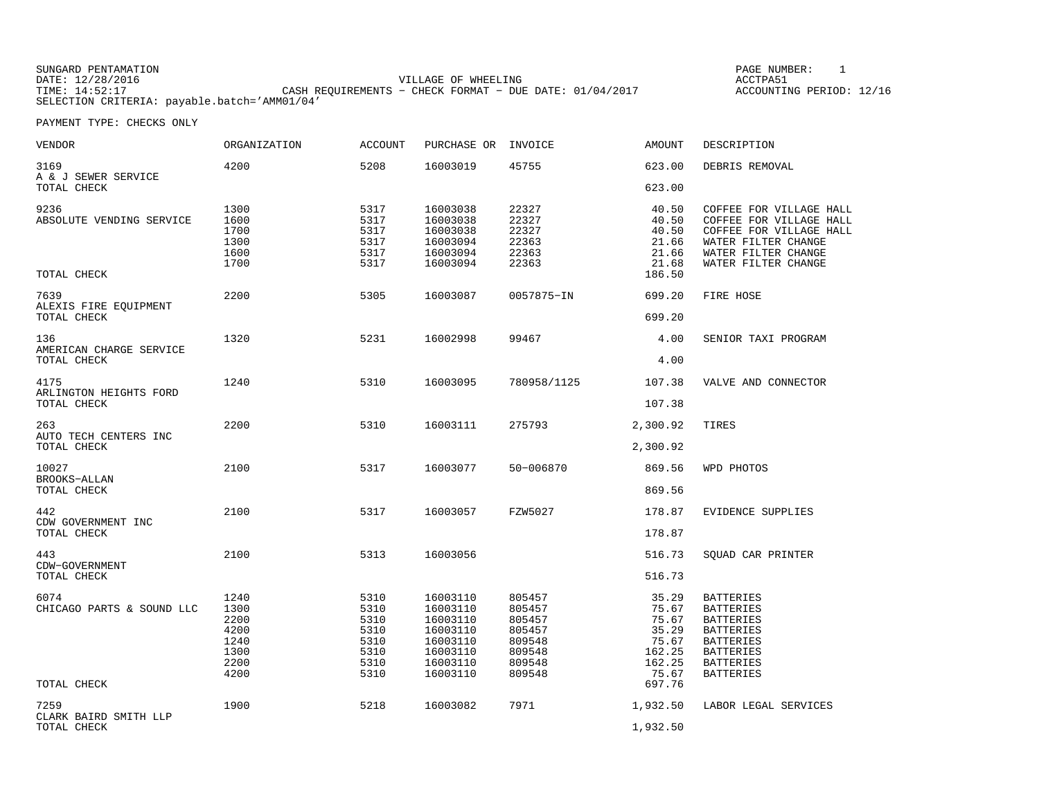SUNGARD PENTAMATION
DATE: 12/28/2016
TIME: 14:52:17
SELECTION CRITERIA: payable.batch='AMM01/04'

VILLAGE OF WHEELING
CASH REQUIREMENTS - CHECK FORMAT - DUE DATE: 01/04/2017

ACCTPA51
ACCOUNTING PERIOD: 12/16

PAYMENT TYPE: CHECKS ONLY

| VENDOR | ORGANIZATION | ACCOUNT | PURCHASE OR | INVOICE | AMOUNT | DESCRIPTION |
|---|---|---|---|---|---|---|
| 3169 | 4200 | 5208 | 16003019 | 45755 | 623.00 | DEBRIS REMOVAL |
| A & J SEWER SERVICE | | | | | | |
| TOTAL CHECK | | | | | 623.00 | |
| 9236 | 1300 | 5317 | 16003038 | 22327 | 40.50 | COFFEE FOR VILLAGE HALL |
| ABSOLUTE VENDING SERVICE | 1600 | 5317 | 16003038 | 22327 | 40.50 | COFFEE FOR VILLAGE HALL |
| | 1700 | 5317 | 16003038 | 22327 | 40.50 | COFFEE FOR VILLAGE HALL |
| | 1300 | 5317 | 16003094 | 22363 | 21.66 | WATER FILTER CHANGE |
| | 1600 | 5317 | 16003094 | 22363 | 21.66 | WATER FILTER CHANGE |
| | 1700 | 5317 | 16003094 | 22363 | 21.68 | WATER FILTER CHANGE |
| TOTAL CHECK | | | | | 186.50 | |
| 7639 | 2200 | 5305 | 16003087 | 0057875-IN | 699.20 | FIRE HOSE |
| ALEXIS FIRE EQUIPMENT | | | | | | |
| TOTAL CHECK | | | | | 699.20 | |
| 136 | 1320 | 5231 | 16002998 | 99467 | 4.00 | SENIOR TAXI PROGRAM |
| AMERICAN CHARGE SERVICE | | | | | | |
| TOTAL CHECK | | | | | 4.00 | |
| 4175 | 1240 | 5310 | 16003095 | 780958/1125 | 107.38 | VALVE AND CONNECTOR |
| ARLINGTON HEIGHTS FORD | | | | | | |
| TOTAL CHECK | | | | | 107.38 | |
| 263 | 2200 | 5310 | 16003111 | 275793 | 2,300.92 | TIRES |
| AUTO TECH CENTERS INC | | | | | | |
| TOTAL CHECK | | | | | 2,300.92 | |
| 10027 | 2100 | 5317 | 16003077 | 50-006870 | 869.56 | WPD PHOTOS |
| BROOKS-ALLAN | | | | | | |
| TOTAL CHECK | | | | | 869.56 | |
| 442 | 2100 | 5317 | 16003057 | FZW5027 | 178.87 | EVIDENCE SUPPLIES |
| CDW GOVERNMENT INC | | | | | | |
| TOTAL CHECK | | | | | 178.87 | |
| 443 | 2100 | 5313 | 16003056 | | 516.73 | SQUAD CAR PRINTER |
| CDW-GOVERNMENT | | | | | | |
| TOTAL CHECK | | | | | 516.73 | |
| 6074 | 1240 | 5310 | 16003110 | 805457 | 35.29 | BATTERIES |
| CHICAGO PARTS & SOUND LLC | 1300 | 5310 | 16003110 | 805457 | 75.67 | BATTERIES |
| | 2200 | 5310 | 16003110 | 805457 | 75.67 | BATTERIES |
| | 4200 | 5310 | 16003110 | 805457 | 35.29 | BATTERIES |
| | 1240 | 5310 | 16003110 | 809548 | 75.67 | BATTERIES |
| | 1300 | 5310 | 16003110 | 809548 | 162.25 | BATTERIES |
| | 2200 | 5310 | 16003110 | 809548 | 162.25 | BATTERIES |
| | 4200 | 5310 | 16003110 | 809548 | 75.67 | BATTERIES |
| TOTAL CHECK | | | | | 697.76 | |
| 7259 | 1900 | 5218 | 16003082 | 7971 | 1,932.50 | LABOR LEGAL SERVICES |
| CLARK BAIRD SMITH LLP | | | | | | |
| TOTAL CHECK | | | | | 1,932.50 | |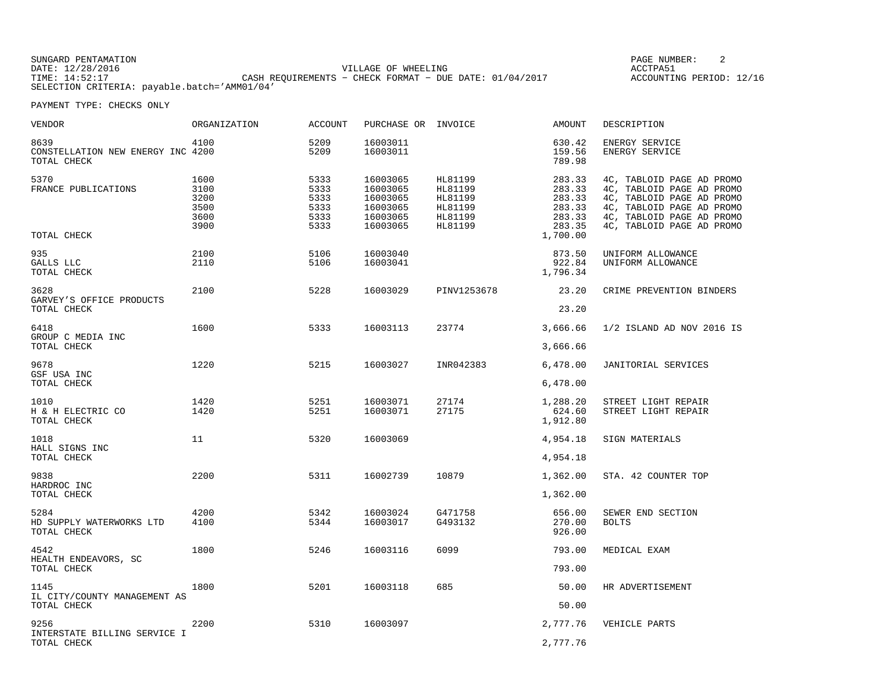SUNGARD PENTAMATION
DATE: 12/28/2016
TIME: 14:52:17

VILLAGE OF WHEELING
CASH REQUIREMENTS - CHECK FORMAT - DUE DATE: 01/04/2017

ACCTPA51
ACCOUNTING PERIOD: 12/16

SELECTION CRITERIA: payable.batch='AMM01/04'

PAYMENT TYPE: CHECKS ONLY

| VENDOR | ORGANIZATION | ACCOUNT | PURCHASE OR | INVOICE | AMOUNT | DESCRIPTION |
|---|---|---|---|---|---|---|
| 8639 | 4100 | 5209 | 16003011 | | 630.42 | ENERGY SERVICE |
| CONSTELLATION NEW ENERGY INC | 4200 | 5209 | 16003011 | | 159.56 | ENERGY SERVICE |
| TOTAL CHECK | | | | | 789.98 | |
| 5370 | 1600 | 5333 | 16003065 | HL81199 | 283.33 | 4C, TABLOID PAGE AD PROMO |
| FRANCE PUBLICATIONS | 3100 | 5333 | 16003065 | HL81199 | 283.33 | 4C, TABLOID PAGE AD PROMO |
| | 3200 | 5333 | 16003065 | HL81199 | 283.33 | 4C, TABLOID PAGE AD PROMO |
| | 3500 | 5333 | 16003065 | HL81199 | 283.33 | 4C, TABLOID PAGE AD PROMO |
| | 3600 | 5333 | 16003065 | HL81199 | 283.33 | 4C, TABLOID PAGE AD PROMO |
| | 3900 | 5333 | 16003065 | HL81199 | 283.35 | 4C, TABLOID PAGE AD PROMO |
| TOTAL CHECK | | | | | 1,700.00 | |
| 935 | 2100 | 5106 | 16003040 | | 873.50 | UNIFORM ALLOWANCE |
| GALLS LLC | 2110 | 5106 | 16003041 | | 922.84 | UNIFORM ALLOWANCE |
| TOTAL CHECK | | | | | 1,796.34 | |
| 3628 | 2100 | 5228 | 16003029 | PINV1253678 | 23.20 | CRIME PREVENTION BINDERS |
| GARVEY'S OFFICE PRODUCTS | | | | | | |
| TOTAL CHECK | | | | | 23.20 | |
| 6418 | 1600 | 5333 | 16003113 | 23774 | 3,666.66 | 1/2 ISLAND AD NOV 2016 IS |
| GROUP C MEDIA INC | | | | | | |
| TOTAL CHECK | | | | | 3,666.66 | |
| 9678 | 1220 | 5215 | 16003027 | INR042383 | 6,478.00 | JANITORIAL SERVICES |
| GSF USA INC | | | | | | |
| TOTAL CHECK | | | | | 6,478.00 | |
| 1010 | 1420 | 5251 | 16003071 | 27174 | 1,288.20 | STREET LIGHT REPAIR |
| H & H ELECTRIC CO | 1420 | 5251 | 16003071 | 27175 | 624.60 | STREET LIGHT REPAIR |
| TOTAL CHECK | | | | | 1,912.80 | |
| 1018 | 11 | 5320 | 16003069 | | 4,954.18 | SIGN MATERIALS |
| HALL SIGNS INC | | | | | | |
| TOTAL CHECK | | | | | 4,954.18 | |
| 9838 | 2200 | 5311 | 16002739 | 10879 | 1,362.00 | STA. 42 COUNTER TOP |
| HARDROC INC | | | | | | |
| TOTAL CHECK | | | | | 1,362.00 | |
| 5284 | 4200 | 5342 | 16003024 | G471758 | 656.00 | SEWER END SECTION |
| HD SUPPLY WATERWORKS LTD | 4100 | 5344 | 16003017 | G493132 | 270.00 | BOLTS |
| TOTAL CHECK | | | | | 926.00 | |
| 4542 | 1800 | 5246 | 16003116 | 6099 | 793.00 | MEDICAL EXAM |
| HEALTH ENDEAVORS, SC | | | | | | |
| TOTAL CHECK | | | | | 793.00 | |
| 1145 | 1800 | 5201 | 16003118 | 685 | 50.00 | HR ADVERTISEMENT |
| IL CITY/COUNTY MANAGEMENT AS | | | | | | |
| TOTAL CHECK | | | | | 50.00 | |
| 9256 | 2200 | 5310 | 16003097 | | 2,777.76 | VEHICLE PARTS |
| INTERSTATE BILLING SERVICE I | | | | | | |
| TOTAL CHECK | | | | | 2,777.76 | |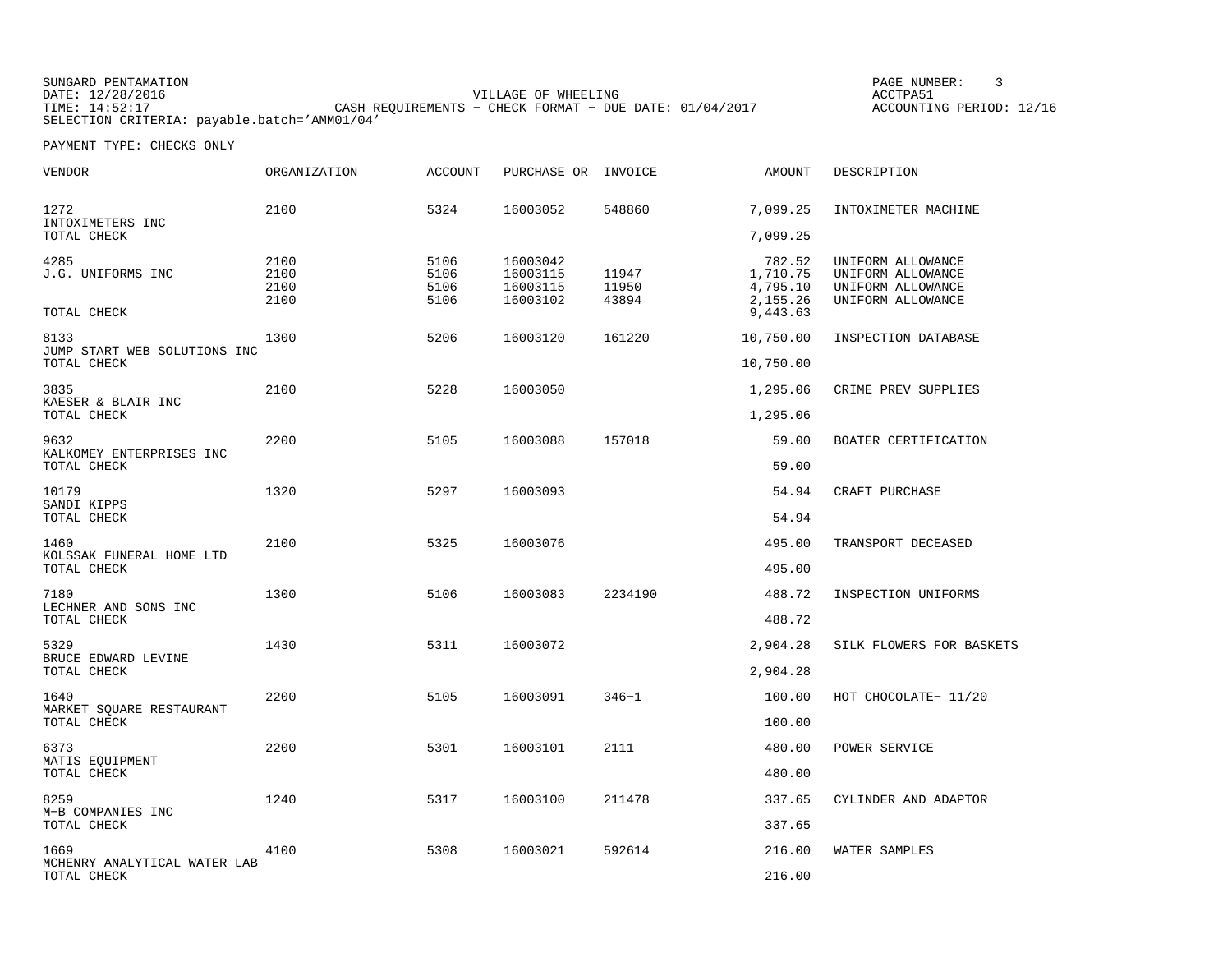SUNGARD PENTAMATION
DATE: 12/28/2016
TIME: 14:52:17
SELECTION CRITERIA: payable.batch='AMM01/04'

VILLAGE OF WHEELING
CASH REQUIREMENTS - CHECK FORMAT - DUE DATE: 01/04/2017

ACCTPA51
ACCOUNTING PERIOD: 12/16

PAYMENT TYPE: CHECKS ONLY

| VENDOR | ORGANIZATION | ACCOUNT | PURCHASE OR | INVOICE | AMOUNT | DESCRIPTION |
|---|---|---|---|---|---|---|
| 1272 | 2100 | 5324 | 16003052 | 548860 | 7,099.25 | INTOXIMETER MACHINE |
| INTOXIMETERS INC | | | | | | |
| TOTAL CHECK | | | | | 7,099.25 | |
| 4285 | 2100 | 5106 | 16003042 | | 782.52 | UNIFORM ALLOWANCE |
| J.G. UNIFORMS INC | 2100 | 5106 | 16003115 | 11947 | 1,710.75 | UNIFORM ALLOWANCE |
| | 2100 | 5106 | 16003115 | 11950 | 4,795.10 | UNIFORM ALLOWANCE |
| | 2100 | 5106 | 16003102 | 43894 | 2,155.26 | UNIFORM ALLOWANCE |
| TOTAL CHECK | | | | | 9,443.63 | |
| 8133 | 1300 | 5206 | 16003120 | 161220 | 10,750.00 | INSPECTION DATABASE |
| JUMP START WEB SOLUTIONS INC | | | | | | |
| TOTAL CHECK | | | | | 10,750.00 | |
| 3835 | 2100 | 5228 | 16003050 | | 1,295.06 | CRIME PREV SUPPLIES |
| KAESER & BLAIR INC | | | | | | |
| TOTAL CHECK | | | | | 1,295.06 | |
| 9632 | 2200 | 5105 | 16003088 | 157018 | 59.00 | BOATER CERTIFICATION |
| KALKOMEY ENTERPRISES INC | | | | | | |
| TOTAL CHECK | | | | | 59.00 | |
| 10179 | 1320 | 5297 | 16003093 | | 54.94 | CRAFT PURCHASE |
| SANDI KIPPS | | | | | | |
| TOTAL CHECK | | | | | 54.94 | |
| 1460 | 2100 | 5325 | 16003076 | | 495.00 | TRANSPORT DECEASED |
| KOLSSAK FUNERAL HOME LTD | | | | | | |
| TOTAL CHECK | | | | | 495.00 | |
| 7180 | 1300 | 5106 | 16003083 | 2234190 | 488.72 | INSPECTION UNIFORMS |
| LECHNER AND SONS INC | | | | | | |
| TOTAL CHECK | | | | | 488.72 | |
| 5329 | 1430 | 5311 | 16003072 | | 2,904.28 | SILK FLOWERS FOR BASKETS |
| BRUCE EDWARD LEVINE | | | | | | |
| TOTAL CHECK | | | | | 2,904.28 | |
| 1640 | 2200 | 5105 | 16003091 | 346-1 | 100.00 | HOT CHOCOLATE- 11/20 |
| MARKET SQUARE RESTAURANT | | | | | | |
| TOTAL CHECK | | | | | 100.00 | |
| 6373 | 2200 | 5301 | 16003101 | 2111 | 480.00 | POWER SERVICE |
| MATIS EQUIPMENT | | | | | | |
| TOTAL CHECK | | | | | 480.00 | |
| 8259 | 1240 | 5317 | 16003100 | 211478 | 337.65 | CYLINDER AND ADAPTOR |
| M-B COMPANIES INC | | | | | | |
| TOTAL CHECK | | | | | 337.65 | |
| 1669 | 4100 | 5308 | 16003021 | 592614 | 216.00 | WATER SAMPLES |
| MCHENRY ANALYTICAL WATER LAB | | | | | | |
| TOTAL CHECK | | | | | 216.00 | |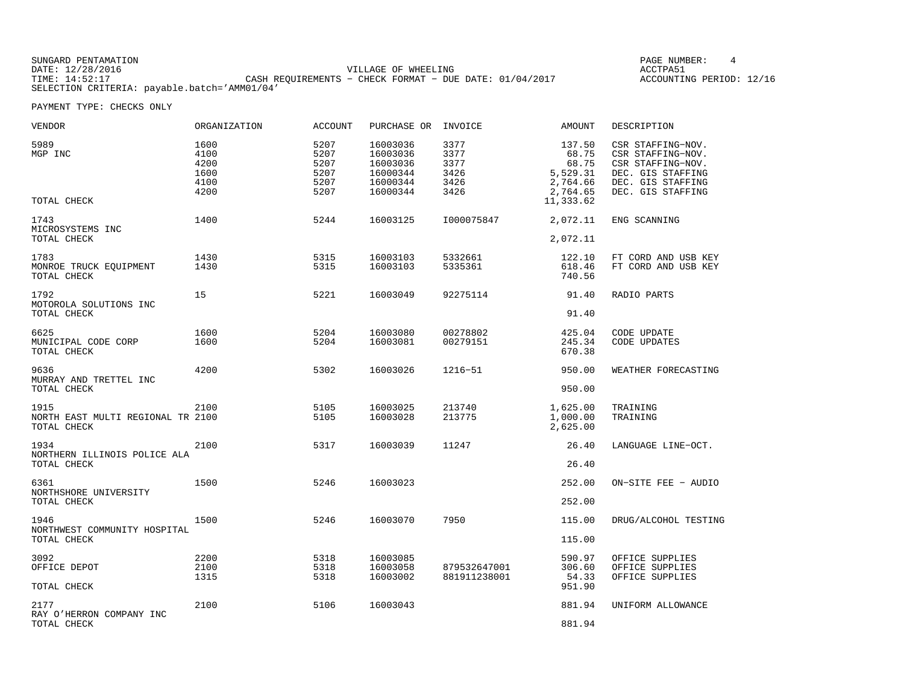SUNGARD PENTAMATION
DATE: 12/28/2016
TIME: 14:52:17
SELECTION CRITERIA: payable.batch='AMM01/04'

VILLAGE OF WHEELING
CASH REQUIREMENTS - CHECK FORMAT - DUE DATE: 01/04/2017

PAGE NUMBER: 4
ACCTPA51
ACCOUNTING PERIOD: 12/16

PAYMENT TYPE: CHECKS ONLY

| VENDOR | ORGANIZATION | ACCOUNT | PURCHASE OR | INVOICE | AMOUNT | DESCRIPTION |
|---|---|---|---|---|---|---|
| 5989 | 1600 | 5207 | 16003036 | 3377 | 137.50 | CSR STAFFING-NOV. |
| MGP INC | 4100 | 5207 | 16003036 | 3377 | 68.75 | CSR STAFFING-NOV. |
| | 4200 | 5207 | 16003036 | 3377 | 68.75 | CSR STAFFING-NOV. |
| | 1600 | 5207 | 16000344 | 3426 | 5,529.31 | DEC. GIS STAFFING |
| | 4100 | 5207 | 16000344 | 3426 | 2,764.66 | DEC. GIS STAFFING |
| | 4200 | 5207 | 16000344 | 3426 | 2,764.65 | DEC. GIS STAFFING |
| TOTAL CHECK | | | | | 11,333.62 | |
| 1743 | 1400 | 5244 | 16003125 | I000075847 | 2,072.11 | ENG SCANNING |
| MICROSYSTEMS INC | | | | | | |
| TOTAL CHECK | | | | | 2,072.11 | |
| 1783 | 1430 | 5315 | 16003103 | 5332661 | 122.10 | FT CORD AND USB KEY |
| MONROE TRUCK EQUIPMENT | 1430 | 5315 | 16003103 | 5335361 | 618.46 | FT CORD AND USB KEY |
| TOTAL CHECK | | | | | 740.56 | |
| 1792 | 15 | 5221 | 16003049 | 92275114 | 91.40 | RADIO PARTS |
| MOTOROLA SOLUTIONS INC | | | | | | |
| TOTAL CHECK | | | | | 91.40 | |
| 6625 | 1600 | 5204 | 16003080 | 00278802 | 425.04 | CODE UPDATE |
| MUNICIPAL CODE CORP | 1600 | 5204 | 16003081 | 00279151 | 245.34 | CODE UPDATES |
| TOTAL CHECK | | | | | 670.38 | |
| 9636 | 4200 | 5302 | 16003026 | 1216-51 | 950.00 | WEATHER FORECASTING |
| MURRAY AND TRETTEL INC | | | | | | |
| TOTAL CHECK | | | | | 950.00 | |
| 1915 | 2100 | 5105 | 16003025 | 213740 | 1,625.00 | TRAINING |
| NORTH EAST MULTI REGIONAL TR | 2100 | 5105 | 16003028 | 213775 | 1,000.00 | TRAINING |
| TOTAL CHECK | | | | | 2,625.00 | |
| 1934 | 2100 | 5317 | 16003039 | 11247 | 26.40 | LANGUAGE LINE-OCT. |
| NORTHERN ILLINOIS POLICE ALA | | | | | | |
| TOTAL CHECK | | | | | 26.40 | |
| 6361 | 1500 | 5246 | 16003023 | | 252.00 | ON-SITE FEE - AUDIO |
| NORTHSHORE UNIVERSITY | | | | | | |
| TOTAL CHECK | | | | | 252.00 | |
| 1946 | 1500 | 5246 | 16003070 | 7950 | 115.00 | DRUG/ALCOHOL TESTING |
| NORTHWEST COMMUNITY HOSPITAL | | | | | | |
| TOTAL CHECK | | | | | 115.00 | |
| 3092 | 2200 | 5318 | 16003085 | | 590.97 | OFFICE SUPPLIES |
| OFFICE DEPOT | 2100 | 5318 | 16003058 | 879532647001 | 306.60 | OFFICE SUPPLIES |
| | 1315 | 5318 | 16003002 | 881911238001 | 54.33 | OFFICE SUPPLIES |
| TOTAL CHECK | | | | | 951.90 | |
| 2177 | 2100 | 5106 | 16003043 | | 881.94 | UNIFORM ALLOWANCE |
| RAY O'HERRON COMPANY INC | | | | | | |
| TOTAL CHECK | | | | | 881.94 | |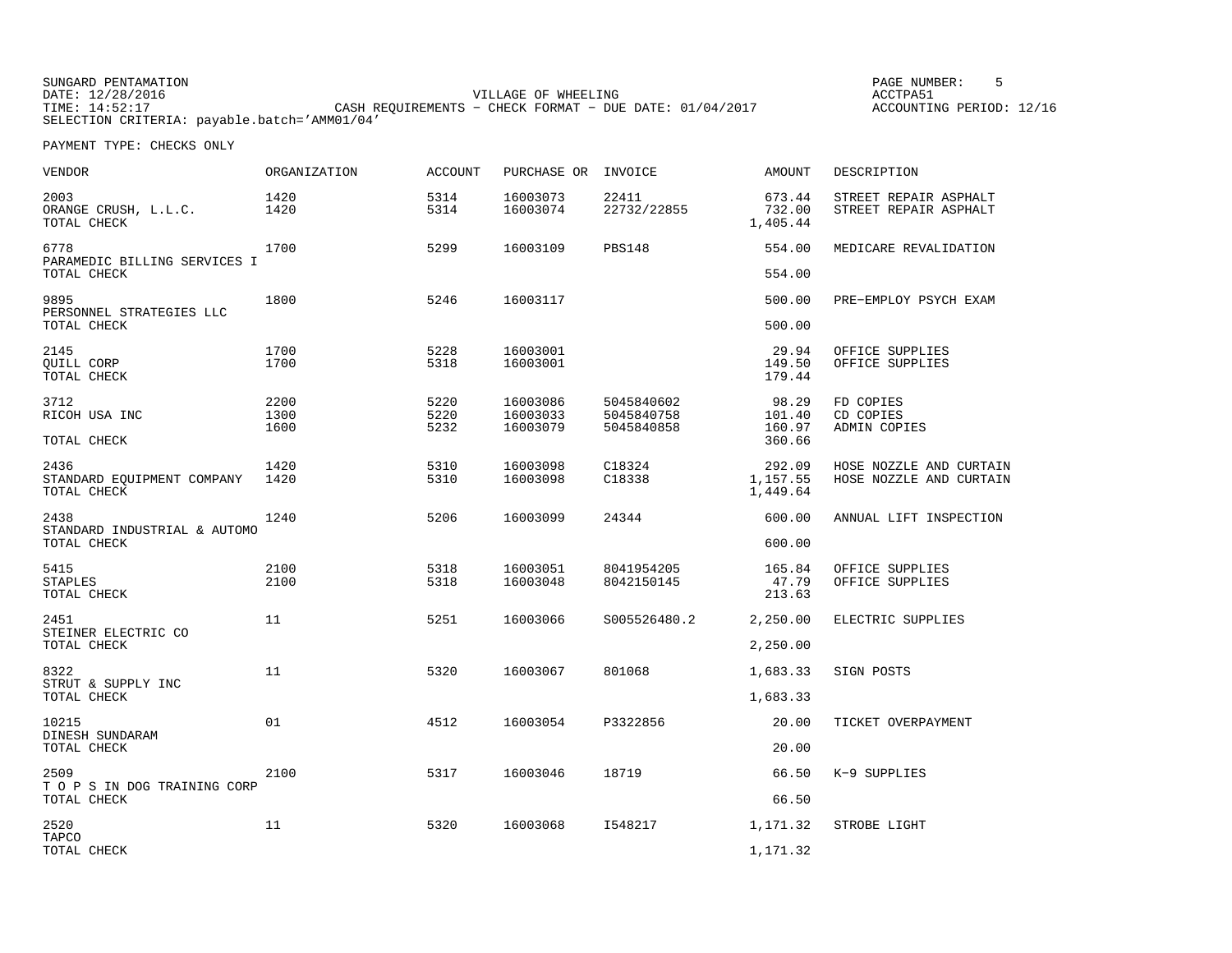SUNGARD PENTAMATION
DATE: 12/28/2016
TIME: 14:52:17
SELECTION CRITERIA: payable.batch='AMM01/04'

VILLAGE OF WHEELING
CASH REQUIREMENTS - CHECK FORMAT - DUE DATE: 01/04/2017

ACCTPA51
ACCOUNTING PERIOD: 12/16

PAYMENT TYPE: CHECKS ONLY

| VENDOR | ORGANIZATION | ACCOUNT | PURCHASE OR | INVOICE | AMOUNT | DESCRIPTION |
|---|---|---|---|---|---|---|
| 2003 | 1420 | 5314 | 16003073 | 22411 | 673.44 | STREET REPAIR ASPHALT |
| ORANGE CRUSH, L.L.C. | 1420 | 5314 | 16003074 | 22732/22855 | 732.00 | STREET REPAIR ASPHALT |
| TOTAL CHECK | | | | | 1,405.44 | |
| 6778 | 1700 | 5299 | 16003109 | PBS148 | 554.00 | MEDICARE REVALIDATION |
| PARAMEDIC BILLING SERVICES I | | | | | | |
| TOTAL CHECK | | | | | 554.00 | |
| 9895 | 1800 | 5246 | 16003117 | | 500.00 | PRE-EMPLOY PSYCH EXAM |
| PERSONNEL STRATEGIES LLC | | | | | | |
| TOTAL CHECK | | | | | 500.00 | |
| 2145 | 1700 | 5228 | 16003001 | | 29.94 | OFFICE SUPPLIES |
| QUILL CORP | 1700 | 5318 | 16003001 | | 149.50 | OFFICE SUPPLIES |
| TOTAL CHECK | | | | | 179.44 | |
| 3712 | 2200 | 5220 | 16003086 | 5045840602 | 98.29 | FD COPIES |
| RICOH USA INC | 1300 | 5220 | 16003033 | 5045840758 | 101.40 | CD COPIES |
| | 1600 | 5232 | 16003079 | 5045840858 | 160.97 | ADMIN COPIES |
| TOTAL CHECK | | | | | 360.66 | |
| 2436 | 1420 | 5310 | 16003098 | C18324 | 292.09 | HOSE NOZZLE AND CURTAIN |
| STANDARD EQUIPMENT COMPANY | 1420 | 5310 | 16003098 | C18338 | 1,157.55 | HOSE NOZZLE AND CURTAIN |
| TOTAL CHECK | | | | | 1,449.64 | |
| 2438 | 1240 | 5206 | 16003099 | 24344 | 600.00 | ANNUAL LIFT INSPECTION |
| STANDARD INDUSTRIAL & AUTOMO | | | | | | |
| TOTAL CHECK | | | | | 600.00 | |
| 5415 | 2100 | 5318 | 16003051 | 8041954205 | 165.84 | OFFICE SUPPLIES |
| STAPLES | 2100 | 5318 | 16003048 | 8042150145 | 47.79 | OFFICE SUPPLIES |
| TOTAL CHECK | | | | | 213.63 | |
| 2451 | 11 | 5251 | 16003066 | S005526480.2 | 2,250.00 | ELECTRIC SUPPLIES |
| STEINER ELECTRIC CO | | | | | | |
| TOTAL CHECK | | | | | 2,250.00 | |
| 8322 | 11 | 5320 | 16003067 | 801068 | 1,683.33 | SIGN POSTS |
| STRUT & SUPPLY INC | | | | | | |
| TOTAL CHECK | | | | | 1,683.33 | |
| 10215 | 01 | 4512 | 16003054 | P3322856 | 20.00 | TICKET OVERPAYMENT |
| DINESH SUNDARAM | | | | | | |
| TOTAL CHECK | | | | | 20.00 | |
| 2509 | 2100 | 5317 | 16003046 | 18719 | 66.50 | K-9 SUPPLIES |
| T O P S IN DOG TRAINING CORP | | | | | | |
| TOTAL CHECK | | | | | 66.50 | |
| 2520 | 11 | 5320 | 16003068 | I548217 | 1,171.32 | STROBE LIGHT |
| TAPCO | | | | | | |
| TOTAL CHECK | | | | | 1,171.32 | |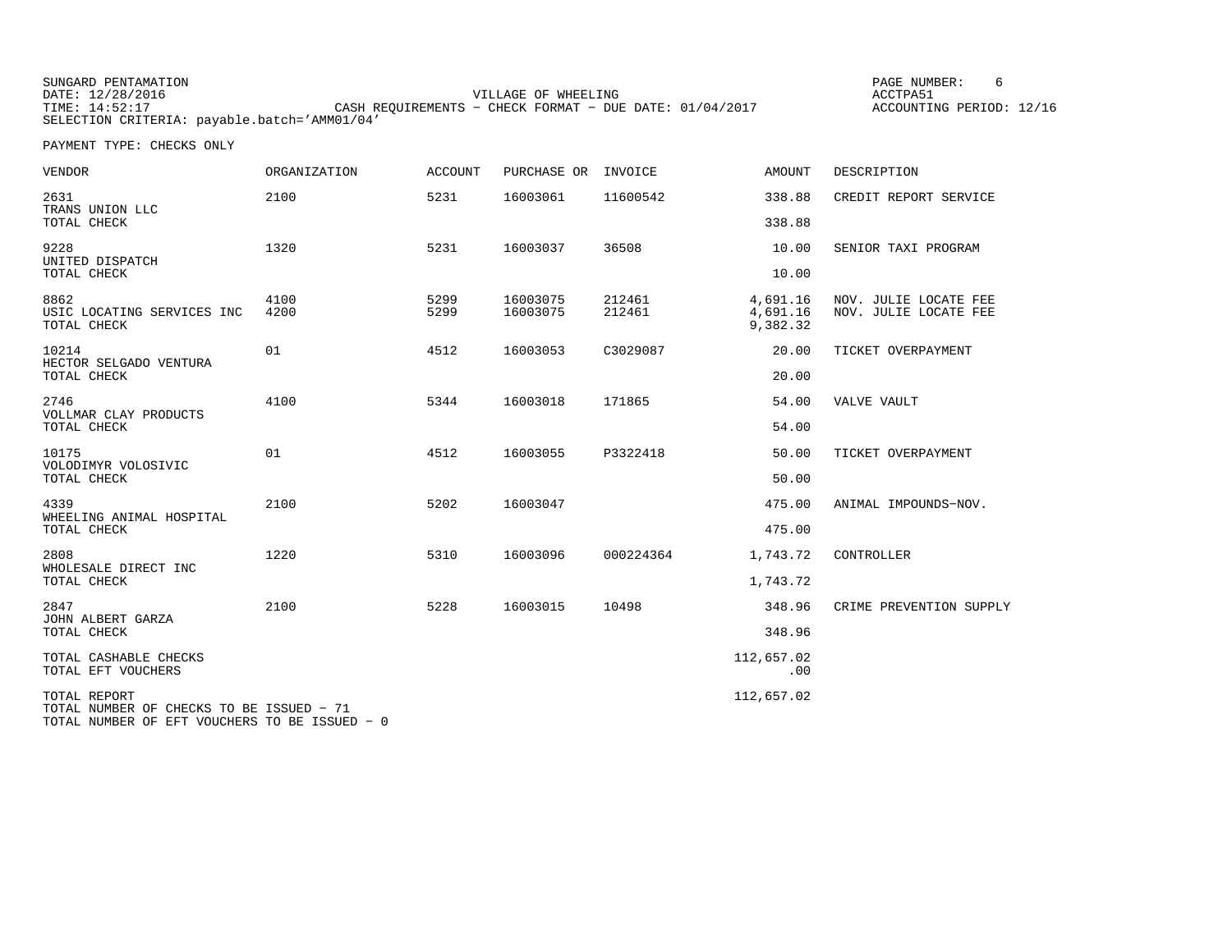SUNGARD PENTAMATION
DATE: 12/28/2016
TIME: 14:52:17
SELECTION CRITERIA: payable.batch='AMM01/04'

VILLAGE OF WHEELING
CASH REQUIREMENTS - CHECK FORMAT - DUE DATE: 01/04/2017

ACCTPA51
ACCOUNTING PERIOD: 12/16

PAYMENT TYPE: CHECKS ONLY

| VENDOR | ORGANIZATION | ACCOUNT | PURCHASE OR | INVOICE | AMOUNT | DESCRIPTION |
|---|---|---|---|---|---|---|
| 2631 | 2100 | 5231 | 16003061 | 11600542 | 338.88 | CREDIT REPORT SERVICE |
| TRANS UNION LLC | | | | | | |
| TOTAL CHECK | | | | | 338.88 | |
| 9228 | 1320 | 5231 | 16003037 | 36508 | 10.00 | SENIOR TAXI PROGRAM |
| UNITED DISPATCH | | | | | | |
| TOTAL CHECK | | | | | 10.00 | |
| 8862 | 4100 | 5299 | 16003075 | 212461 | 4,691.16 | NOV. JULIE LOCATE FEE |
| USIC LOCATING SERVICES INC | 4200 | 5299 | 16003075 | 212461 | 4,691.16 | NOV. JULIE LOCATE FEE |
| TOTAL CHECK | | | | | 9,382.32 | |
| 10214 | 01 | 4512 | 16003053 | C3029087 | 20.00 | TICKET OVERPAYMENT |
| HECTOR SELGADO VENTURA | | | | | | |
| TOTAL CHECK | | | | | 20.00 | |
| 2746 | 4100 | 5344 | 16003018 | 171865 | 54.00 | VALVE VAULT |
| VOLLMAR CLAY PRODUCTS | | | | | | |
| TOTAL CHECK | | | | | 54.00 | |
| 10175 | 01 | 4512 | 16003055 | P3322418 | 50.00 | TICKET OVERPAYMENT |
| VOLODIMYR VOLOSIVIC | | | | | | |
| TOTAL CHECK | | | | | 50.00 | |
| 4339 | 2100 | 5202 | 16003047 | | 475.00 | ANIMAL IMPOUNDS-NOV. |
| WHEELING ANIMAL HOSPITAL | | | | | | |
| TOTAL CHECK | | | | | 475.00 | |
| 2808 | 1220 | 5310 | 16003096 | 000224364 | 1,743.72 | CONTROLLER |
| WHOLESALE DIRECT INC | | | | | | |
| TOTAL CHECK | | | | | 1,743.72 | |
| 2847 | 2100 | 5228 | 16003015 | 10498 | 348.96 | CRIME PREVENTION SUPPLY |
| JOHN ALBERT GARZA | | | | | | |
| TOTAL CHECK | | | | | 348.96 | |
| TOTAL CASHABLE CHECKS | | | | | 112,657.02 | |
| TOTAL EFT VOUCHERS | | | | | .00 | |
| TOTAL REPORT | | | | | 112,657.02 | |

TOTAL NUMBER OF CHECKS TO BE ISSUED - 71
TOTAL NUMBER OF EFT VOUCHERS TO BE ISSUED - 0